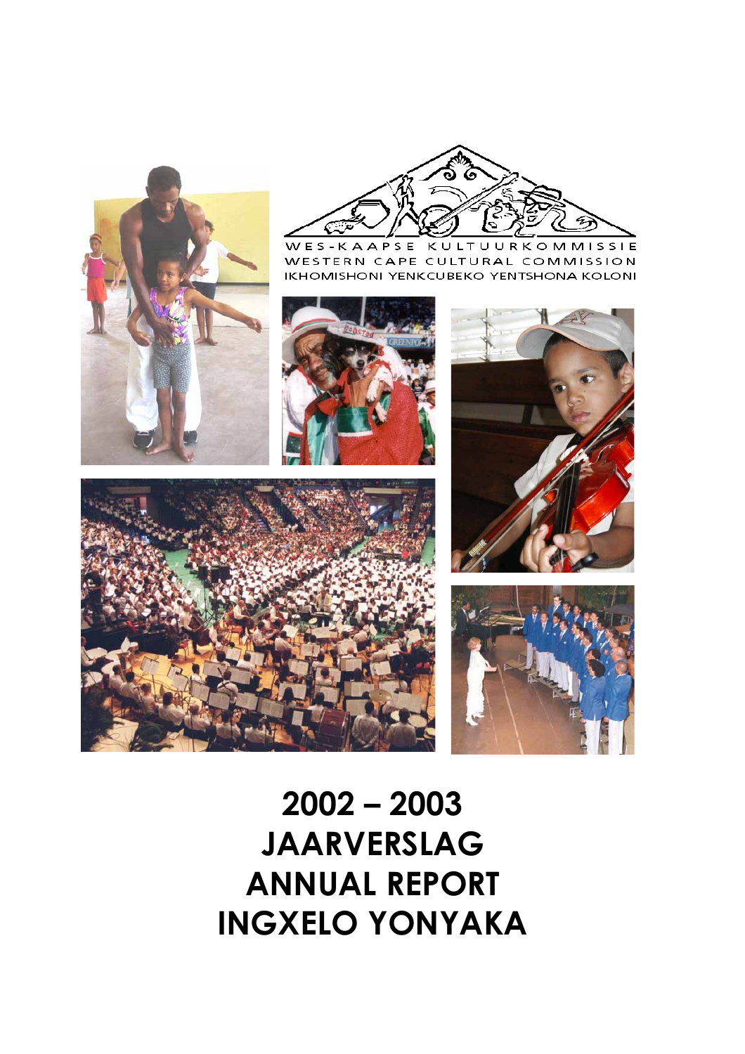WES-KAAPSE KULTUURKOMMISSIE
WESTERN CAPE CULTURAL COMMISSION
IKHOMISHONI YENKCUBEKO YENTSHONA KOLONI

# 2002 – 2003
# JAARVERSLAG
# ANNUAL REPORT
# INGXELO YONYAKA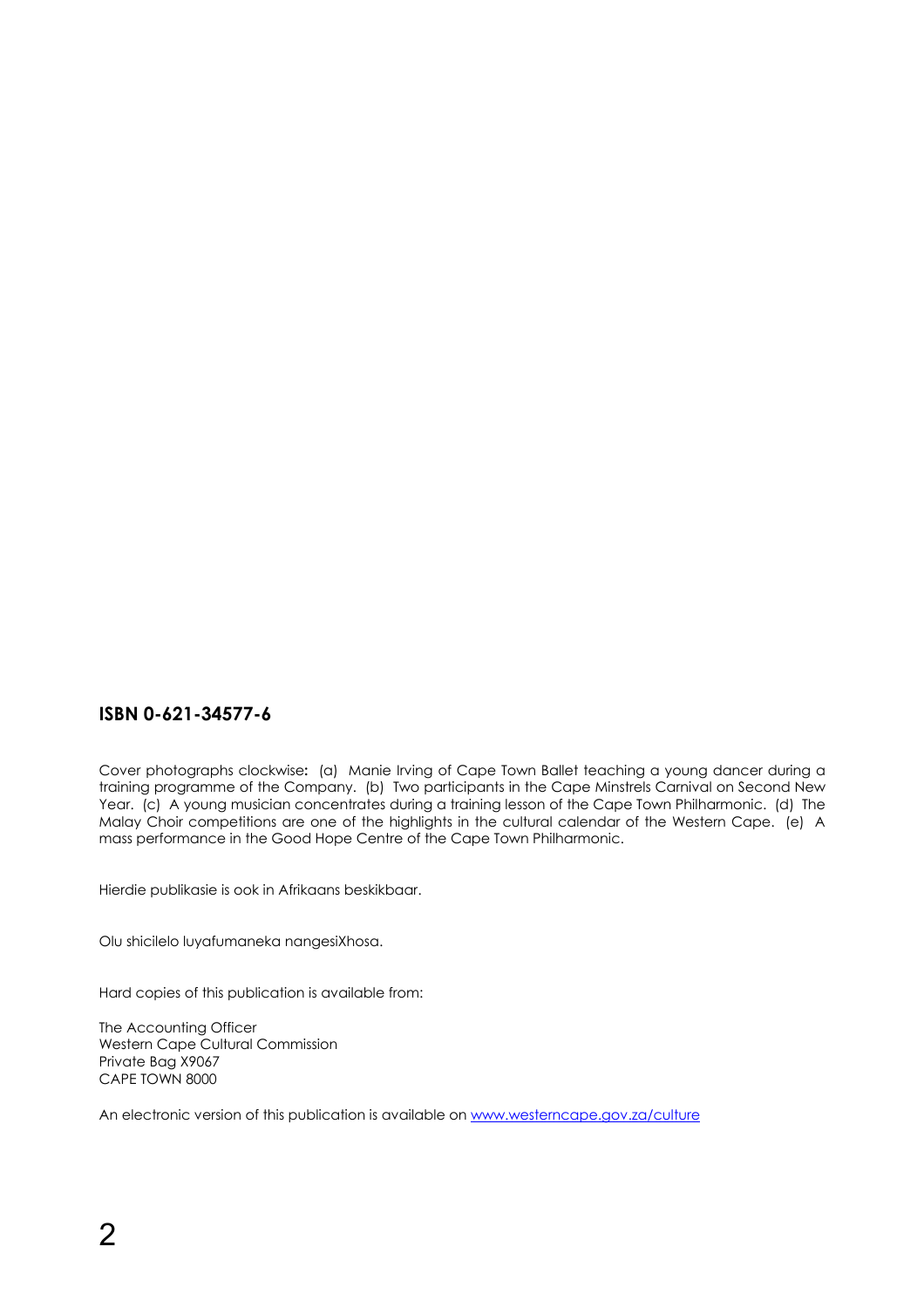**ISBN 0-621-34577-6**

Cover photographs clockwise**:** (a) Manie Irving of Cape Town Ballet teaching a young dancer during a training programme of the Company. (b) Two participants in the Cape Minstrels Carnival on Second New Year. (c) A young musician concentrates during a training lesson of the Cape Town Philharmonic. (d) The Malay Choir competitions are one of the highlights in the cultural calendar of the Western Cape. (e) A mass performance in the Good Hope Centre of the Cape Town Philharmonic.

Hierdie publikasie is ook in Afrikaans beskikbaar.

Olu shicilelo luyafumaneka nangesiXhosa.

Hard copies of this publication is available from:

The Accounting Officer  
Western Cape Cultural Commission  
Private Bag X9067  
CAPE TOWN 8000

An electronic version of this publication is available on [www.westerncape.gov.za/culture](www.westerncape.gov.za/culture)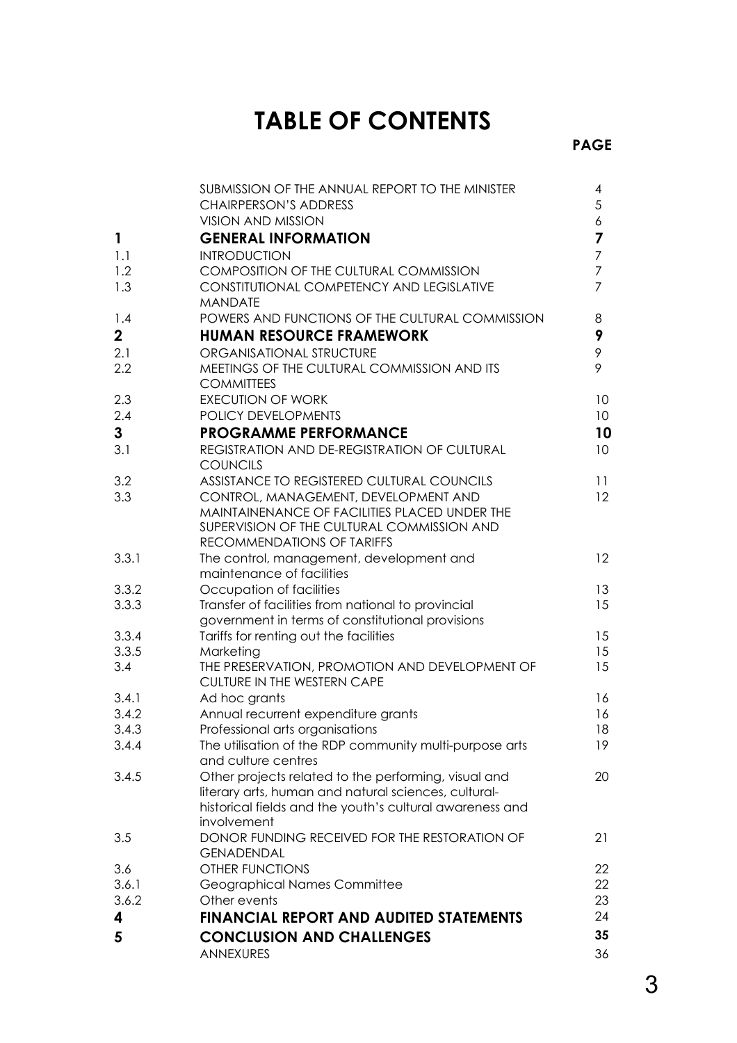# TABLE OF CONTENTS

| | | PAGE |
|---|---|---|
| | SUBMISSION OF THE ANNUAL REPORT TO THE MINISTER | 4 |
| | CHAIRPERSON'S ADDRESS | 5 |
| | VISION AND MISSION | 6 |
| **1** | **GENERAL INFORMATION** | **7** |
| 1.1 | INTRODUCTION | 7 |
| 1.2 | COMPOSITION OF THE CULTURAL COMMISSION | 7 |
| 1.3 | CONSTITUTIONAL COMPETENCY AND LEGISLATIVE MANDATE | 7 |
| 1.4 | POWERS AND FUNCTIONS OF THE CULTURAL COMMISSION | 8 |
| **2** | **HUMAN RESOURCE FRAMEWORK** | **9** |
| 2.1 | ORGANISATIONAL STRUCTURE | 9 |
| 2.2 | MEETINGS OF THE CULTURAL COMMISSION AND ITS COMMITTEES | 9 |
| 2.3 | EXECUTION OF WORK | 10 |
| 2.4 | POLICY DEVELOPMENTS | 10 |
| **3** | **PROGRAMME PERFORMANCE** | **10** |
| 3.1 | REGISTRATION AND DE-REGISTRATION OF CULTURAL COUNCILS | 10 |
| 3.2 | ASSISTANCE TO REGISTERED CULTURAL COUNCILS | 11 |
| 3.3 | CONTROL, MANAGEMENT, DEVELOPMENT AND MAINTAINENANCE OF FACILITIES PLACED UNDER THE SUPERVISION OF THE CULTURAL COMMISSION AND RECOMMENDATIONS OF TARIFFS | 12 |
| 3.3.1 | The control, management, development and maintenance of facilities | 12 |
| 3.3.2 | Occupation of facilities | 13 |
| 3.3.3 | Transfer of facilities from national to provincial government in terms of constitutional provisions | 15 |
| 3.3.4 | Tariffs for renting out the facilities | 15 |
| 3.3.5 | Marketing | 15 |
| 3.4 | THE PRESERVATION, PROMOTION AND DEVELOPMENT OF CULTURE IN THE WESTERN CAPE | 15 |
| 3.4.1 | Ad hoc grants | 16 |
| 3.4.2 | Annual recurrent expenditure grants | 16 |
| 3.4.3 | Professional arts organisations | 18 |
| 3.4.4 | The utilisation of the RDP community multi-purpose arts and culture centres | 19 |
| 3.4.5 | Other projects related to the performing, visual and literary arts, human and natural sciences, cultural-historical fields and the youth's cultural awareness and involvement | 20 |
| 3.5 | DONOR FUNDING RECEIVED FOR THE RESTORATION OF GENADENDAL | 21 |
| 3.6 | OTHER FUNCTIONS | 22 |
| 3.6.1 | Geographical Names Committee | 22 |
| 3.6.2 | Other events | 23 |
| **4** | **FINANCIAL REPORT AND AUDITED STATEMENTS** | 24 |
| **5** | **CONCLUSION AND CHALLENGES** | **35** |
| | ANNEXURES | 36 |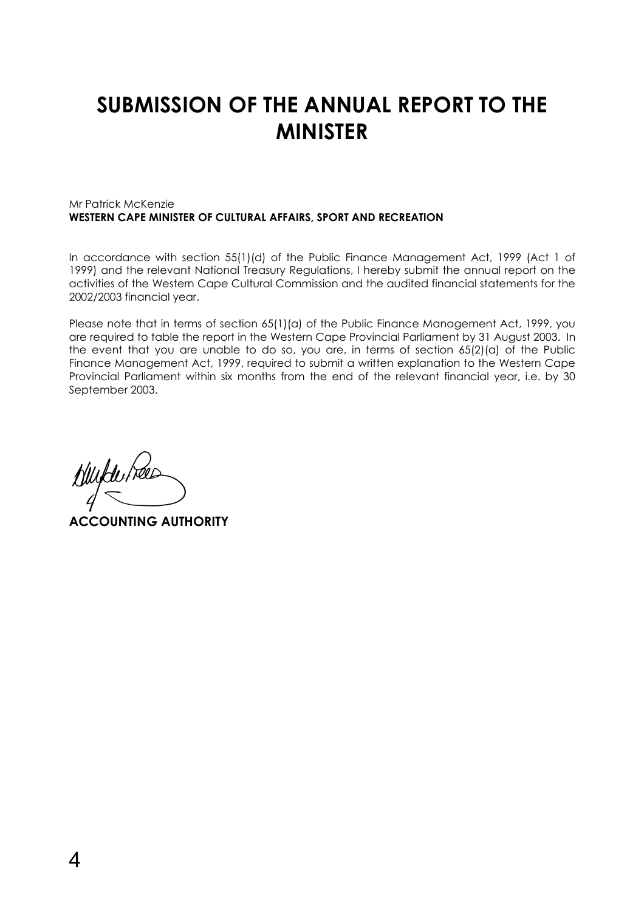# SUBMISSION OF THE ANNUAL REPORT TO THE MINISTER

Mr Patrick McKenzie
**WESTERN CAPE MINISTER OF CULTURAL AFFAIRS, SPORT AND RECREATION**

In accordance with section 55(1)(d) of the Public Finance Management Act, 1999 (Act 1 of 1999) and the relevant National Treasury Regulations, I hereby submit the annual report on the activities of the Western Cape Cultural Commission and the audited financial statements for the 2002/2003 financial year.

Please note that in terms of section 65(1)(a) of the Public Finance Management Act, 1999, you are required to table the report in the Western Cape Provincial Parliament by 31 August 2003. In the event that you are unable to do so, you are, in terms of section 65(2)(a) of the Public Finance Management Act, 1999, required to submit a written explanation to the Western Cape Provincial Parliament within six months from the end of the relevant financial year, i.e. by 30 September 2003.

**ACCOUNTING AUTHORITY**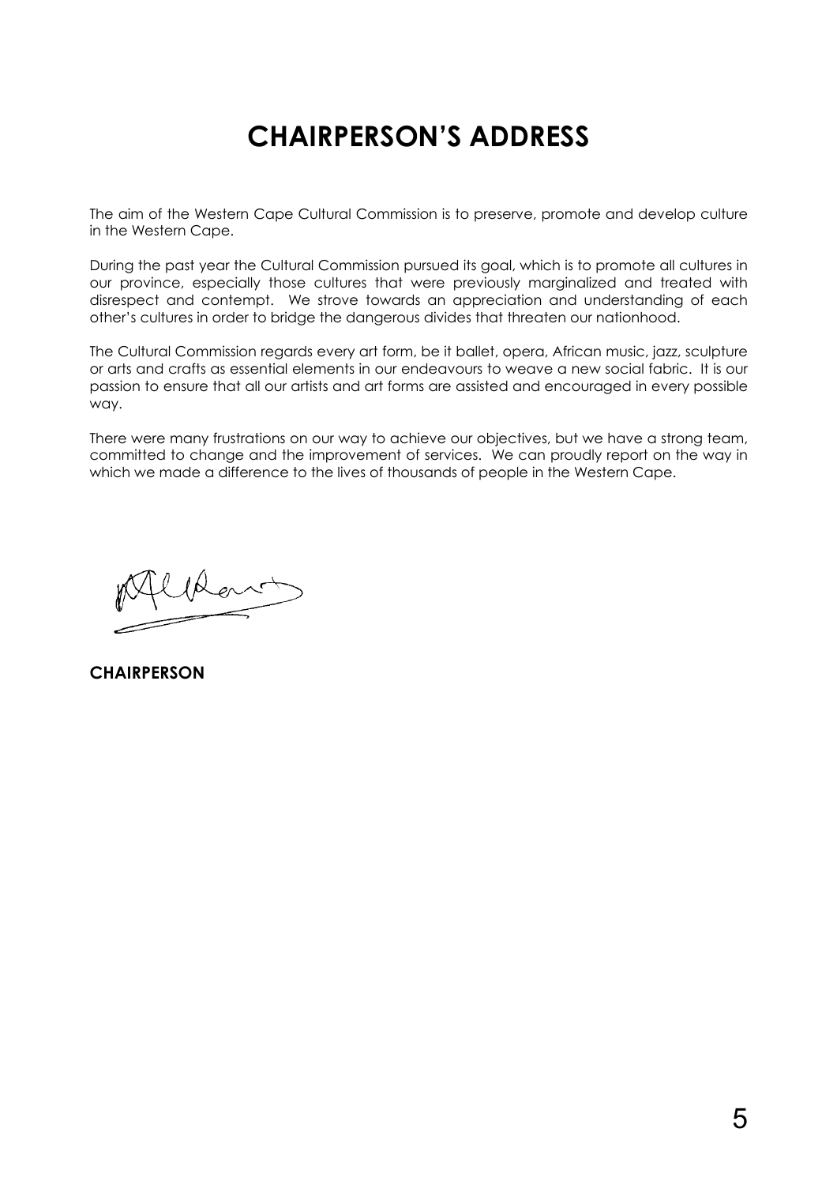# CHAIRPERSON'S ADDRESS

The aim of the Western Cape Cultural Commission is to preserve, promote and develop culture in the Western Cape.

During the past year the Cultural Commission pursued its goal, which is to promote all cultures in our province, especially those cultures that were previously marginalized and treated with disrespect and contempt. We strove towards an appreciation and understanding of each other's cultures in order to bridge the dangerous divides that threaten our nationhood.

The Cultural Commission regards every art form, be it ballet, opera, African music, jazz, sculpture or arts and crafts as essential elements in our endeavours to weave a new social fabric. It is our passion to ensure that all our artists and art forms are assisted and encouraged in every possible way.

There were many frustrations on our way to achieve our objectives, but we have a strong team, committed to change and the improvement of services. We can proudly report on the way in which we made a difference to the lives of thousands of people in the Western Cape.

**CHAIRPERSON**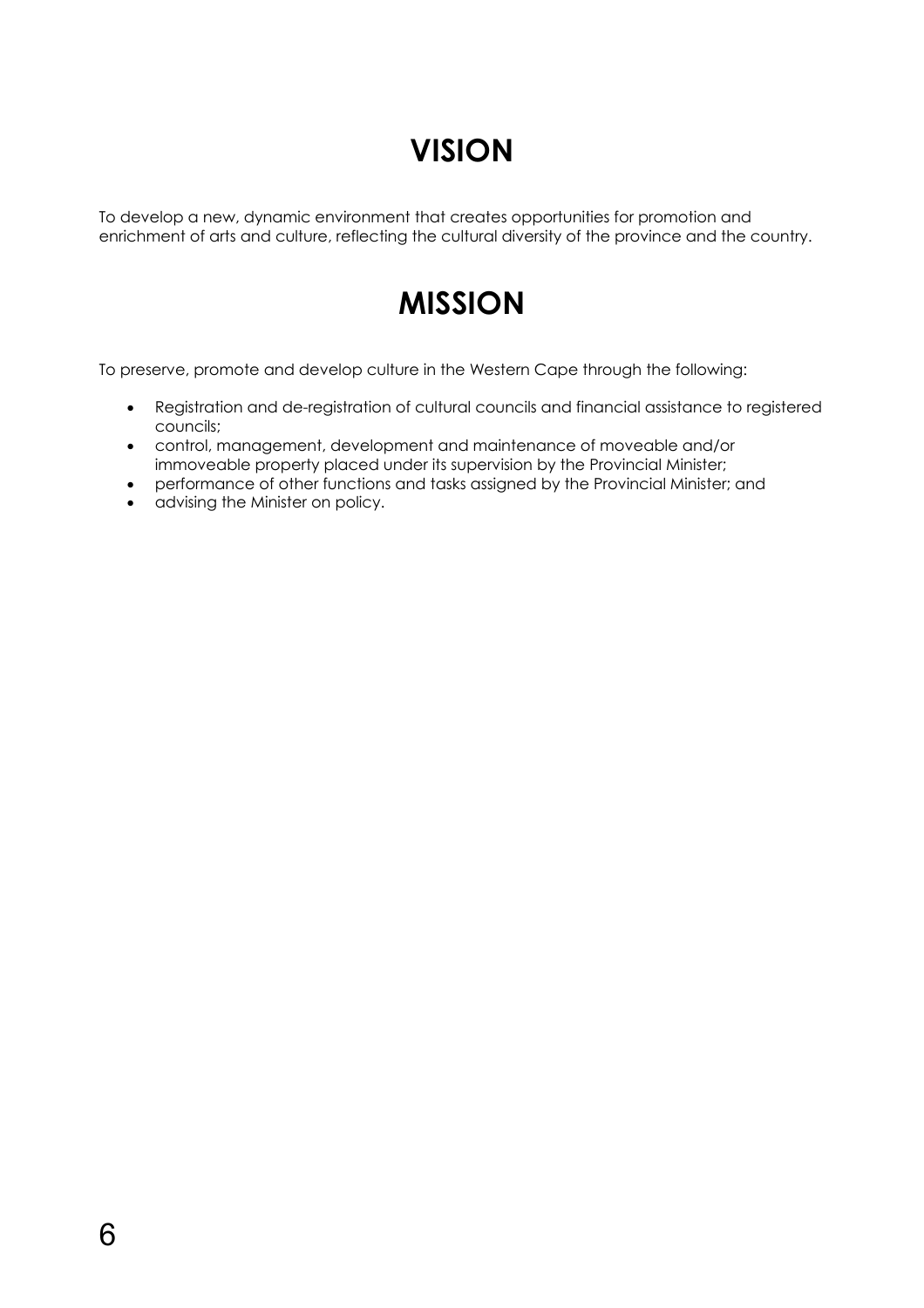# VISION

To develop a new, dynamic environment that creates opportunities for promotion and enrichment of arts and culture, reflecting the cultural diversity of the province and the country.

# MISSION

To preserve, promote and develop culture in the Western Cape through the following:

- Registration and de-registration of cultural councils and financial assistance to registered councils;
- control, management, development and maintenance of moveable and/or immoveable property placed under its supervision by the Provincial Minister;
- performance of other functions and tasks assigned by the Provincial Minister; and
- advising the Minister on policy.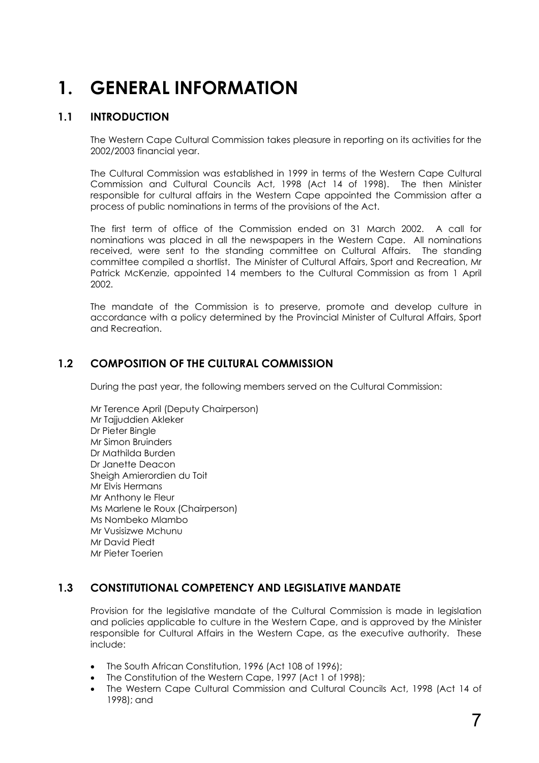# 1. GENERAL INFORMATION

## 1.1 INTRODUCTION

The Western Cape Cultural Commission takes pleasure in reporting on its activities for the 2002/2003 financial year.

The Cultural Commission was established in 1999 in terms of the Western Cape Cultural Commission and Cultural Councils Act, 1998 (Act 14 of 1998). The then Minister responsible for cultural affairs in the Western Cape appointed the Commission after a process of public nominations in terms of the provisions of the Act.

The first term of office of the Commission ended on 31 March 2002. A call for nominations was placed in all the newspapers in the Western Cape. All nominations received, were sent to the standing committee on Cultural Affairs. The standing committee compiled a shortlist. The Minister of Cultural Affairs, Sport and Recreation, Mr Patrick McKenzie, appointed 14 members to the Cultural Commission as from 1 April 2002.

The mandate of the Commission is to preserve, promote and develop culture in accordance with a policy determined by the Provincial Minister of Cultural Affairs, Sport and Recreation.

## 1.2 COMPOSITION OF THE CULTURAL COMMISSION

During the past year, the following members served on the Cultural Commission:

Mr Terence April (Deputy Chairperson)
Mr Tajjuddien Akleker
Dr Pieter Bingle
Mr Simon Bruinders
Dr Mathilda Burden
Dr Janette Deacon
Sheigh Amierordien du Toit
Mr Elvis Hermans
Mr Anthony le Fleur
Ms Marlene le Roux (Chairperson)
Ms Nombeko Mlambo
Mr Vusisizwe Mchunu
Mr David Piedt
Mr Pieter Toerien

## 1.3 CONSTITUTIONAL COMPETENCY AND LEGISLATIVE MANDATE

Provision for the legislative mandate of the Cultural Commission is made in legislation and policies applicable to culture in the Western Cape, and is approved by the Minister responsible for Cultural Affairs in the Western Cape, as the executive authority. These include:

- The South African Constitution, 1996 (Act 108 of 1996);
- The Constitution of the Western Cape, 1997 (Act 1 of 1998);
- The Western Cape Cultural Commission and Cultural Councils Act, 1998 (Act 14 of 1998); and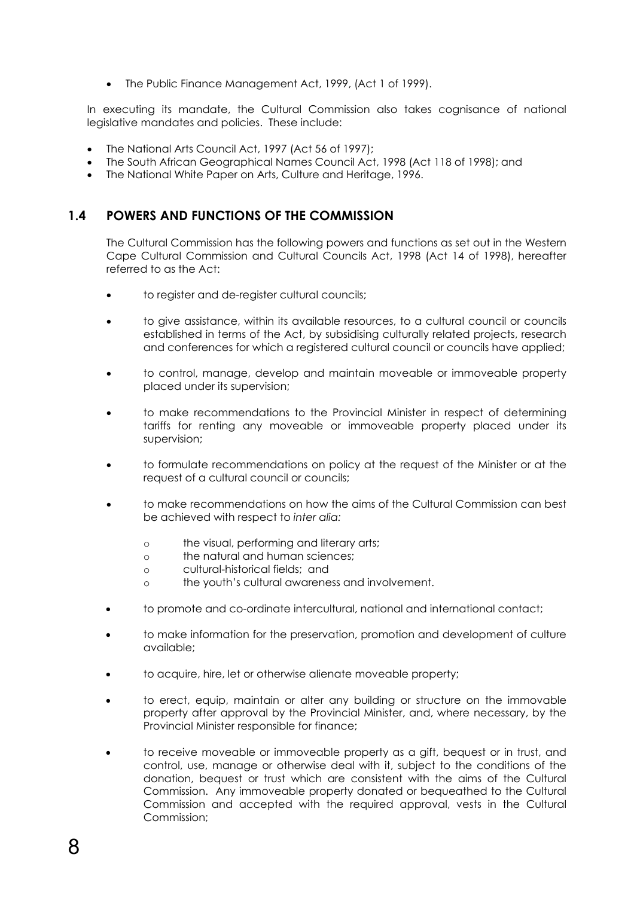- The Public Finance Management Act, 1999, (Act 1 of 1999).

In executing its mandate, the Cultural Commission also takes cognisance of national legislative mandates and policies. These include:

- The National Arts Council Act, 1997 (Act 56 of 1997);
- The South African Geographical Names Council Act, 1998 (Act 118 of 1998); and
- The National White Paper on Arts, Culture and Heritage, 1996.

## 1.4 POWERS AND FUNCTIONS OF THE COMMISSION

The Cultural Commission has the following powers and functions as set out in the Western Cape Cultural Commission and Cultural Councils Act, 1998 (Act 14 of 1998), hereafter referred to as the Act:

- to register and de-register cultural councils;
- to give assistance, within its available resources, to a cultural council or councils established in terms of the Act, by subsidising culturally related projects, research and conferences for which a registered cultural council or councils have applied;
- to control, manage, develop and maintain moveable or immoveable property placed under its supervision;
- to make recommendations to the Provincial Minister in respect of determining tariffs for renting any moveable or immoveable property placed under its supervision;
- to formulate recommendations on policy at the request of the Minister or at the request of a cultural council or councils;
- to make recommendations on how the aims of the Cultural Commission can best be achieved with respect to *inter alia:*
  - the visual, performing and literary arts;
  - the natural and human sciences;
  - cultural-historical fields; and
  - the youth's cultural awareness and involvement.
- to promote and co-ordinate intercultural, national and international contact;
- to make information for the preservation, promotion and development of culture available;
- to acquire, hire, let or otherwise alienate moveable property;
- to erect, equip, maintain or alter any building or structure on the immovable property after approval by the Provincial Minister, and, where necessary, by the Provincial Minister responsible for finance;
- to receive moveable or immoveable property as a gift, bequest or in trust, and control, use, manage or otherwise deal with it, subject to the conditions of the donation, bequest or trust which are consistent with the aims of the Cultural Commission. Any immoveable property donated or bequeathed to the Cultural Commission and accepted with the required approval, vests in the Cultural Commission;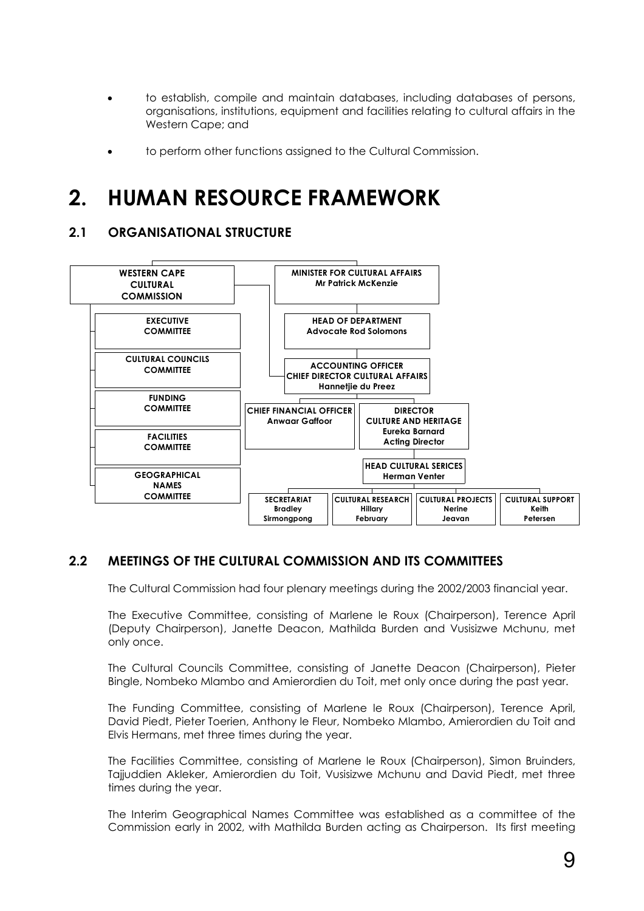- to establish, compile and maintain databases, including databases of persons, organisations, institutions, equipment and facilities relating to cultural affairs in the Western Cape; and
- to perform other functions assigned to the Cultural Commission.

# 2. HUMAN RESOURCE FRAMEWORK

## 2.1 ORGANISATIONAL STRUCTURE

**WESTERN CAPE CULTURAL COMMISSION**
- EXECUTIVE COMMITTEE
- CULTURAL COUNCILS COMMITTEE
- FUNDING COMMITTEE
- FACILITIES COMMITTEE
- GEOGRAPHICAL NAMES COMMITTEE

**MINISTER FOR CULTURAL AFFAIRS** – Mr Patrick McKenzie
- **HEAD OF DEPARTMENT** – Advocate Rod Solomons
  - **ACCOUNTING OFFICER CHIEF DIRECTOR CULTURAL AFFAIRS** – Hannetjie du Preez
    - **CHIEF FINANCIAL OFFICER** – Anwaar Gaffoor
    - **DIRECTOR CULTURE AND HERITAGE** – Eureka Barnard, Acting Director
      - **HEAD CULTURAL SERICES** – Herman Venter
        - **SECRETARIAT** – Bradley Sirmongpong
        - **CULTURAL RESEARCH** – Hillary February
        - **CULTURAL PROJECTS** – Nerine Jeavan
        - **CULTURAL SUPPORT** – Keith Petersen

## 2.2 MEETINGS OF THE CULTURAL COMMISSION AND ITS COMMITTEES

The Cultural Commission had four plenary meetings during the 2002/2003 financial year.

The Executive Committee, consisting of Marlene le Roux (Chairperson), Terence April (Deputy Chairperson), Janette Deacon, Mathilda Burden and Vusisizwe Mchunu, met only once.

The Cultural Councils Committee, consisting of Janette Deacon (Chairperson), Pieter Bingle, Nombeko Mlambo and Amierordien du Toit, met only once during the past year.

The Funding Committee, consisting of Marlene le Roux (Chairperson), Terence April, David Piedt, Pieter Toerien, Anthony le Fleur, Nombeko Mlambo, Amierordien du Toit and Elvis Hermans, met three times during the year.

The Facilities Committee, consisting of Marlene le Roux (Chairperson), Simon Bruinders, Tajjuddien Akleker, Amierordien du Toit, Vusisizwe Mchunu and David Piedt, met three times during the year.

The Interim Geographical Names Committee was established as a committee of the Commission early in 2002, with Mathilda Burden acting as Chairperson. Its first meeting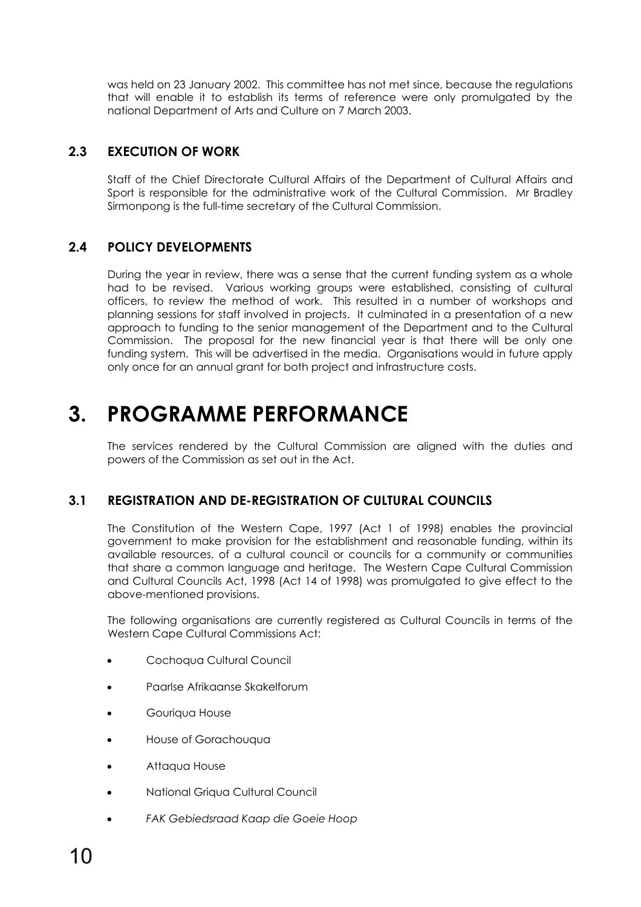was held on 23 January 2002. This committee has not met since, because the regulations that will enable it to establish its terms of reference were only promulgated by the national Department of Arts and Culture on 7 March 2003.

### 2.3 EXECUTION OF WORK

Staff of the Chief Directorate Cultural Affairs of the Department of Cultural Affairs and Sport is responsible for the administrative work of the Cultural Commission. Mr Bradley Sirmonpong is the full-time secretary of the Cultural Commission.

### 2.4 POLICY DEVELOPMENTS

During the year in review, there was a sense that the current funding system as a whole had to be revised. Various working groups were established, consisting of cultural officers, to review the method of work. This resulted in a number of workshops and planning sessions for staff involved in projects. It culminated in a presentation of a new approach to funding to the senior management of the Department and to the Cultural Commission. The proposal for the new financial year is that there will be only one funding system. This will be advertised in the media. Organisations would in future apply only once for an annual grant for both project and infrastructure costs.

# 3. PROGRAMME PERFORMANCE

The services rendered by the Cultural Commission are aligned with the duties and powers of the Commission as set out in the Act.

### 3.1 REGISTRATION AND DE-REGISTRATION OF CULTURAL COUNCILS

The Constitution of the Western Cape, 1997 (Act 1 of 1998) enables the provincial government to make provision for the establishment and reasonable funding, within its available resources, of a cultural council or councils for a community or communities that share a common language and heritage. The Western Cape Cultural Commission and Cultural Councils Act, 1998 (Act 14 of 1998) was promulgated to give effect to the above-mentioned provisions.

The following organisations are currently registered as Cultural Councils in terms of the Western Cape Cultural Commissions Act:

- Cochoqua Cultural Council
- Paarlse Afrikaanse Skakelforum
- Gouriqua House
- House of Gorachouqua
- Attaqua House
- National Griqua Cultural Council
- *FAK Gebiedsraad Kaap die Goeie Hoop*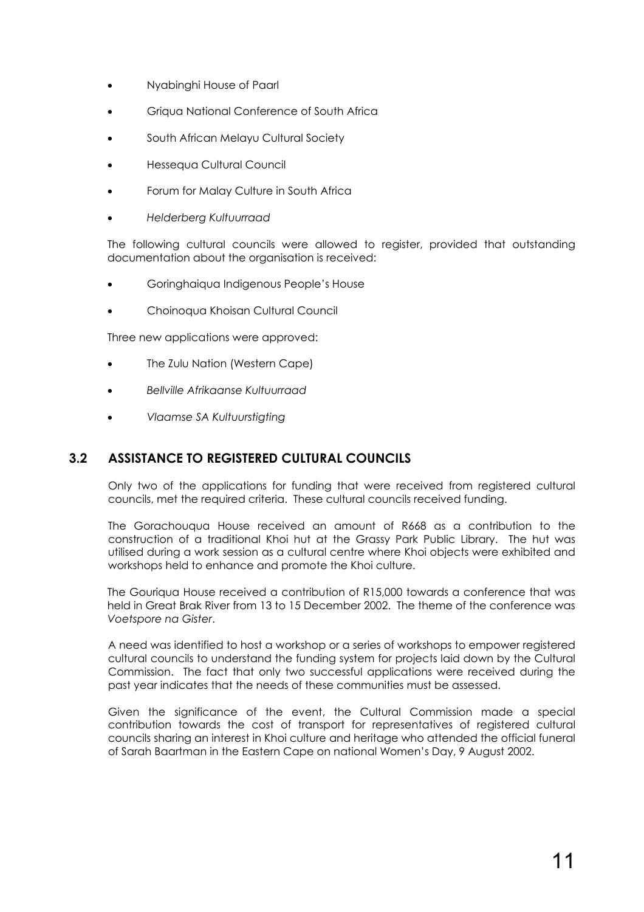- Nyabinghi House of Paarl
- Griqua National Conference of South Africa
- South African Melayu Cultural Society
- Hessequa Cultural Council
- Forum for Malay Culture in South Africa
- *Helderberg Kultuurraad*

The following cultural councils were allowed to register, provided that outstanding documentation about the organisation is received:

- Goringhaiqua Indigenous People's House
- Choinoqua Khoisan Cultural Council

Three new applications were approved:

- The Zulu Nation (Western Cape)
- *Bellville Afrikaanse Kultuurraad*
- *Vlaamse SA Kultuurstigting*

## 3.2 ASSISTANCE TO REGISTERED CULTURAL COUNCILS

Only two of the applications for funding that were received from registered cultural councils, met the required criteria. These cultural councils received funding.

The Gorachouqua House received an amount of R668 as a contribution to the construction of a traditional Khoi hut at the Grassy Park Public Library. The hut was utilised during a work session as a cultural centre where Khoi objects were exhibited and workshops held to enhance and promote the Khoi culture.

The Gouriqua House received a contribution of R15,000 towards a conference that was held in Great Brak River from 13 to 15 December 2002. The theme of the conference was *Voetspore na Gister*.

A need was identified to host a workshop or a series of workshops to empower registered cultural councils to understand the funding system for projects laid down by the Cultural Commission. The fact that only two successful applications were received during the past year indicates that the needs of these communities must be assessed.

Given the significance of the event, the Cultural Commission made a special contribution towards the cost of transport for representatives of registered cultural councils sharing an interest in Khoi culture and heritage who attended the official funeral of Sarah Baartman in the Eastern Cape on national Women's Day, 9 August 2002.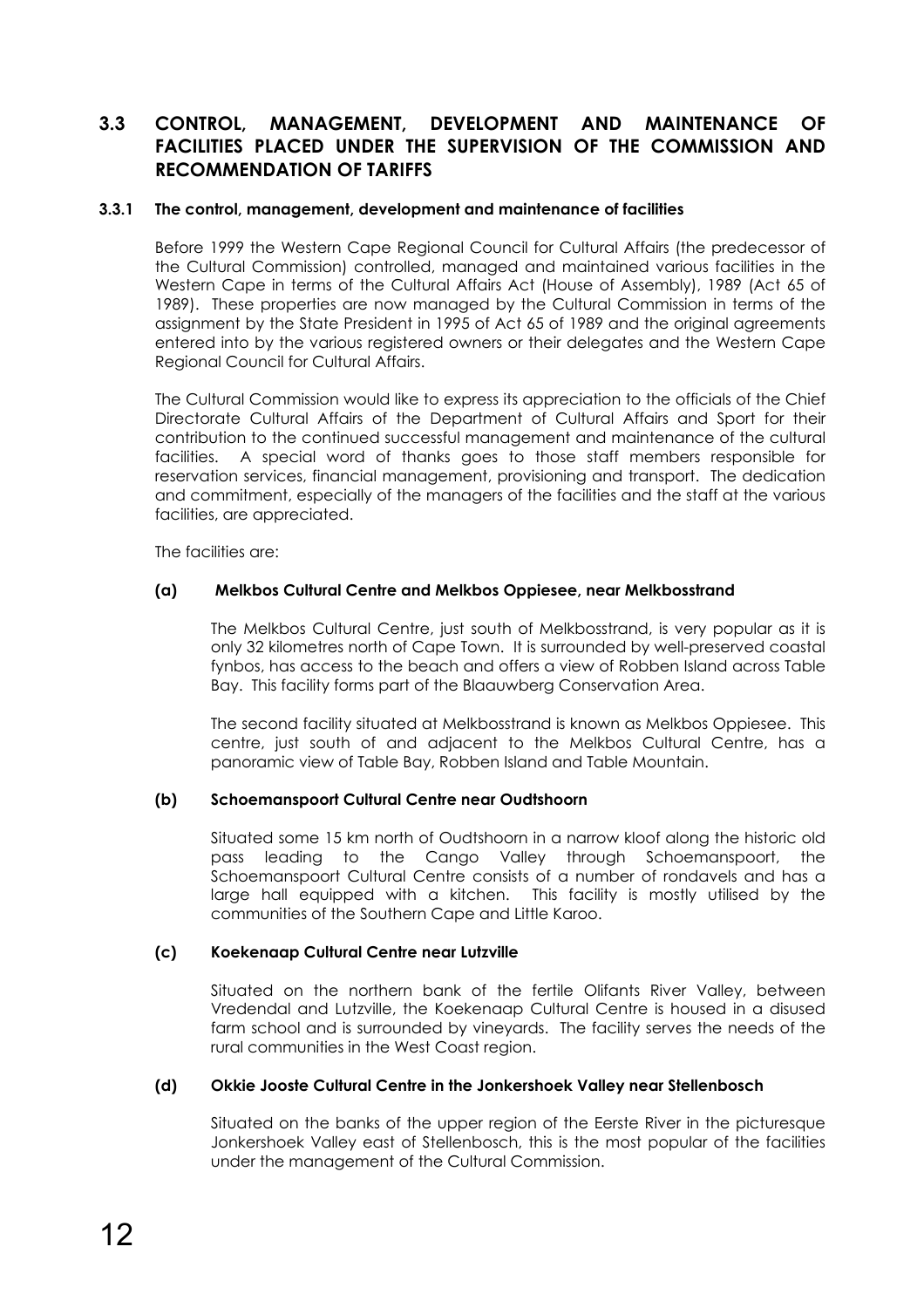## 3.3 CONTROL, MANAGEMENT, DEVELOPMENT AND MAINTENANCE OF FACILITIES PLACED UNDER THE SUPERVISION OF THE COMMISSION AND RECOMMENDATION OF TARIFFS

### 3.3.1 The control, management, development and maintenance of facilities

Before 1999 the Western Cape Regional Council for Cultural Affairs (the predecessor of the Cultural Commission) controlled, managed and maintained various facilities in the Western Cape in terms of the Cultural Affairs Act (House of Assembly), 1989 (Act 65 of 1989). These properties are now managed by the Cultural Commission in terms of the assignment by the State President in 1995 of Act 65 of 1989 and the original agreements entered into by the various registered owners or their delegates and the Western Cape Regional Council for Cultural Affairs.

The Cultural Commission would like to express its appreciation to the officials of the Chief Directorate Cultural Affairs of the Department of Cultural Affairs and Sport for their contribution to the continued successful management and maintenance of the cultural facilities. A special word of thanks goes to those staff members responsible for reservation services, financial management, provisioning and transport. The dedication and commitment, especially of the managers of the facilities and the staff at the various facilities, are appreciated.

The facilities are:

**(a) Melkbos Cultural Centre and Melkbos Oppiesee, near Melkbosstrand**

The Melkbos Cultural Centre, just south of Melkbosstrand, is very popular as it is only 32 kilometres north of Cape Town. It is surrounded by well-preserved coastal fynbos, has access to the beach and offers a view of Robben Island across Table Bay. This facility forms part of the Blaauwberg Conservation Area.

The second facility situated at Melkbosstrand is known as Melkbos Oppiesee. This centre, just south of and adjacent to the Melkbos Cultural Centre, has a panoramic view of Table Bay, Robben Island and Table Mountain.

**(b) Schoemanspoort Cultural Centre near Oudtshoorn**

Situated some 15 km north of Oudtshoorn in a narrow kloof along the historic old pass leading to the Cango Valley through Schoemanspoort, the Schoemanspoort Cultural Centre consists of a number of rondavels and has a large hall equipped with a kitchen. This facility is mostly utilised by the communities of the Southern Cape and Little Karoo.

**(c) Koekenaap Cultural Centre near Lutzville**

Situated on the northern bank of the fertile Olifants River Valley, between Vredendal and Lutzville, the Koekenaap Cultural Centre is housed in a disused farm school and is surrounded by vineyards. The facility serves the needs of the rural communities in the West Coast region.

**(d) Okkie Jooste Cultural Centre in the Jonkershoek Valley near Stellenbosch**

Situated on the banks of the upper region of the Eerste River in the picturesque Jonkershoek Valley east of Stellenbosch, this is the most popular of the facilities under the management of the Cultural Commission.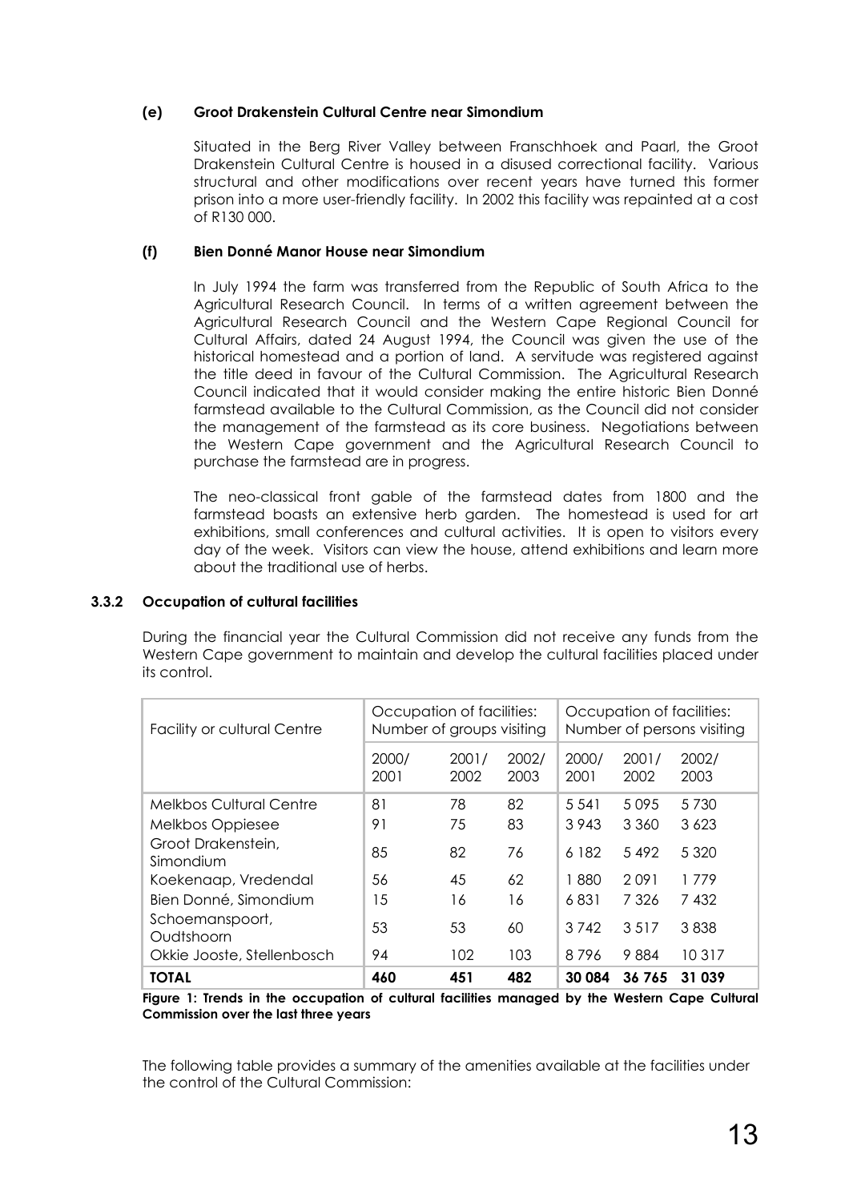**(e) Groot Drakenstein Cultural Centre near Simondium**

Situated in the Berg River Valley between Franschhoek and Paarl, the Groot Drakenstein Cultural Centre is housed in a disused correctional facility. Various structural and other modifications over recent years have turned this former prison into a more user-friendly facility. In 2002 this facility was repainted at a cost of R130 000.

**(f) Bien Donné Manor House near Simondium**

In July 1994 the farm was transferred from the Republic of South Africa to the Agricultural Research Council. In terms of a written agreement between the Agricultural Research Council and the Western Cape Regional Council for Cultural Affairs, dated 24 August 1994, the Council was given the use of the historical homestead and a portion of land. A servitude was registered against the title deed in favour of the Cultural Commission. The Agricultural Research Council indicated that it would consider making the entire historic Bien Donné farmstead available to the Cultural Commission, as the Council did not consider the management of the farmstead as its core business. Negotiations between the Western Cape government and the Agricultural Research Council to purchase the farmstead are in progress.

The neo-classical front gable of the farmstead dates from 1800 and the farmstead boasts an extensive herb garden. The homestead is used for art exhibitions, small conferences and cultural activities. It is open to visitors every day of the week. Visitors can view the house, attend exhibitions and learn more about the traditional use of herbs.

### 3.3.2 Occupation of cultural facilities

During the financial year the Cultural Commission did not receive any funds from the Western Cape government to maintain and develop the cultural facilities placed under its control.

| Facility or cultural Centre | Occupation of facilities: Number of groups visiting | | | Occupation of facilities: Number of persons visiting | | |
|---|---|---|---|---|---|---|
| | 2000/ 2001 | 2001/ 2002 | 2002/ 2003 | 2000/ 2001 | 2001/ 2002 | 2002/ 2003 |
| Melkbos Cultural Centre | 81 | 78 | 82 | 5 541 | 5 095 | 5 730 |
| Melkbos Oppiesee | 91 | 75 | 83 | 3 943 | 3 360 | 3 623 |
| Groot Drakenstein, Simondium | 85 | 82 | 76 | 6 182 | 5 492 | 5 320 |
| Koekenaap, Vredendal | 56 | 45 | 62 | 1 880 | 2 091 | 1 779 |
| Bien Donné, Simondium | 15 | 16 | 16 | 6 831 | 7 326 | 7 432 |
| Schoemanspoort, Oudtshoorn | 53 | 53 | 60 | 3 742 | 3 517 | 3 838 |
| Okkie Jooste, Stellenbosch | 94 | 102 | 103 | 8 796 | 9 884 | 10 317 |
| **TOTAL** | **460** | **451** | **482** | **30 084** | **36 765** | **31 039** |

**Figure 1: Trends in the occupation of cultural facilities managed by the Western Cape Cultural Commission over the last three years**

The following table provides a summary of the amenities available at the facilities under the control of the Cultural Commission: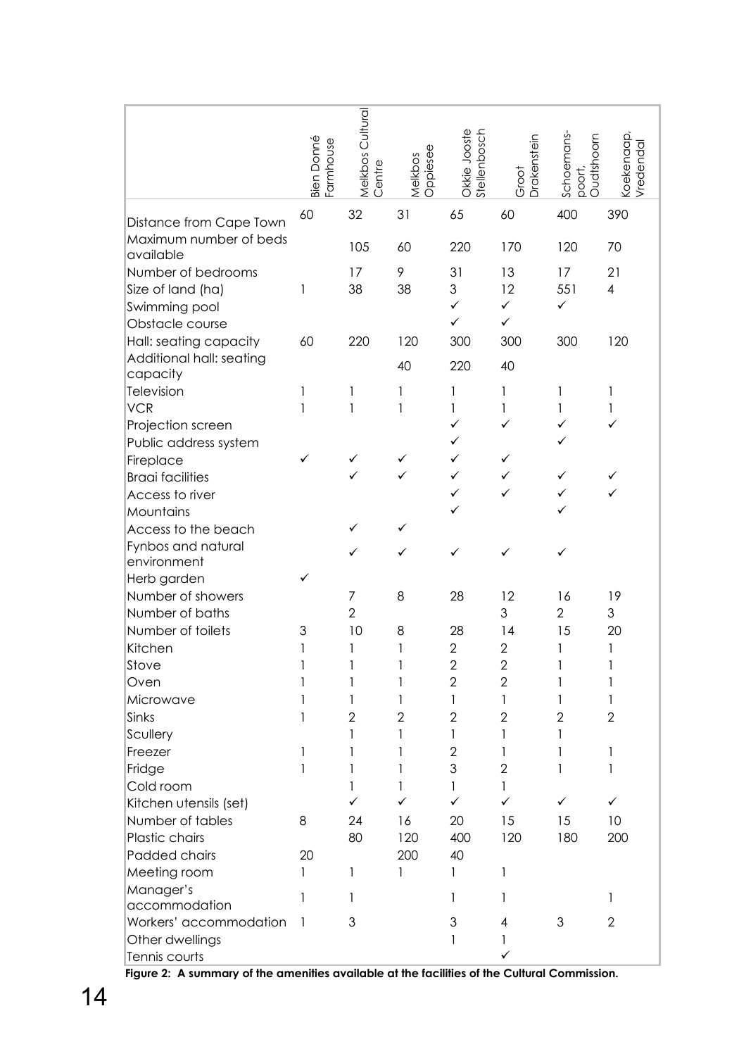| | Bien Donné Farmhouse | Melkbos Cultural Centre | Melkbos Oppiesee | Okkie Jooste Stellenbosch | Groot Drakenstein | Schoemans-poort, Oudtshoorn | Koekenaap, Vredendal |
|---|---|---|---|---|---|---|---|
| Distance from Cape Town | 60 | 32 | 31 | 65 | 60 | 400 | 390 |
| Maximum number of beds available | | 105 | 60 | 220 | 170 | 120 | 70 |
| Number of bedrooms | | 17 | 9 | 31 | 13 | 17 | 21 |
| Size of land (ha) | 1 | 38 | 38 | 3 | 12 | 551 | 4 |
| Swimming pool | | | | ✓ | ✓ | ✓ | |
| Obstacle course | | | | ✓ | ✓ | | |
| Hall: seating capacity | 60 | 220 | 120 | 300 | 300 | 300 | 120 |
| Additional hall: seating capacity | | | 40 | 220 | 40 | | |
| Television | 1 | 1 | 1 | 1 | 1 | 1 | 1 |
| VCR | 1 | 1 | 1 | 1 | 1 | 1 | 1 |
| Projection screen | | | | ✓ | ✓ | ✓ | ✓ |
| Public address system | | | | ✓ | | ✓ | |
| Fireplace | ✓ | ✓ | ✓ | ✓ | ✓ | | |
| Braai facilities | | ✓ | ✓ | ✓ | ✓ | ✓ | ✓ |
| Access to river | | | | ✓ | ✓ | ✓ | ✓ |
| Mountains | | | | ✓ | | ✓ | |
| Access to the beach | | ✓ | ✓ | | | | |
| Fynbos and natural environment | | ✓ | ✓ | ✓ | ✓ | ✓ | |
| Herb garden | ✓ | | | | | | |
| Number of showers | | 7 | 8 | 28 | 12 | 16 | 19 |
| Number of baths | | 2 | | | 3 | 2 | 3 |
| Number of toilets | 3 | 10 | 8 | 28 | 14 | 15 | 20 |
| Kitchen | 1 | 1 | 1 | 2 | 2 | 1 | 1 |
| Stove | 1 | 1 | 1 | 2 | 2 | 1 | 1 |
| Oven | 1 | 1 | 1 | 2 | 2 | 1 | 1 |
| Microwave | 1 | 1 | 1 | 1 | 1 | 1 | 1 |
| Sinks | 1 | 2 | 2 | 2 | 2 | 2 | 2 |
| Scullery | | 1 | 1 | 1 | 1 | 1 | |
| Freezer | 1 | 1 | 1 | 2 | 1 | 1 | 1 |
| Fridge | 1 | 1 | 1 | 3 | 2 | 1 | 1 |
| Cold room | | 1 | 1 | 1 | 1 | | |
| Kitchen utensils (set) | | ✓ | ✓ | ✓ | ✓ | ✓ | ✓ |
| Number of tables | 8 | 24 | 16 | 20 | 15 | 15 | 10 |
| Plastic chairs | | 80 | 120 | 400 | 120 | 180 | 200 |
| Padded chairs | 20 | | 200 | 40 | | | |
| Meeting room | 1 | 1 | 1 | 1 | 1 | | |
| Manager's accommodation | 1 | 1 | | 1 | 1 | | 1 |
| Workers' accommodation | 1 | 3 | | 3 | 4 | 3 | 2 |
| Other dwellings | | | | 1 | 1 | | |
| Tennis courts | | | | | ✓ | | |

**Figure 2: A summary of the amenities available at the facilities of the Cultural Commission.**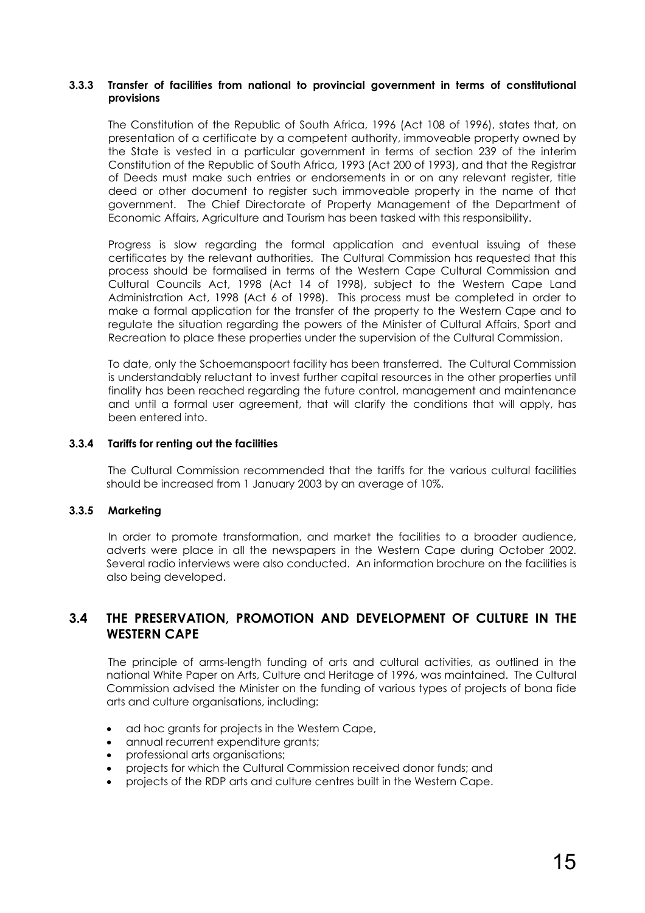#### 3.3.3 Transfer of facilities from national to provincial government in terms of constitutional provisions

The Constitution of the Republic of South Africa, 1996 (Act 108 of 1996), states that, on presentation of a certificate by a competent authority, immoveable property owned by the State is vested in a particular government in terms of section 239 of the interim Constitution of the Republic of South Africa, 1993 (Act 200 of 1993), and that the Registrar of Deeds must make such entries or endorsements in or on any relevant register, title deed or other document to register such immoveable property in the name of that government. The Chief Directorate of Property Management of the Department of Economic Affairs, Agriculture and Tourism has been tasked with this responsibility.

Progress is slow regarding the formal application and eventual issuing of these certificates by the relevant authorities. The Cultural Commission has requested that this process should be formalised in terms of the Western Cape Cultural Commission and Cultural Councils Act, 1998 (Act 14 of 1998), subject to the Western Cape Land Administration Act, 1998 (Act 6 of 1998). This process must be completed in order to make a formal application for the transfer of the property to the Western Cape and to regulate the situation regarding the powers of the Minister of Cultural Affairs, Sport and Recreation to place these properties under the supervision of the Cultural Commission.

To date, only the Schoemanspoort facility has been transferred. The Cultural Commission is understandably reluctant to invest further capital resources in the other properties until finality has been reached regarding the future control, management and maintenance and until a formal user agreement, that will clarify the conditions that will apply, has been entered into.

#### 3.3.4 Tariffs for renting out the facilities

The Cultural Commission recommended that the tariffs for the various cultural facilities should be increased from 1 January 2003 by an average of 10%.

#### 3.3.5 Marketing

In order to promote transformation, and market the facilities to a broader audience, adverts were place in all the newspapers in the Western Cape during October 2002. Several radio interviews were also conducted. An information brochure on the facilities is also being developed.

### 3.4 THE PRESERVATION, PROMOTION AND DEVELOPMENT OF CULTURE IN THE WESTERN CAPE

The principle of arms-length funding of arts and cultural activities, as outlined in the national White Paper on Arts, Culture and Heritage of 1996, was maintained. The Cultural Commission advised the Minister on the funding of various types of projects of bona fide arts and culture organisations, including:

- ad hoc grants for projects in the Western Cape,
- annual recurrent expenditure grants;
- professional arts organisations;
- projects for which the Cultural Commission received donor funds; and
- projects of the RDP arts and culture centres built in the Western Cape.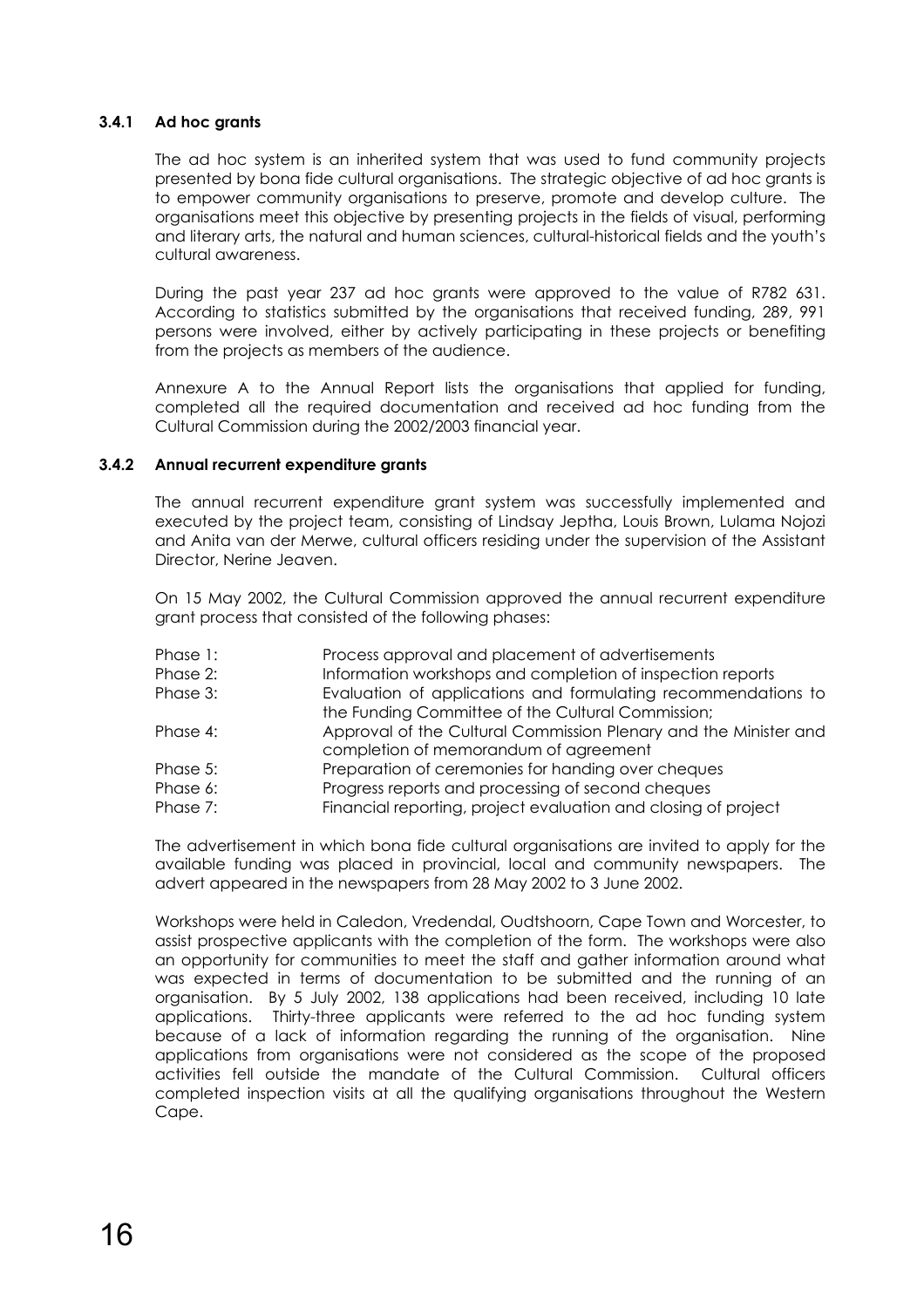### 3.4.1 Ad hoc grants

The ad hoc system is an inherited system that was used to fund community projects presented by bona fide cultural organisations. The strategic objective of ad hoc grants is to empower community organisations to preserve, promote and develop culture. The organisations meet this objective by presenting projects in the fields of visual, performing and literary arts, the natural and human sciences, cultural-historical fields and the youth's cultural awareness.

During the past year 237 ad hoc grants were approved to the value of R782 631. According to statistics submitted by the organisations that received funding, 289, 991 persons were involved, either by actively participating in these projects or benefiting from the projects as members of the audience.

Annexure A to the Annual Report lists the organisations that applied for funding, completed all the required documentation and received ad hoc funding from the Cultural Commission during the 2002/2003 financial year.

### 3.4.2 Annual recurrent expenditure grants

The annual recurrent expenditure grant system was successfully implemented and executed by the project team, consisting of Lindsay Jeptha, Louis Brown, Lulama Nojozi and Anita van der Merwe, cultural officers residing under the supervision of the Assistant Director, Nerine Jeaven.

On 15 May 2002, the Cultural Commission approved the annual recurrent expenditure grant process that consisted of the following phases:

| | |
|---|---|
| Phase 1: | Process approval and placement of advertisements |
| Phase 2: | Information workshops and completion of inspection reports |
| Phase 3: | Evaluation of applications and formulating recommendations to the Funding Committee of the Cultural Commission; |
| Phase 4: | Approval of the Cultural Commission Plenary and the Minister and completion of memorandum of agreement |
| Phase 5: | Preparation of ceremonies for handing over cheques |
| Phase 6: | Progress reports and processing of second cheques |
| Phase 7: | Financial reporting, project evaluation and closing of project |

The advertisement in which bona fide cultural organisations are invited to apply for the available funding was placed in provincial, local and community newspapers. The advert appeared in the newspapers from 28 May 2002 to 3 June 2002.

Workshops were held in Caledon, Vredendal, Oudtshoorn, Cape Town and Worcester, to assist prospective applicants with the completion of the form. The workshops were also an opportunity for communities to meet the staff and gather information around what was expected in terms of documentation to be submitted and the running of an organisation. By 5 July 2002, 138 applications had been received, including 10 late applications. Thirty-three applicants were referred to the ad hoc funding system because of a lack of information regarding the running of the organisation. Nine applications from organisations were not considered as the scope of the proposed activities fell outside the mandate of the Cultural Commission. Cultural officers completed inspection visits at all the qualifying organisations throughout the Western Cape.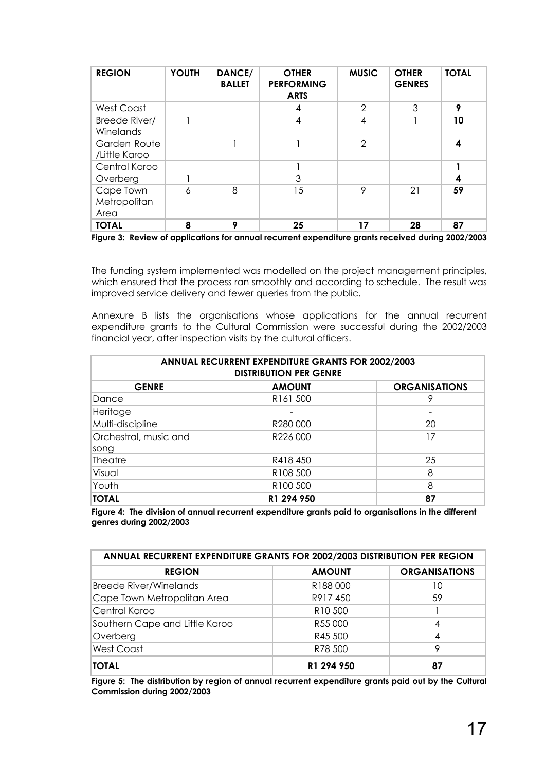| REGION | YOUTH | DANCE/ BALLET | OTHER PERFORMING ARTS | MUSIC | OTHER GENRES | TOTAL |
|---|---|---|---|---|---|---|
| West Coast | | | 4 | 2 | 3 | **9** |
| Breede River/ Winelands | 1 | | 4 | 4 | 1 | **10** |
| Garden Route /Little Karoo | | 1 | 1 | 2 | | **4** |
| Central Karoo | | | 1 | | | **1** |
| Overberg | 1 | | 3 | | | **4** |
| Cape Town Metropolitan Area | 6 | 8 | 15 | 9 | 21 | **59** |
| **TOTAL** | **8** | **9** | **25** | **17** | **28** | **87** |

**Figure 3: Review of applications for annual recurrent expenditure grants received during 2002/2003**

The funding system implemented was modelled on the project management principles, which ensured that the process ran smoothly and according to schedule. The result was improved service delivery and fewer queries from the public.

Annexure B lists the organisations whose applications for the annual recurrent expenditure grants to the Cultural Commission were successful during the 2002/2003 financial year, after inspection visits by the cultural officers.

| ANNUAL RECURRENT EXPENDITURE GRANTS FOR 2002/2003 DISTRIBUTION PER GENRE | | |
|---|---|---|
| **GENRE** | **AMOUNT** | **ORGANISATIONS** |
| Dance | R161 500 | 9 |
| Heritage | - | - |
| Multi-discipline | R280 000 | 20 |
| Orchestral, music and song | R226 000 | 17 |
| Theatre | R418 450 | 25 |
| Visual | R108 500 | 8 |
| Youth | R100 500 | 8 |
| **TOTAL** | **R1 294 950** | **87** |

**Figure 4: The division of annual recurrent expenditure grants paid to organisations in the different genres during 2002/2003**

| ANNUAL RECURRENT EXPENDITURE GRANTS FOR 2002/2003 DISTRIBUTION PER REGION | | |
|---|---|---|
| **REGION** | **AMOUNT** | **ORGANISATIONS** |
| Breede River/Winelands | R188 000 | 10 |
| Cape Town Metropolitan Area | R917 450 | 59 |
| Central Karoo | R10 500 | 1 |
| Southern Cape and Little Karoo | R55 000 | 4 |
| Overberg | R45 500 | 4 |
| West Coast | R78 500 | 9 |
| **TOTAL** | **R1 294 950** | **87** |

**Figure 5: The distribution by region of annual recurrent expenditure grants paid out by the Cultural Commission during 2002/2003**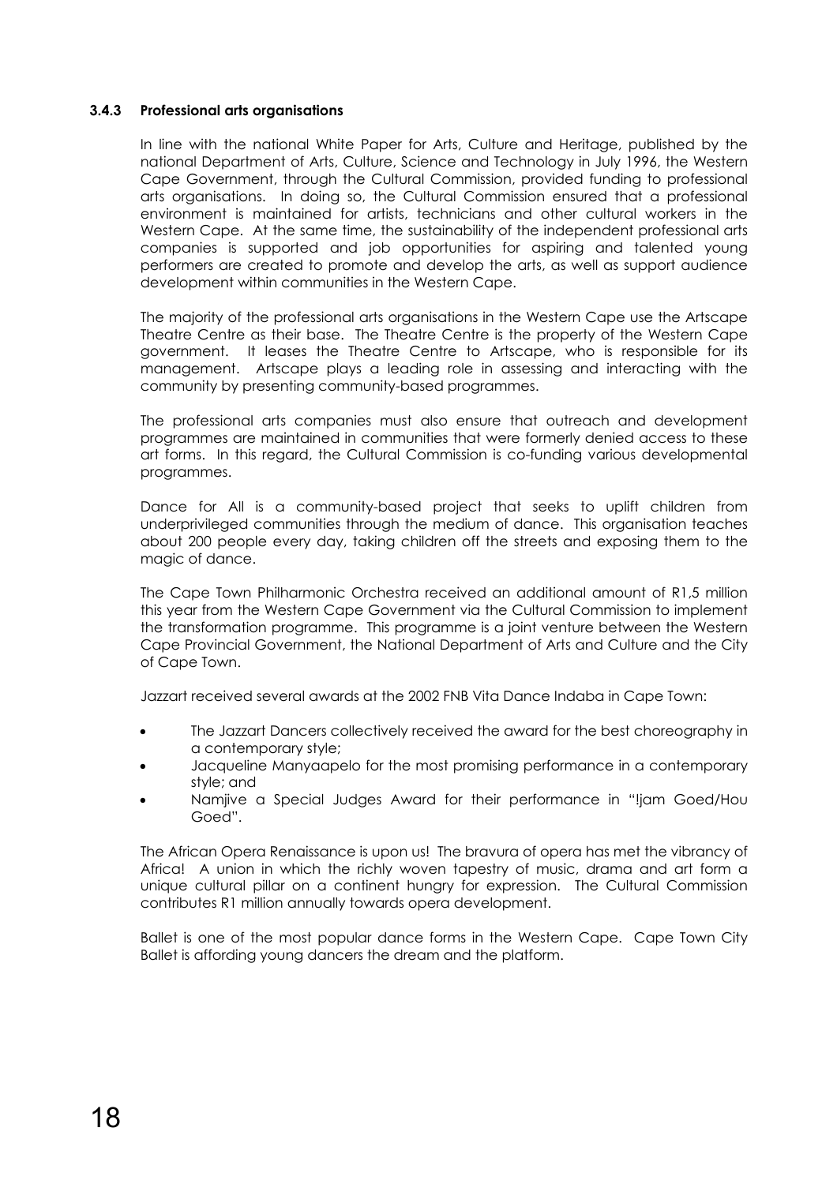### 3.4.3 Professional arts organisations

In line with the national White Paper for Arts, Culture and Heritage, published by the national Department of Arts, Culture, Science and Technology in July 1996, the Western Cape Government, through the Cultural Commission, provided funding to professional arts organisations. In doing so, the Cultural Commission ensured that a professional environment is maintained for artists, technicians and other cultural workers in the Western Cape. At the same time, the sustainability of the independent professional arts companies is supported and job opportunities for aspiring and talented young performers are created to promote and develop the arts, as well as support audience development within communities in the Western Cape.

The majority of the professional arts organisations in the Western Cape use the Artscape Theatre Centre as their base. The Theatre Centre is the property of the Western Cape government. It leases the Theatre Centre to Artscape, who is responsible for its management. Artscape plays a leading role in assessing and interacting with the community by presenting community-based programmes.

The professional arts companies must also ensure that outreach and development programmes are maintained in communities that were formerly denied access to these art forms. In this regard, the Cultural Commission is co-funding various developmental programmes.

Dance for All is a community-based project that seeks to uplift children from underprivileged communities through the medium of dance. This organisation teaches about 200 people every day, taking children off the streets and exposing them to the magic of dance.

The Cape Town Philharmonic Orchestra received an additional amount of R1,5 million this year from the Western Cape Government via the Cultural Commission to implement the transformation programme. This programme is a joint venture between the Western Cape Provincial Government, the National Department of Arts and Culture and the City of Cape Town.

Jazzart received several awards at the 2002 FNB Vita Dance Indaba in Cape Town:

- The Jazzart Dancers collectively received the award for the best choreography in a contemporary style;
- Jacqueline Manyaapelo for the most promising performance in a contemporary style; and
- Namjive a Special Judges Award for their performance in "!jam Goed/Hou Goed".

The African Opera Renaissance is upon us! The bravura of opera has met the vibrancy of Africa! A union in which the richly woven tapestry of music, drama and art form a unique cultural pillar on a continent hungry for expression. The Cultural Commission contributes R1 million annually towards opera development.

Ballet is one of the most popular dance forms in the Western Cape. Cape Town City Ballet is affording young dancers the dream and the platform.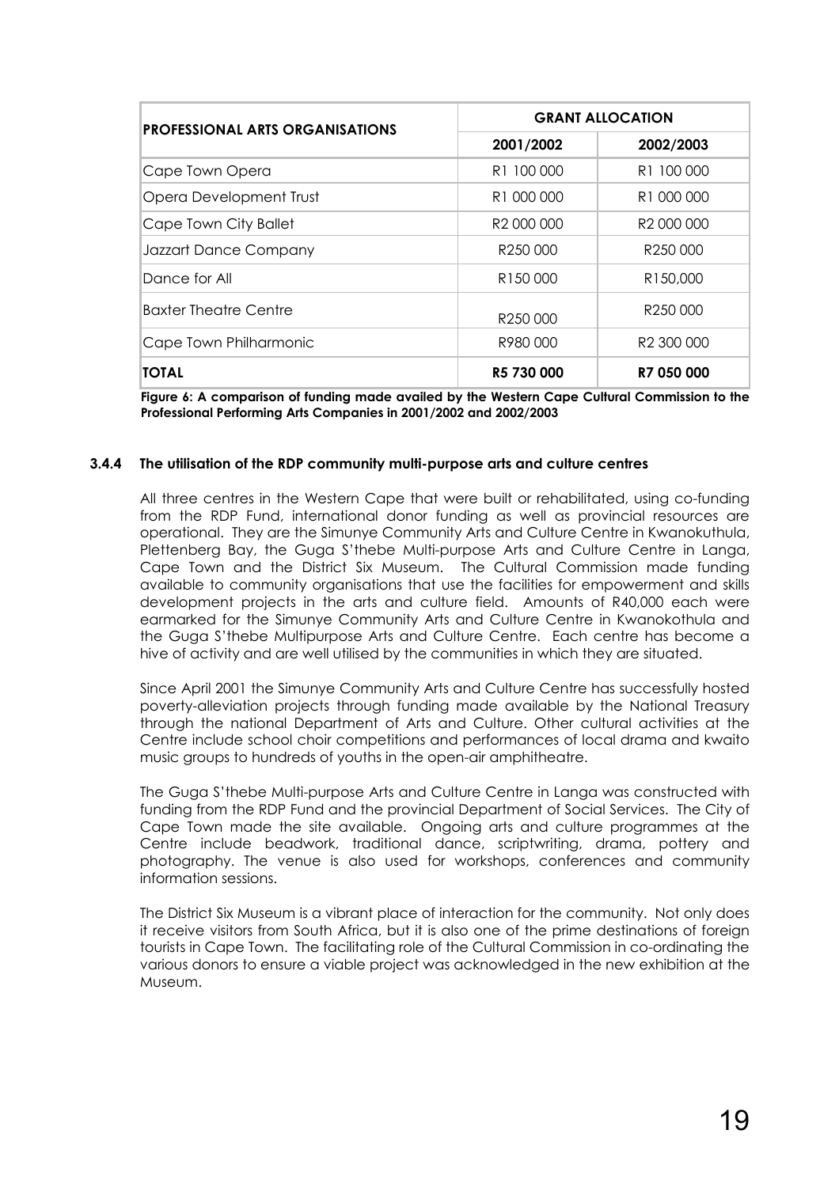| PROFESSIONAL ARTS ORGANISATIONS | GRANT ALLOCATION | |
|---|---|---|
| | 2001/2002 | 2002/2003 |
| Cape Town Opera | R1 100 000 | R1 100 000 |
| Opera Development Trust | R1 000 000 | R1 000 000 |
| Cape Town City Ballet | R2 000 000 | R2 000 000 |
| Jazzart Dance Company | R250 000 | R250 000 |
| Dance for All | R150 000 | R150,000 |
| Baxter Theatre Centre | R250 000 | R250 000 |
| Cape Town Philharmonic | R980 000 | R2 300 000 |
| **TOTAL** | **R5 730 000** | **R7 050 000** |

**Figure 6: A comparison of funding made availed by the Western Cape Cultural Commission to the Professional Performing Arts Companies in 2001/2002 and 2002/2003**

#### 3.4.4 The utilisation of the RDP community multi-purpose arts and culture centres

All three centres in the Western Cape that were built or rehabilitated, using co-funding from the RDP Fund, international donor funding as well as provincial resources are operational. They are the Simunye Community Arts and Culture Centre in Kwanokuthula, Plettenberg Bay, the Guga S'thebe Multi-purpose Arts and Culture Centre in Langa, Cape Town and the District Six Museum. The Cultural Commission made funding available to community organisations that use the facilities for empowerment and skills development projects in the arts and culture field. Amounts of R40,000 each were earmarked for the Simunye Community Arts and Culture Centre in Kwanokothula and the Guga S'thebe Multipurpose Arts and Culture Centre. Each centre has become a hive of activity and are well utilised by the communities in which they are situated.

Since April 2001 the Simunye Community Arts and Culture Centre has successfully hosted poverty-alleviation projects through funding made available by the National Treasury through the national Department of Arts and Culture. Other cultural activities at the Centre include school choir competitions and performances of local drama and kwaito music groups to hundreds of youths in the open-air amphitheatre.

The Guga S'thebe Multi-purpose Arts and Culture Centre in Langa was constructed with funding from the RDP Fund and the provincial Department of Social Services. The City of Cape Town made the site available. Ongoing arts and culture programmes at the Centre include beadwork, traditional dance, scriptwriting, drama, pottery and photography. The venue is also used for workshops, conferences and community information sessions.

The District Six Museum is a vibrant place of interaction for the community. Not only does it receive visitors from South Africa, but it is also one of the prime destinations of foreign tourists in Cape Town. The facilitating role of the Cultural Commission in co-ordinating the various donors to ensure a viable project was acknowledged in the new exhibition at the Museum.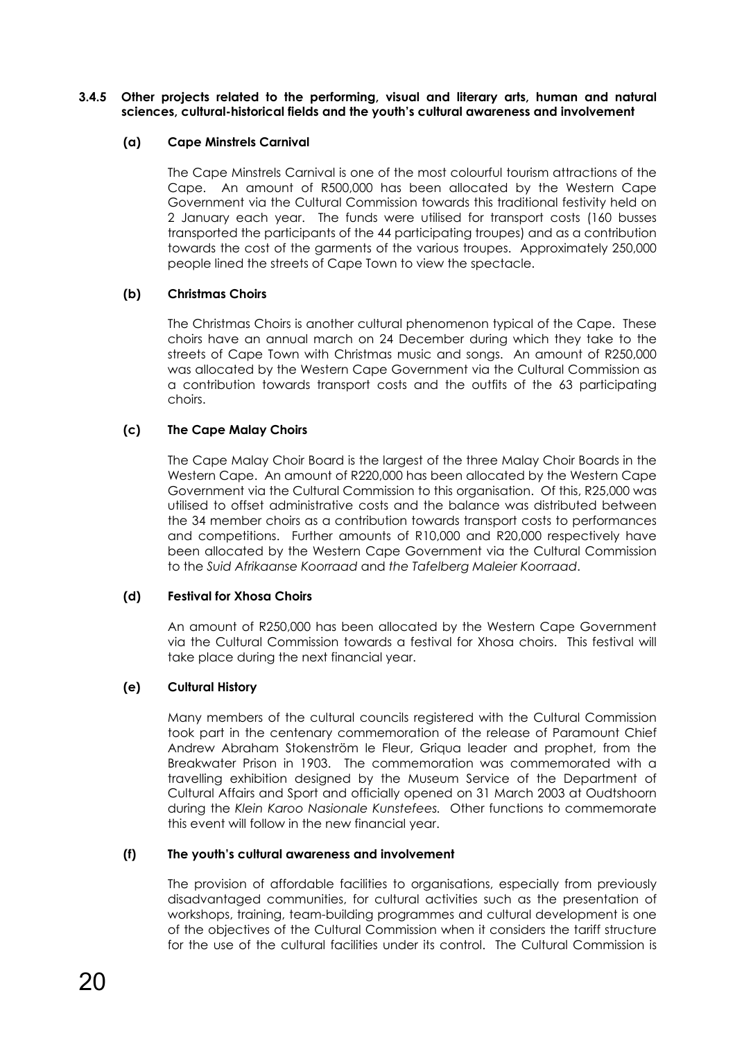### 3.4.5 Other projects related to the performing, visual and literary arts, human and natural sciences, cultural-historical fields and the youth's cultural awareness and involvement

#### (a) Cape Minstrels Carnival

The Cape Minstrels Carnival is one of the most colourful tourism attractions of the Cape. An amount of R500,000 has been allocated by the Western Cape Government via the Cultural Commission towards this traditional festivity held on 2 January each year. The funds were utilised for transport costs (160 busses transported the participants of the 44 participating troupes) and as a contribution towards the cost of the garments of the various troupes. Approximately 250,000 people lined the streets of Cape Town to view the spectacle.

#### (b) Christmas Choirs

The Christmas Choirs is another cultural phenomenon typical of the Cape. These choirs have an annual march on 24 December during which they take to the streets of Cape Town with Christmas music and songs. An amount of R250,000 was allocated by the Western Cape Government via the Cultural Commission as a contribution towards transport costs and the outfits of the 63 participating choirs.

#### (c) The Cape Malay Choirs

The Cape Malay Choir Board is the largest of the three Malay Choir Boards in the Western Cape. An amount of R220,000 has been allocated by the Western Cape Government via the Cultural Commission to this organisation. Of this, R25,000 was utilised to offset administrative costs and the balance was distributed between the 34 member choirs as a contribution towards transport costs to performances and competitions. Further amounts of R10,000 and R20,000 respectively have been allocated by the Western Cape Government via the Cultural Commission to the *Suid Afrikaanse Koorraad* and *the Tafelberg Maleier Koorraad*.

#### (d) Festival for Xhosa Choirs

An amount of R250,000 has been allocated by the Western Cape Government via the Cultural Commission towards a festival for Xhosa choirs. This festival will take place during the next financial year.

#### (e) Cultural History

Many members of the cultural councils registered with the Cultural Commission took part in the centenary commemoration of the release of Paramount Chief Andrew Abraham Stokenström le Fleur, Griqua leader and prophet, from the Breakwater Prison in 1903. The commemoration was commemorated with a travelling exhibition designed by the Museum Service of the Department of Cultural Affairs and Sport and officially opened on 31 March 2003 at Oudtshoorn during the *Klein Karoo Nasionale Kunstefees.* Other functions to commemorate this event will follow in the new financial year.

#### (f) The youth's cultural awareness and involvement

The provision of affordable facilities to organisations, especially from previously disadvantaged communities, for cultural activities such as the presentation of workshops, training, team-building programmes and cultural development is one of the objectives of the Cultural Commission when it considers the tariff structure for the use of the cultural facilities under its control. The Cultural Commission is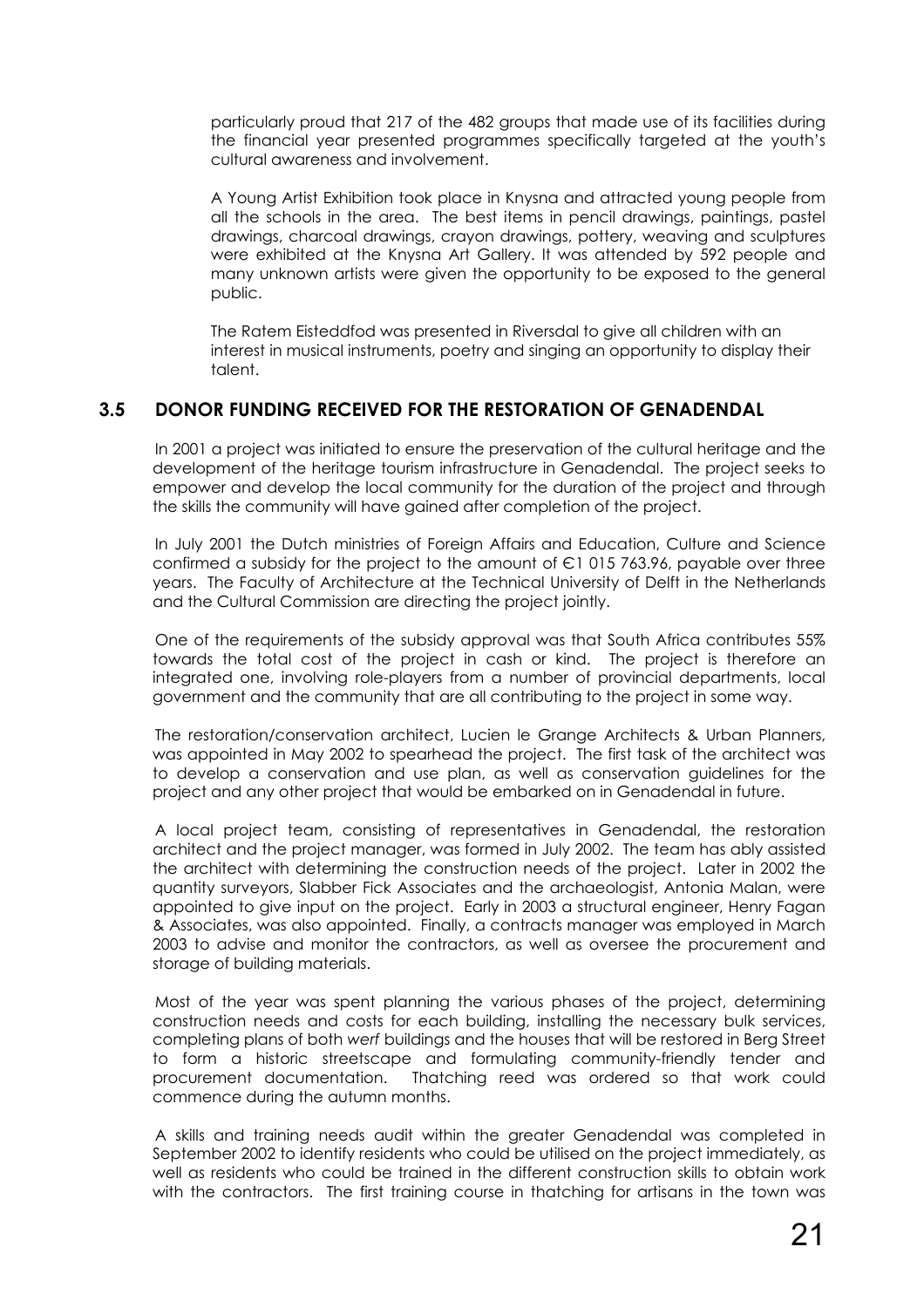particularly proud that 217 of the 482 groups that made use of its facilities during the financial year presented programmes specifically targeted at the youth's cultural awareness and involvement.

A Young Artist Exhibition took place in Knysna and attracted young people from all the schools in the area. The best items in pencil drawings, paintings, pastel drawings, charcoal drawings, crayon drawings, pottery, weaving and sculptures were exhibited at the Knysna Art Gallery. It was attended by 592 people and many unknown artists were given the opportunity to be exposed to the general public.

The Ratem Eisteddfod was presented in Riversdal to give all children with an interest in musical instruments, poetry and singing an opportunity to display their talent.

## 3.5 DONOR FUNDING RECEIVED FOR THE RESTORATION OF GENADENDAL

In 2001 a project was initiated to ensure the preservation of the cultural heritage and the development of the heritage tourism infrastructure in Genadendal. The project seeks to empower and develop the local community for the duration of the project and through the skills the community will have gained after completion of the project.

In July 2001 the Dutch ministries of Foreign Affairs and Education, Culture and Science confirmed a subsidy for the project to the amount of €1 015 763.96, payable over three years. The Faculty of Architecture at the Technical University of Delft in the Netherlands and the Cultural Commission are directing the project jointly.

One of the requirements of the subsidy approval was that South Africa contributes 55% towards the total cost of the project in cash or kind. The project is therefore an integrated one, involving role-players from a number of provincial departments, local government and the community that are all contributing to the project in some way.

The restoration/conservation architect, Lucien le Grange Architects & Urban Planners, was appointed in May 2002 to spearhead the project. The first task of the architect was to develop a conservation and use plan, as well as conservation guidelines for the project and any other project that would be embarked on in Genadendal in future.

A local project team, consisting of representatives in Genadendal, the restoration architect and the project manager, was formed in July 2002. The team has ably assisted the architect with determining the construction needs of the project. Later in 2002 the quantity surveyors, Slabber Fick Associates and the archaeologist, Antonia Malan, were appointed to give input on the project. Early in 2003 a structural engineer, Henry Fagan & Associates, was also appointed. Finally, a contracts manager was employed in March 2003 to advise and monitor the contractors, as well as oversee the procurement and storage of building materials.

Most of the year was spent planning the various phases of the project, determining construction needs and costs for each building, installing the necessary bulk services, completing plans of both *werf* buildings and the houses that will be restored in Berg Street to form a historic streetscape and formulating community-friendly tender and procurement documentation. Thatching reed was ordered so that work could commence during the autumn months.

A skills and training needs audit within the greater Genadendal was completed in September 2002 to identify residents who could be utilised on the project immediately, as well as residents who could be trained in the different construction skills to obtain work with the contractors. The first training course in thatching for artisans in the town was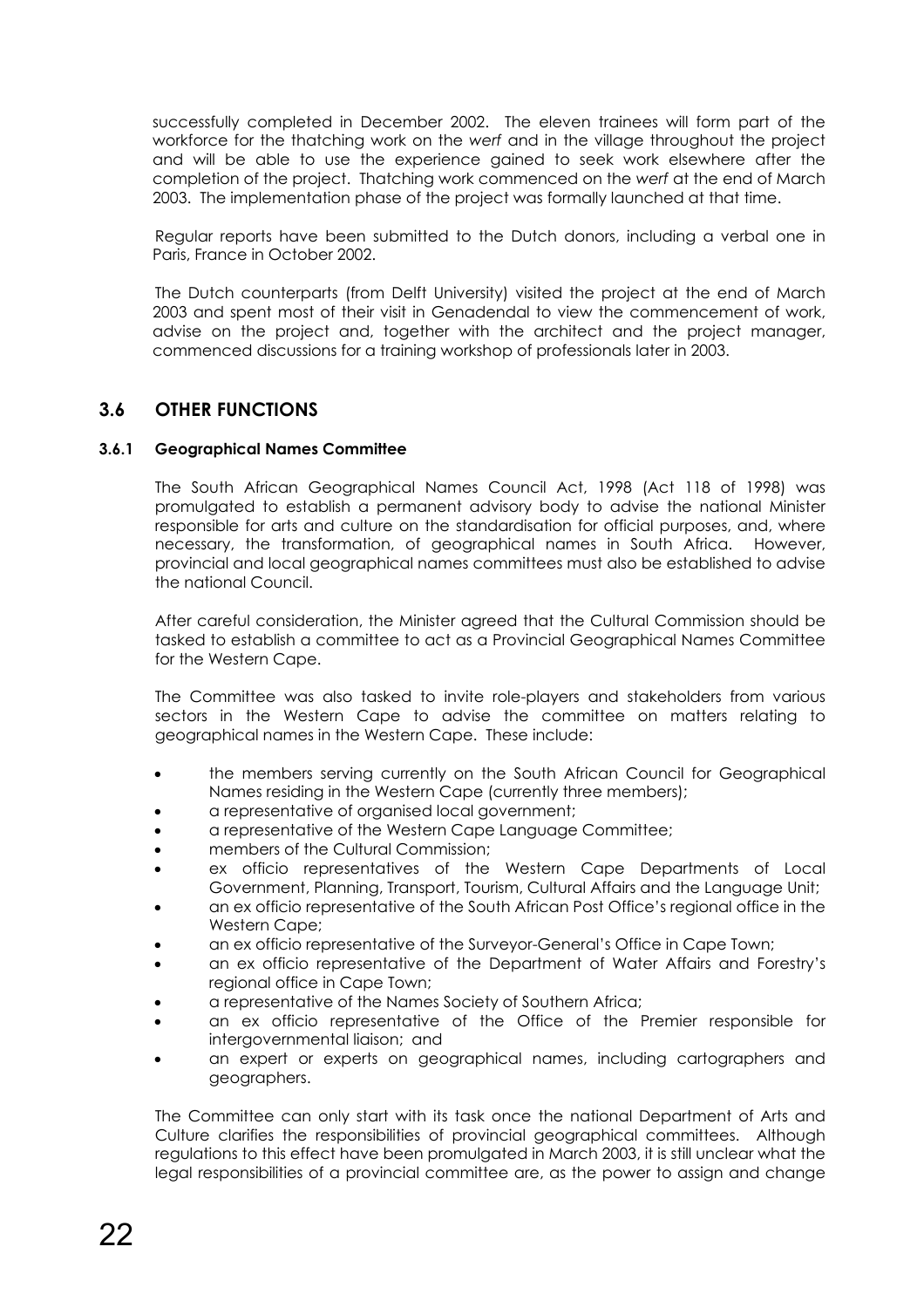successfully completed in December 2002. The eleven trainees will form part of the workforce for the thatching work on the *werf* and in the village throughout the project and will be able to use the experience gained to seek work elsewhere after the completion of the project. Thatching work commenced on the *werf* at the end of March 2003. The implementation phase of the project was formally launched at that time.

Regular reports have been submitted to the Dutch donors, including a verbal one in Paris, France in October 2002.

The Dutch counterparts (from Delft University) visited the project at the end of March 2003 and spent most of their visit in Genadendal to view the commencement of work, advise on the project and, together with the architect and the project manager, commenced discussions for a training workshop of professionals later in 2003.

## 3.6 OTHER FUNCTIONS

### 3.6.1 Geographical Names Committee

The South African Geographical Names Council Act, 1998 (Act 118 of 1998) was promulgated to establish a permanent advisory body to advise the national Minister responsible for arts and culture on the standardisation for official purposes, and, where necessary, the transformation, of geographical names in South Africa. However, provincial and local geographical names committees must also be established to advise the national Council.

After careful consideration, the Minister agreed that the Cultural Commission should be tasked to establish a committee to act as a Provincial Geographical Names Committee for the Western Cape.

The Committee was also tasked to invite role-players and stakeholders from various sectors in the Western Cape to advise the committee on matters relating to geographical names in the Western Cape. These include:

- the members serving currently on the South African Council for Geographical Names residing in the Western Cape (currently three members);
- a representative of organised local government;
- a representative of the Western Cape Language Committee;
- members of the Cultural Commission;
- ex officio representatives of the Western Cape Departments of Local Government, Planning, Transport, Tourism, Cultural Affairs and the Language Unit;
- an ex officio representative of the South African Post Office's regional office in the Western Cape;
- an ex officio representative of the Surveyor-General's Office in Cape Town;
- an ex officio representative of the Department of Water Affairs and Forestry's regional office in Cape Town;
- a representative of the Names Society of Southern Africa;
- an ex officio representative of the Office of the Premier responsible for intergovernmental liaison; and
- an expert or experts on geographical names, including cartographers and geographers.

The Committee can only start with its task once the national Department of Arts and Culture clarifies the responsibilities of provincial geographical committees. Although regulations to this effect have been promulgated in March 2003, it is still unclear what the legal responsibilities of a provincial committee are, as the power to assign and change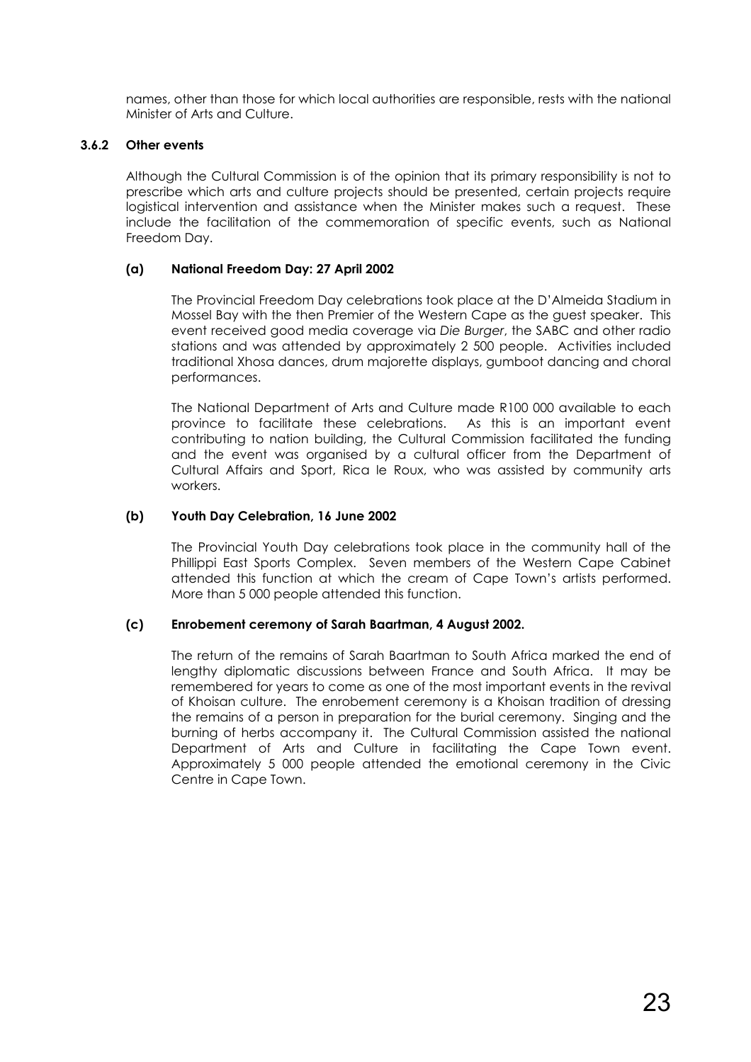names, other than those for which local authorities are responsible, rests with the national Minister of Arts and Culture.

### 3.6.2 Other events

Although the Cultural Commission is of the opinion that its primary responsibility is not to prescribe which arts and culture projects should be presented, certain projects require logistical intervention and assistance when the Minister makes such a request. These include the facilitation of the commemoration of specific events, such as National Freedom Day.

#### (a) National Freedom Day: 27 April 2002

The Provincial Freedom Day celebrations took place at the D'Almeida Stadium in Mossel Bay with the then Premier of the Western Cape as the guest speaker. This event received good media coverage via *Die Burger*, the SABC and other radio stations and was attended by approximately 2 500 people. Activities included traditional Xhosa dances, drum majorette displays, gumboot dancing and choral performances.

The National Department of Arts and Culture made R100 000 available to each province to facilitate these celebrations. As this is an important event contributing to nation building, the Cultural Commission facilitated the funding and the event was organised by a cultural officer from the Department of Cultural Affairs and Sport, Rica le Roux, who was assisted by community arts workers.

#### (b) Youth Day Celebration, 16 June 2002

The Provincial Youth Day celebrations took place in the community hall of the Phillippi East Sports Complex. Seven members of the Western Cape Cabinet attended this function at which the cream of Cape Town's artists performed. More than 5 000 people attended this function.

#### (c) Enrobement ceremony of Sarah Baartman, 4 August 2002.

The return of the remains of Sarah Baartman to South Africa marked the end of lengthy diplomatic discussions between France and South Africa. It may be remembered for years to come as one of the most important events in the revival of Khoisan culture. The enrobement ceremony is a Khoisan tradition of dressing the remains of a person in preparation for the burial ceremony. Singing and the burning of herbs accompany it. The Cultural Commission assisted the national Department of Arts and Culture in facilitating the Cape Town event. Approximately 5 000 people attended the emotional ceremony in the Civic Centre in Cape Town.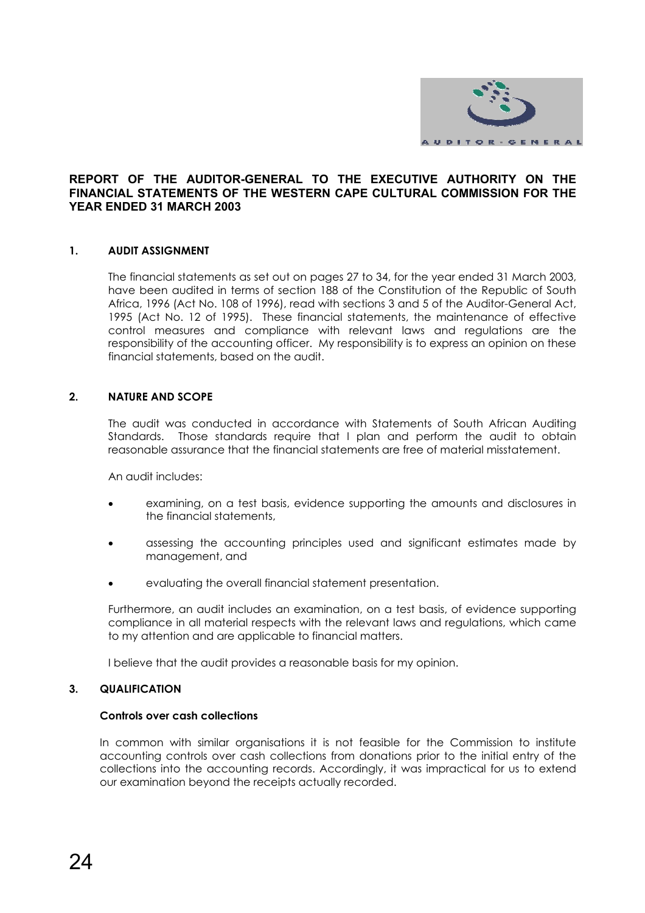## REPORT OF THE AUDITOR-GENERAL TO THE EXECUTIVE AUTHORITY ON THE FINANCIAL STATEMENTS OF THE WESTERN CAPE CULTURAL COMMISSION FOR THE YEAR ENDED 31 MARCH 2003

### 1. AUDIT ASSIGNMENT

The financial statements as set out on pages 27 to 34, for the year ended 31 March 2003, have been audited in terms of section 188 of the Constitution of the Republic of South Africa, 1996 (Act No. 108 of 1996), read with sections 3 and 5 of the Auditor-General Act, 1995 (Act No. 12 of 1995). These financial statements, the maintenance of effective control measures and compliance with relevant laws and regulations are the responsibility of the accounting officer. My responsibility is to express an opinion on these financial statements, based on the audit.

### 2. NATURE AND SCOPE

The audit was conducted in accordance with Statements of South African Auditing Standards. Those standards require that I plan and perform the audit to obtain reasonable assurance that the financial statements are free of material misstatement.

An audit includes:

- examining, on a test basis, evidence supporting the amounts and disclosures in the financial statements,
- assessing the accounting principles used and significant estimates made by management, and
- evaluating the overall financial statement presentation.

Furthermore, an audit includes an examination, on a test basis, of evidence supporting compliance in all material respects with the relevant laws and regulations, which came to my attention and are applicable to financial matters.

I believe that the audit provides a reasonable basis for my opinion.

### 3. QUALIFICATION

**Controls over cash collections**

In common with similar organisations it is not feasible for the Commission to institute accounting controls over cash collections from donations prior to the initial entry of the collections into the accounting records. Accordingly, it was impractical for us to extend our examination beyond the receipts actually recorded.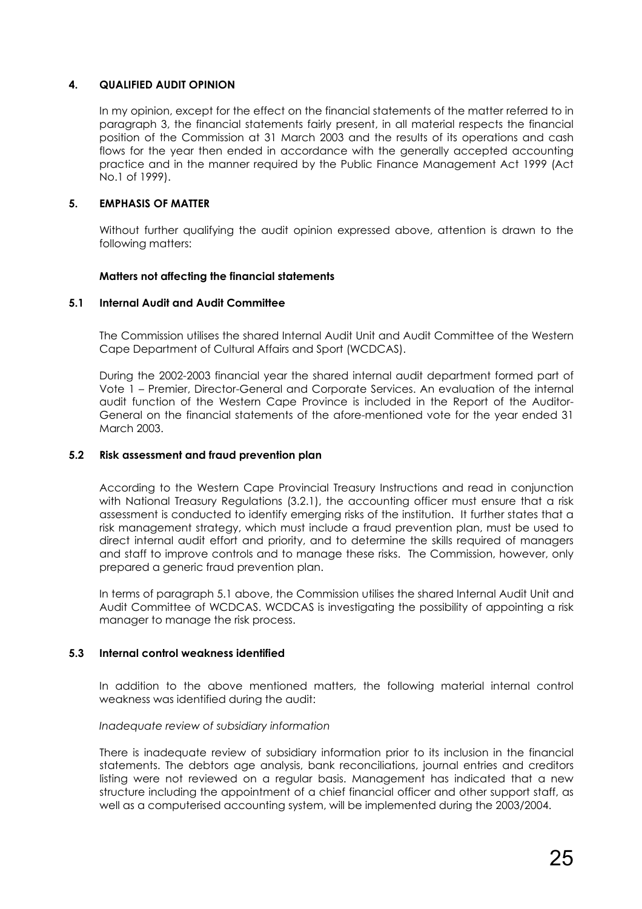## 4. QUALIFIED AUDIT OPINION

In my opinion, except for the effect on the financial statements of the matter referred to in paragraph 3, the financial statements fairly present, in all material respects the financial position of the Commission at 31 March 2003 and the results of its operations and cash flows for the year then ended in accordance with the generally accepted accounting practice and in the manner required by the Public Finance Management Act 1999 (Act No.1 of 1999).

## 5. EMPHASIS OF MATTER

Without further qualifying the audit opinion expressed above, attention is drawn to the following matters:

**Matters not affecting the financial statements**

### 5.1 Internal Audit and Audit Committee

The Commission utilises the shared Internal Audit Unit and Audit Committee of the Western Cape Department of Cultural Affairs and Sport (WCDCAS).

During the 2002-2003 financial year the shared internal audit department formed part of Vote 1 – Premier, Director-General and Corporate Services. An evaluation of the internal audit function of the Western Cape Province is included in the Report of the Auditor-General on the financial statements of the afore-mentioned vote for the year ended 31 March 2003.

### 5.2 Risk assessment and fraud prevention plan

According to the Western Cape Provincial Treasury Instructions and read in conjunction with National Treasury Regulations (3.2.1), the accounting officer must ensure that a risk assessment is conducted to identify emerging risks of the institution. It further states that a risk management strategy, which must include a fraud prevention plan, must be used to direct internal audit effort and priority, and to determine the skills required of managers and staff to improve controls and to manage these risks. The Commission, however, only prepared a generic fraud prevention plan.

In terms of paragraph 5.1 above, the Commission utilises the shared Internal Audit Unit and Audit Committee of WCDCAS. WCDCAS is investigating the possibility of appointing a risk manager to manage the risk process.

### 5.3 Internal control weakness identified

In addition to the above mentioned matters, the following material internal control weakness was identified during the audit:

*Inadequate review of subsidiary information*

There is inadequate review of subsidiary information prior to its inclusion in the financial statements. The debtors age analysis, bank reconciliations, journal entries and creditors listing were not reviewed on a regular basis. Management has indicated that a new structure including the appointment of a chief financial officer and other support staff, as well as a computerised accounting system, will be implemented during the 2003/2004.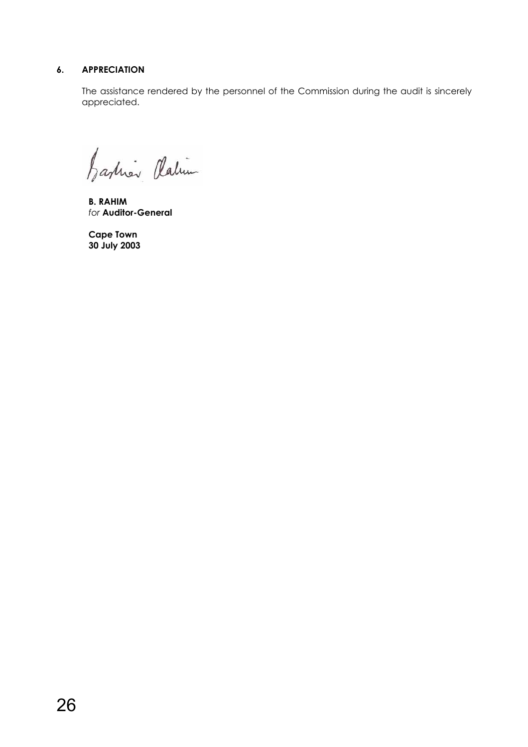## 6. APPRECIATION

The assistance rendered by the personnel of the Commission during the audit is sincerely appreciated.

**B. RAHIM**
*for* **Auditor-General**

**Cape Town**
**30 July 2003**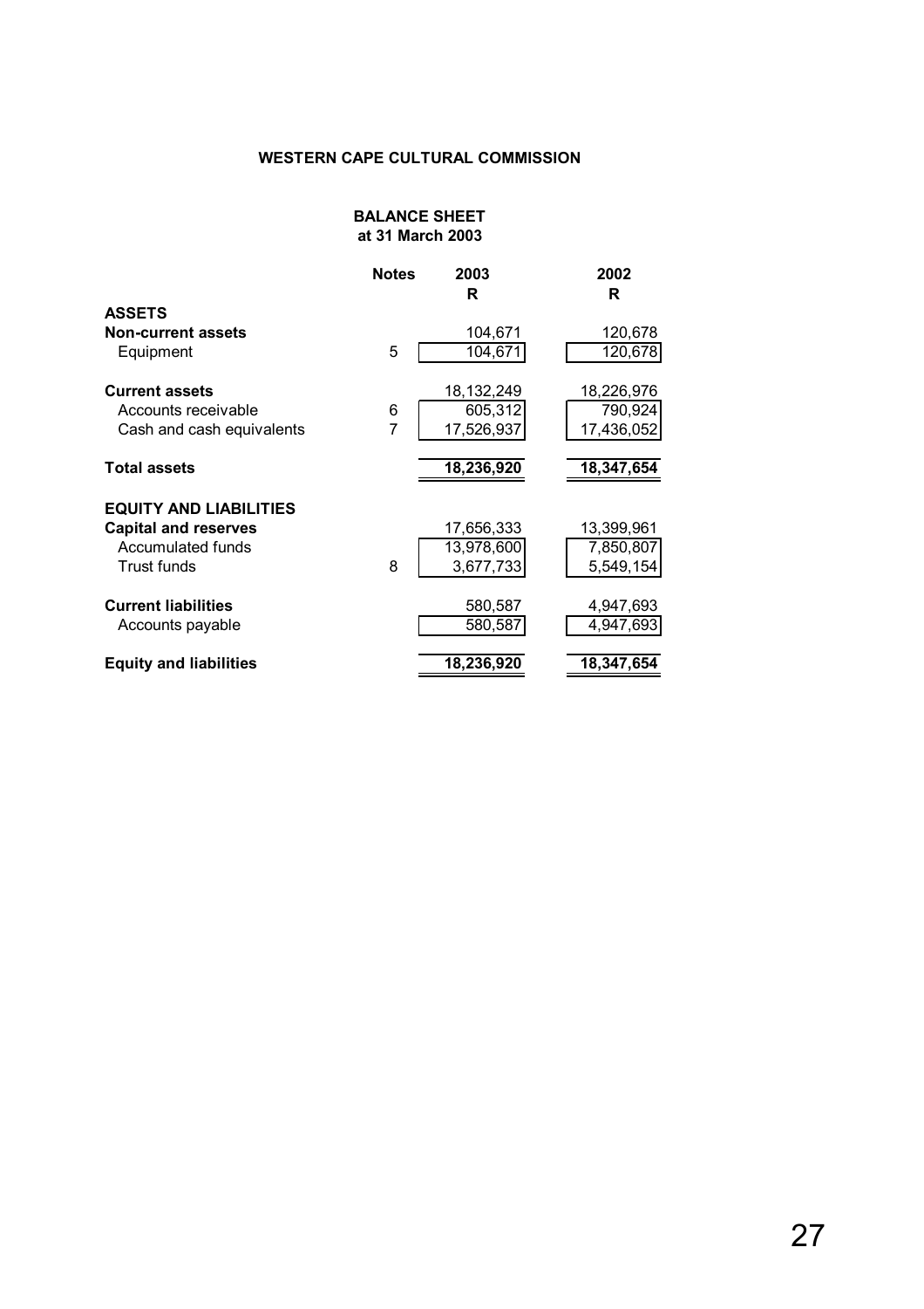## WESTERN CAPE CULTURAL COMMISSION

### BALANCE SHEET
### at 31 March 2003

| | Notes | 2003 R | 2002 R |
|---|---|---|---|
| **ASSETS** | | | |
| **Non-current assets** | | 104,671 | 120,678 |
| Equipment | 5 | 104,671 | 120,678 |
| | | | |
| **Current assets** | | 18,132,249 | 18,226,976 |
| Accounts receivable | 6 | 605,312 | 790,924 |
| Cash and cash equivalents | 7 | 17,526,937 | 17,436,052 |
| | | | |
| **Total assets** | | **18,236,920** | **18,347,654** |
| | | | |
| **EQUITY AND LIABILITIES** | | | |
| **Capital and reserves** | | 17,656,333 | 13,399,961 |
| Accumulated funds | | 13,978,600 | 7,850,807 |
| Trust funds | 8 | 3,677,733 | 5,549,154 |
| | | | |
| **Current liabilities** | | 580,587 | 4,947,693 |
| Accounts payable | | 580,587 | 4,947,693 |
| | | | |
| **Equity and liabilities** | | **18,236,920** | **18,347,654** |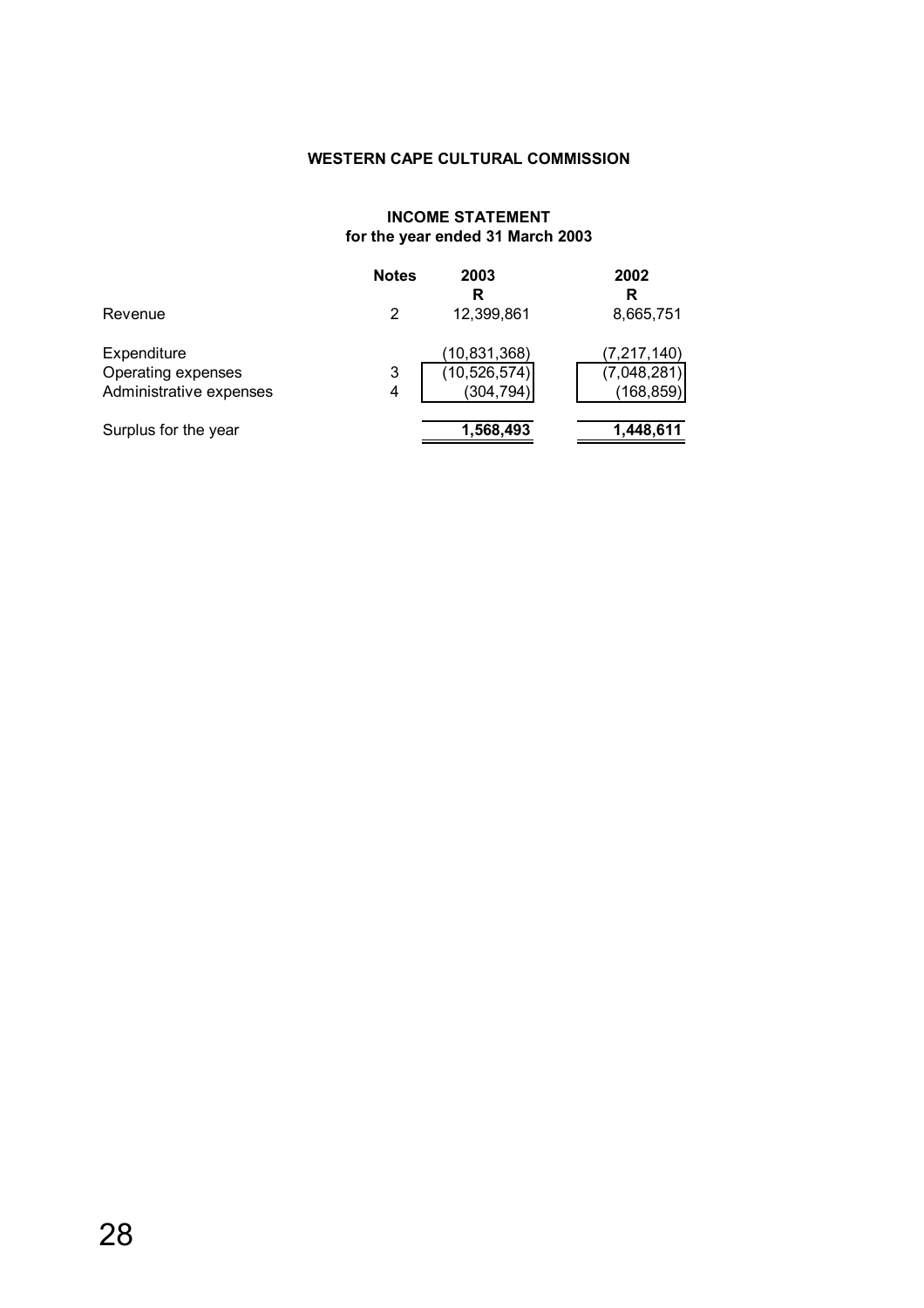**WESTERN CAPE CULTURAL COMMISSION**

**INCOME STATEMENT**
**for the year ended 31 March 2003**

| | Notes | 2003 R | 2002 R |
|---|---|---|---|
| Revenue | 2 | 12,399,861 | 8,665,751 |
| Expenditure | | (10,831,368) | (7,217,140) |
| Operating expenses | 3 | (10,526,574) | (7,048,281) |
| Administrative expenses | 4 | (304,794) | (168,859) |
| Surplus for the year | | **1,568,493** | **1,448,611** |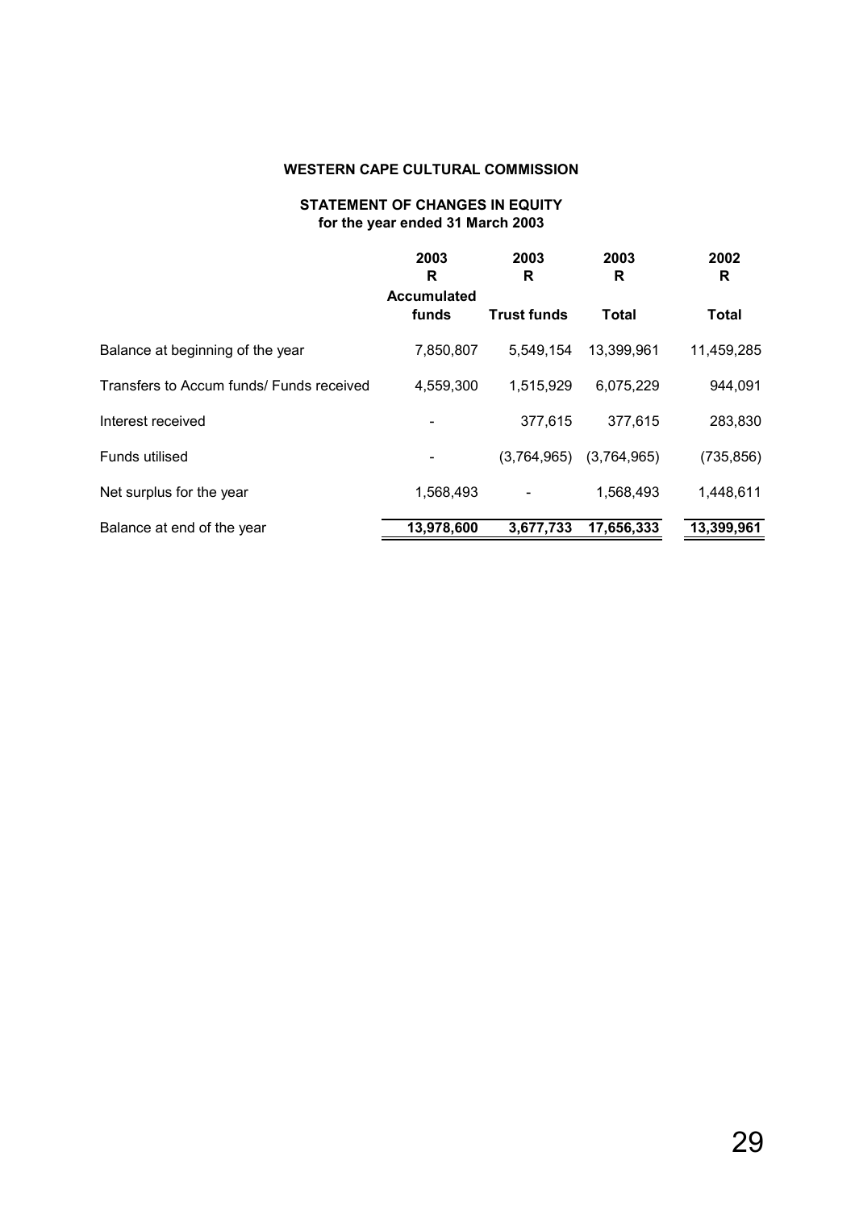**WESTERN CAPE CULTURAL COMMISSION**

**STATEMENT OF CHANGES IN EQUITY**
**for the year ended 31 March 2003**

| | 2003<br>R<br>Accumulated funds | 2003<br>R<br>Trust funds | 2003<br>R<br>Total | 2002<br>R<br>Total |
|---|---|---|---|---|
| Balance at beginning of the year | 7,850,807 | 5,549,154 | 13,399,961 | 11,459,285 |
| Transfers to Accum funds/ Funds received | 4,559,300 | 1,515,929 | 6,075,229 | 944,091 |
| Interest received | - | 377,615 | 377,615 | 283,830 |
| Funds utilised | - | (3,764,965) | (3,764,965) | (735,856) |
| Net surplus for the year | 1,568,493 | - | 1,568,493 | 1,448,611 |
| Balance at end of the year | **13,978,600** | **3,677,733** | **17,656,333** | **13,399,961** |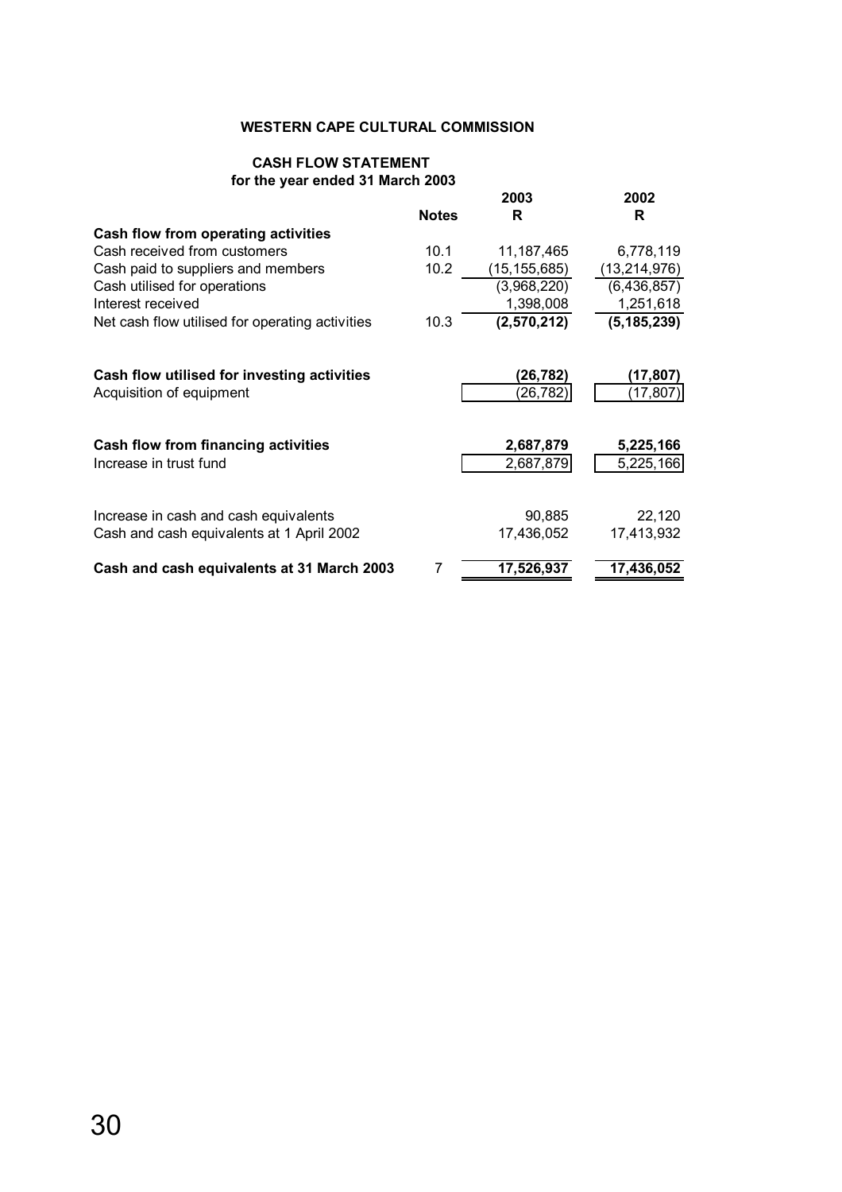**WESTERN CAPE CULTURAL COMMISSION**

**CASH FLOW STATEMENT**
**for the year ended 31 March 2003**

| | Notes | 2003<br>R | 2002<br>R |
|---|---|---|---|
| **Cash flow from operating activities** | | | |
| Cash received from customers | 10.1 | 11,187,465 | 6,778,119 |
| Cash paid to suppliers and members | 10.2 | (15,155,685) | (13,214,976) |
| Cash utilised for operations | | (3,968,220) | (6,436,857) |
| Interest received | | 1,398,008 | 1,251,618 |
| Net cash flow utilised for operating activities | 10.3 | **(2,570,212)** | **(5,185,239)** |
| | | | |
| **Cash flow utilised for investing activities** | | **(26,782)** | **(17,807)** |
| Acquisition of equipment | | (26,782) | (17,807) |
| | | | |
| **Cash flow from financing activities** | | **2,687,879** | **5,225,166** |
| Increase in trust fund | | 2,687,879 | 5,225,166 |
| | | | |
| Increase in cash and cash equivalents | | 90,885 | 22,120 |
| Cash and cash equivalents at 1 April 2002 | | 17,436,052 | 17,413,932 |
| | | | |
| **Cash and cash equivalents at 31 March 2003** | 7 | **17,526,937** | **17,436,052** |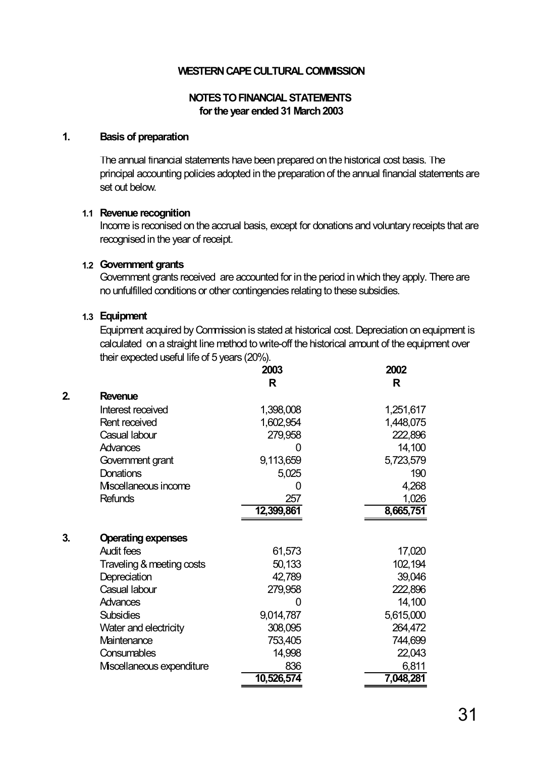**WESTERN CAPE CULTURAL COMMISSION**

**NOTES TO FINANCIAL STATEMENTS**
**for the year ended 31 March 2003**

## 1. Basis of preparation

The annual financial statements have been prepared on the historical cost basis. The principal accounting policies adopted in the preparation of the annual financial statements are set out below.

### 1.1 Revenue recognition

Income is reconised on the accrual basis, except for donations and voluntary receipts that are recognised in the year of receipt.

### 1.2 Government grants

Government grants received are accounted for in the period in which they apply. There are no unfulfilled conditions or other contingencies relating to these subsidies.

### 1.3 Equipment

Equipment acquired by Commission is stated at historical cost. Depreciation on equipment is calculated on a straight line method to write-off the historical amount of the equipment over their expected useful life of 5 years (20%).

| | 2003 | 2002 |
|---|---|---|
| | R | R |
| **2. Revenue** | | |
| Interest received | 1,398,008 | 1,251,617 |
| Rent received | 1,602,954 | 1,448,075 |
| Casual labour | 279,958 | 222,896 |
| Advances | 0 | 14,100 |
| Government grant | 9,113,659 | 5,723,579 |
| Donations | 5,025 | 190 |
| Miscellaneous income | 0 | 4,268 |
| Refunds | 257 | 1,026 |
| | 12,399,861 | 8,665,751 |
| **3. Operating expenses** | | |
| Audit fees | 61,573 | 17,020 |
| Traveling & meeting costs | 50,133 | 102,194 |
| Depreciation | 42,789 | 39,046 |
| Casual labour | 279,958 | 222,896 |
| Advances | 0 | 14,100 |
| Subsidies | 9,014,787 | 5,615,000 |
| Water and electricity | 308,095 | 264,472 |
| Maintenance | 753,405 | 744,699 |
| Consumables | 14,998 | 22,043 |
| Miscellaneous expenditure | 836 | 6,811 |
| | 10,526,574 | 7,048,281 |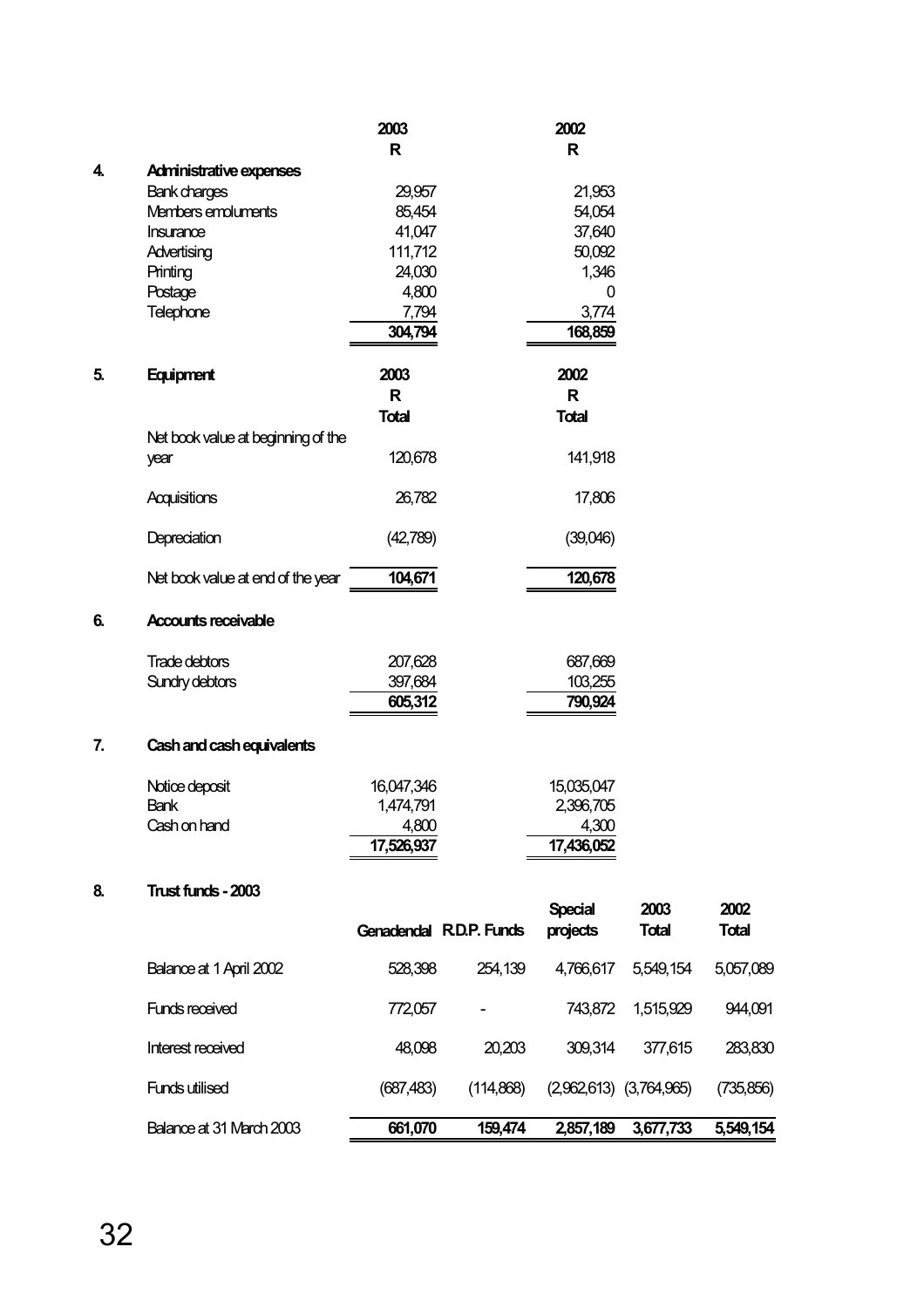| | 2003 | 2002 |
|---|---|---|
| | R | R |

## 4. Administrative expenses

| | 2003 R | 2002 R |
|---|---|---|
| Bank charges | 29,957 | 21,953 |
| Members emoluments | 85,454 | 54,054 |
| Insurance | 41,047 | 37,640 |
| Advertising | 111,712 | 50,092 |
| Printing | 24,030 | 1,346 |
| Postage | 4,800 | 0 |
| Telephone | 7,794 | 3,774 |
| | **304,794** | **168,859** |

## 5. Equipment

| | 2003 R Total | 2002 R Total |
|---|---|---|
| Net book value at beginning of the year | 120,678 | 141,918 |
| Acquisitions | 26,782 | 17,806 |
| Depreciation | (42,789) | (39,046) |
| Net book value at end of the year | **104,671** | **120,678** |

## 6. Accounts receivable

| | 2003 R | 2002 R |
|---|---|---|
| Trade debtors | 207,628 | 687,669 |
| Sundry debtors | 397,684 | 103,255 |
| | **605,312** | **790,924** |

## 7. Cash and cash equivalents

| | 2003 R | 2002 R |
|---|---|---|
| Notice deposit | 16,047,346 | 15,035,047 |
| Bank | 1,474,791 | 2,396,705 |
| Cash on hand | 4,800 | 4,300 |
| | **17,526,937** | **17,436,052** |

## 8. Trust funds - 2003

| | Genadendal | R.D.P. Funds | Special projects | 2003 Total | 2002 Total |
|---|---|---|---|---|---|
| Balance at 1 April 2002 | 528,398 | 254,139 | 4,766,617 | 5,549,154 | 5,057,089 |
| Funds received | 772,057 | - | 743,872 | 1,515,929 | 944,091 |
| Interest received | 48,098 | 20,203 | 309,314 | 377,615 | 283,830 |
| Funds utilised | (687,483) | (114,868) | (2,962,613) | (3,764,965) | (735,856) |
| Balance at 31 March 2003 | **661,070** | **159,474** | **2,857,189** | **3,677,733** | **5,549,154** |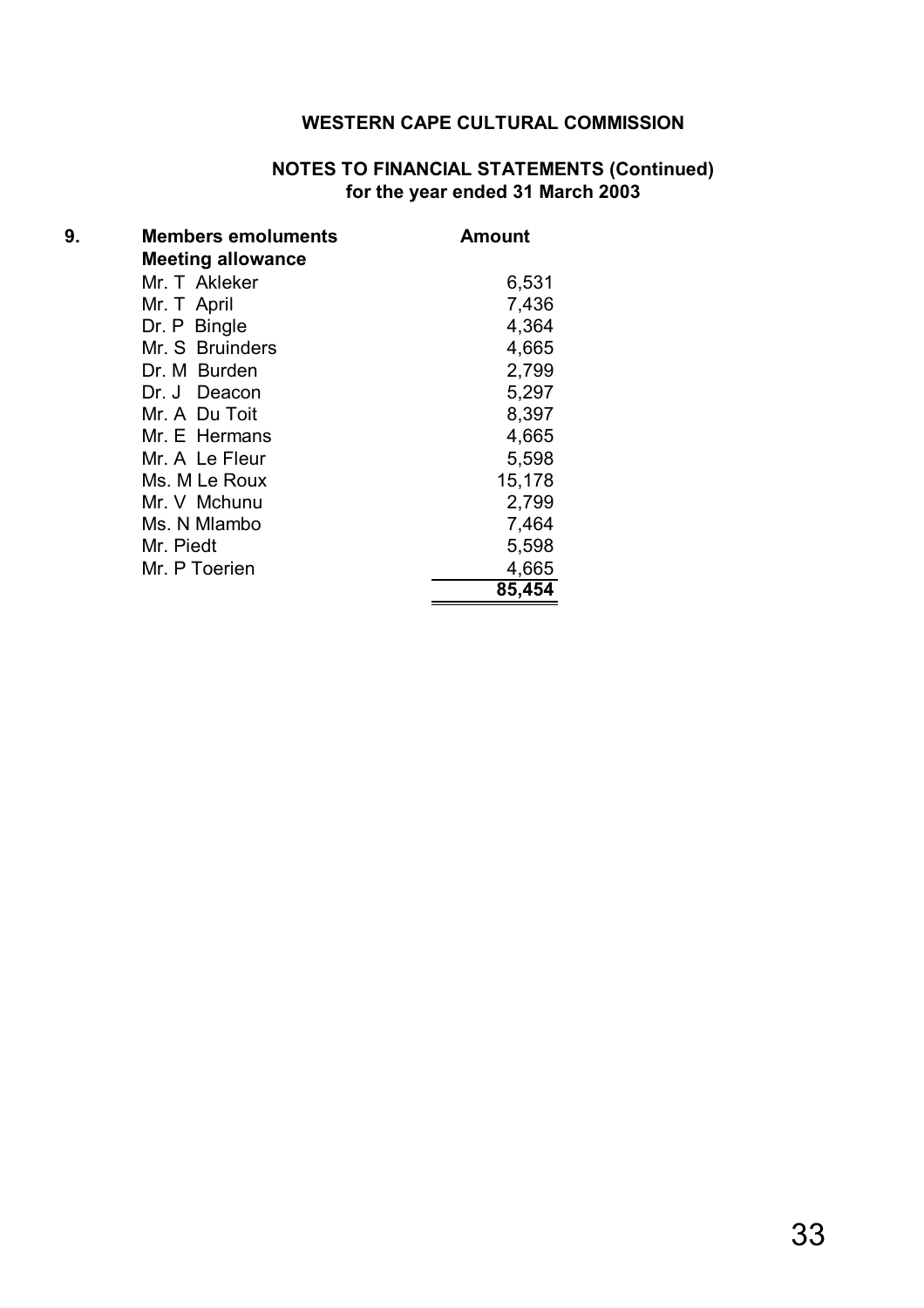**WESTERN CAPE CULTURAL COMMISSION**

**NOTES TO FINANCIAL STATEMENTS (Continued)**
**for the year ended 31 March 2003**

**9. Members emoluments**

| **Meeting allowance** | **Amount** |
|---|---:|
| Mr. T Akleker | 6,531 |
| Mr. T April | 7,436 |
| Dr. P Bingle | 4,364 |
| Mr. S Bruinders | 4,665 |
| Dr. M Burden | 2,799 |
| Dr. J Deacon | 5,297 |
| Mr. A Du Toit | 8,397 |
| Mr. E Hermans | 4,665 |
| Mr. A Le Fleur | 5,598 |
| Ms. M Le Roux | 15,178 |
| Mr. V Mchunu | 2,799 |
| Ms. N Mlambo | 7,464 |
| Mr. Piedt | 5,598 |
| Mr. P Toerien | 4,665 |
| | **85,454** |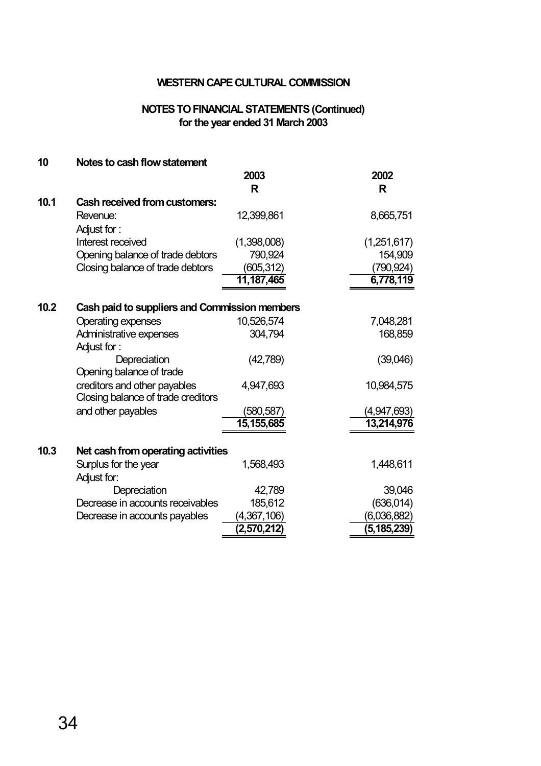**WESTERN CAPE CULTURAL COMMISSION**

**NOTES TO FINANCIAL STATEMENTS (Continued)**
**for the year ended 31 March 2003**

| | | 2003 | 2002 |
|---|---|---|---|
| **10** | **Notes to cash flow statement** | **R** | **R** |
| **10.1** | **Cash received from customers:** | | |
| | Revenue: | 12,399,861 | 8,665,751 |
| | Adjust for : | | |
| | Interest received | (1,398,008) | (1,251,617) |
| | Opening balance of trade debtors | 790,924 | 154,909 |
| | Closing balance of trade debtors | (605,312) | (790,924) |
| | | 11,187,465 | 6,778,119 |
| **10.2** | **Cash paid to suppliers and Commission members** | | |
| | Operating expenses | 10,526,574 | 7,048,281 |
| | Administrative expenses | 304,794 | 168,859 |
| | Adjust for : | | |
| | Depreciation | (42,789) | (39,046) |
| | Opening balance of trade creditors and other payables | 4,947,693 | 10,984,575 |
| | Closing balance of trade creditors and other payables | (580,587) | (4,947,693) |
| | | 15,155,685 | 13,214,976 |
| **10.3** | **Net cash from operating activities** | | |
| | Surplus for the year | 1,568,493 | 1,448,611 |
| | Adjust for: | | |
| | Depreciation | 42,789 | 39,046 |
| | Decrease in accounts receivables | 185,612 | (636,014) |
| | Decrease in accounts payables | (4,367,106) | (6,036,882) |
| | | (2,570,212) | (5,185,239) |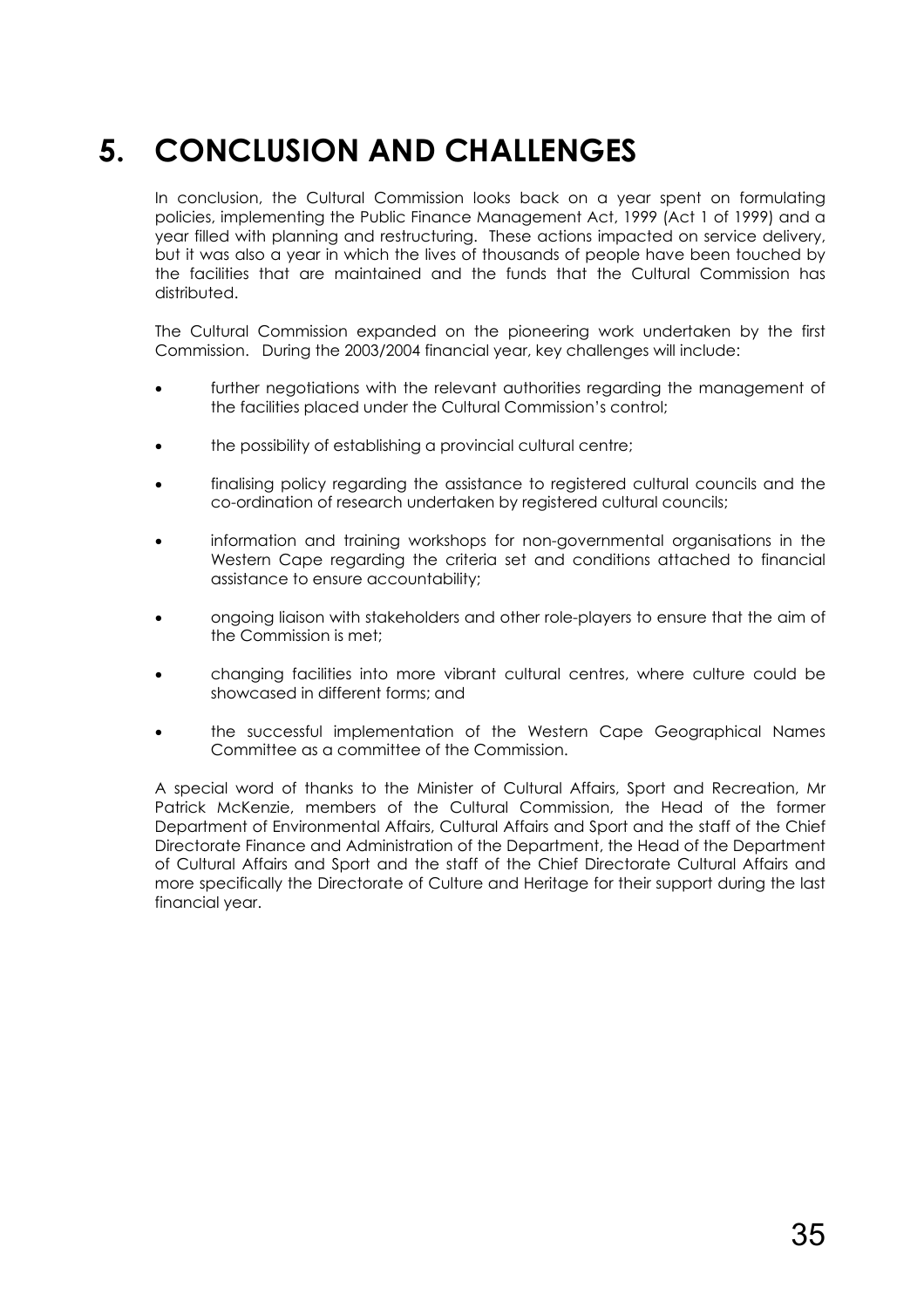# 5. CONCLUSION AND CHALLENGES

In conclusion, the Cultural Commission looks back on a year spent on formulating policies, implementing the Public Finance Management Act, 1999 (Act 1 of 1999) and a year filled with planning and restructuring. These actions impacted on service delivery, but it was also a year in which the lives of thousands of people have been touched by the facilities that are maintained and the funds that the Cultural Commission has distributed.

The Cultural Commission expanded on the pioneering work undertaken by the first Commission. During the 2003/2004 financial year, key challenges will include:

- further negotiations with the relevant authorities regarding the management of the facilities placed under the Cultural Commission's control;
- the possibility of establishing a provincial cultural centre;
- finalising policy regarding the assistance to registered cultural councils and the co-ordination of research undertaken by registered cultural councils;
- information and training workshops for non-governmental organisations in the Western Cape regarding the criteria set and conditions attached to financial assistance to ensure accountability;
- ongoing liaison with stakeholders and other role-players to ensure that the aim of the Commission is met;
- changing facilities into more vibrant cultural centres, where culture could be showcased in different forms; and
- the successful implementation of the Western Cape Geographical Names Committee as a committee of the Commission.

A special word of thanks to the Minister of Cultural Affairs, Sport and Recreation, Mr Patrick McKenzie, members of the Cultural Commission, the Head of the former Department of Environmental Affairs, Cultural Affairs and Sport and the staff of the Chief Directorate Finance and Administration of the Department, the Head of the Department of Cultural Affairs and Sport and the staff of the Chief Directorate Cultural Affairs and more specifically the Directorate of Culture and Heritage for their support during the last financial year.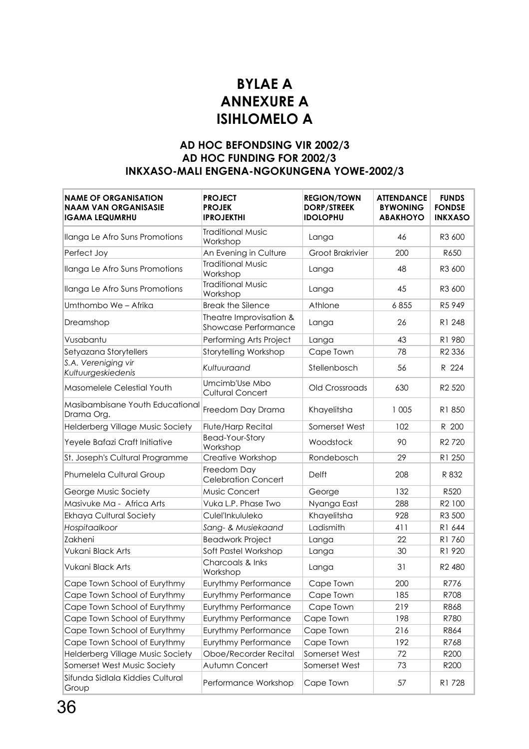# BYLAE A
# ANNEXURE A
# ISIHLOMELO A

### AD HOC BEFONDSING VIR 2002/3
### AD HOC FUNDING FOR 2002/3
### INKXASO-MALI ENGENA-NGOKUNGENA YOWE-2002/3

| NAME OF ORGANISATION<br>NAAM VAN ORGANISASIE<br>IGAMA LEQUMRHU | PROJECT<br>PROJEK<br>IPROJEKTHI | REGION/TOWN<br>DORP/STREEK<br>IDOLOPHU | ATTENDANCE<br>BYWONING<br>ABAKHOYO | FUNDS<br>FONDSE<br>INKXASO |
|---|---|---|---|---|
| Ilanga Le Afro Suns Promotions | Traditional Music Workshop | Langa | 46 | R3 600 |
| Perfect Joy | An Evening in Culture | Groot Brakrivier | 200 | R650 |
| Ilanga Le Afro Suns Promotions | Traditional Music Workshop | Langa | 48 | R3 600 |
| Ilanga Le Afro Suns Promotions | Traditional Music Workshop | Langa | 45 | R3 600 |
| Umthombo We – Afrika | Break the Silence | Athlone | 6 855 | R5 949 |
| Dreamshop | Theatre Improvisation & Showcase Performance | Langa | 26 | R1 248 |
| Vusabantu | Performing Arts Project | Langa | 43 | R1 980 |
| Setyazana Storytellers | Storytelling Workshop | Cape Town | 78 | R2 336 |
| *S.A. Vereniging vir Kultuurgeskiedenis* | *Kultuuraand* | Stellenbosch | 56 | R 224 |
| Masomelele Celestial Youth | Umcimb'Use Mbo Cultural Concert | Old Crossroads | 630 | R2 520 |
| Masibambisane Youth Educational Drama Org. | Freedom Day Drama | Khayelitsha | 1 005 | R1 850 |
| Helderberg Village Music Society | Flute/Harp Recital | Somerset West | 102 | R 200 |
| Yeyele Bafazi Craft Initiative | Bead-Your-Story Workshop | Woodstock | 90 | R2 720 |
| St. Joseph's Cultural Programme | Creative Workshop | Rondebosch | 29 | R1 250 |
| Phumelela Cultural Group | Freedom Day Celebration Concert | Delft | 208 | R 832 |
| George Music Society | Music Concert | George | 132 | R520 |
| Masivuke Ma - Africa Arts | Vuka L.P. Phase Two | Nyanga East | 288 | R2 100 |
| Ekhaya Cultural Society | Culel'Inkululeko | Khayelitsha | 928 | R3 500 |
| *Hospitaalkoor* | *Sang- & Musiekaand* | Ladismith | 411 | R1 644 |
| Zakheni | Beadwork Project | Langa | 22 | R1 760 |
| Vukani Black Arts | Soft Pastel Workshop | Langa | 30 | R1 920 |
| Vukani Black Arts | Charcoals & Inks Workshop | Langa | 31 | R2 480 |
| Cape Town School of Eurythmy | Eurythmy Performance | Cape Town | 200 | R776 |
| Cape Town School of Eurythmy | Eurythmy Performance | Cape Town | 185 | R708 |
| Cape Town School of Eurythmy | Eurythmy Performance | Cape Town | 219 | R868 |
| Cape Town School of Eurythmy | Eurythmy Performance | Cape Town | 198 | R780 |
| Cape Town School of Eurythmy | Eurythmy Performance | Cape Town | 216 | R864 |
| Cape Town School of Eurythmy | Eurythmy Performance | Cape Town | 192 | R768 |
| Helderberg Village Music Society | Oboe/Recorder Recital | Somerset West | 72 | R200 |
| Somerset West Music Society | Autumn Concert | Somerset West | 73 | R200 |
| Sifunda Sidlala Kiddies Cultural Group | Performance Workshop | Cape Town | 57 | R1 728 |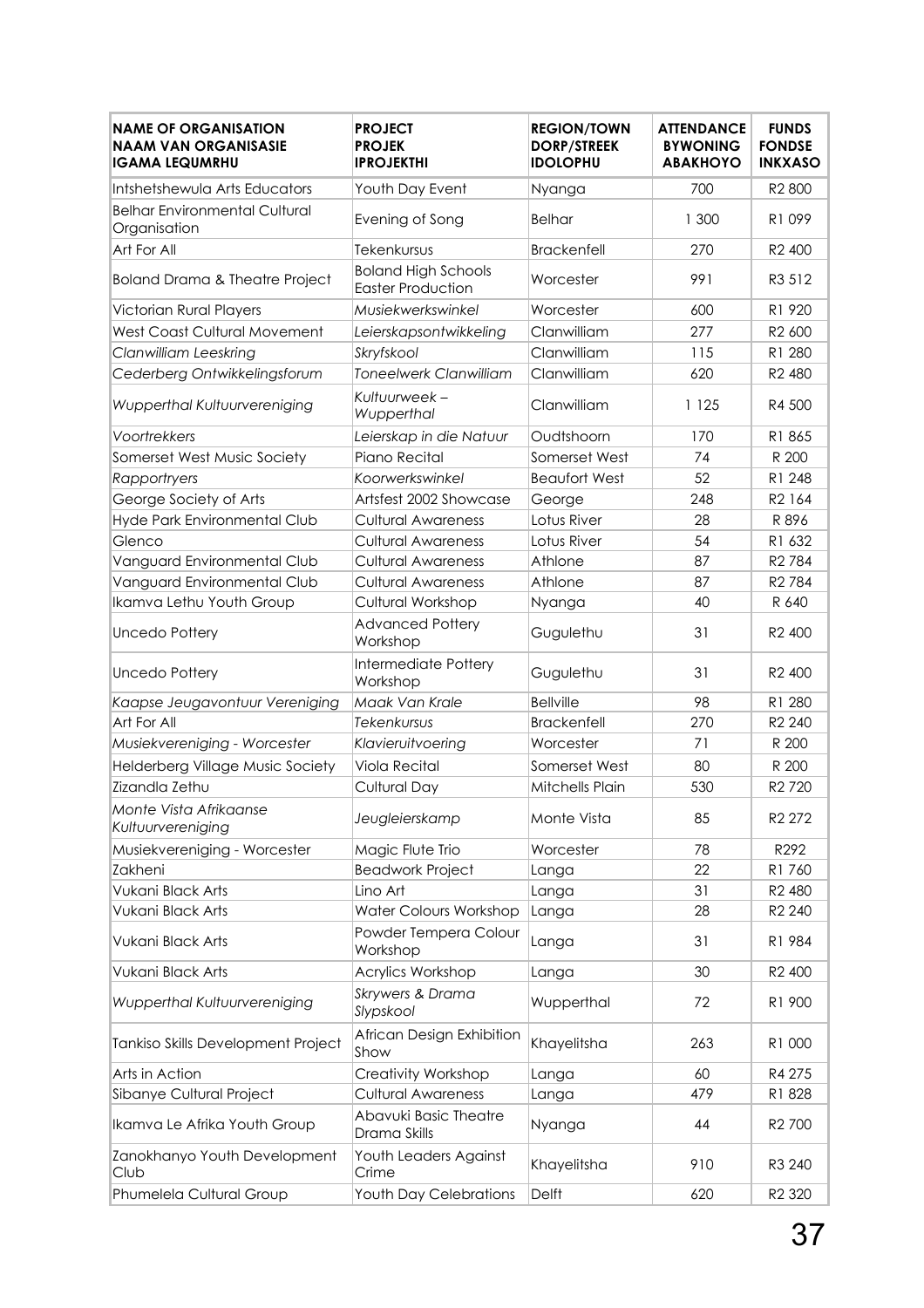| NAME OF ORGANISATION<br>NAAM VAN ORGANISASIE<br>IGAMA LEQUMRHU | PROJECT<br>PROJEK<br>IPROJEKTHI | REGION/TOWN<br>DORP/STREEK<br>IDOLOPHU | ATTENDANCE<br>BYWONING<br>ABAKHOYO | FUNDS<br>FONDSE<br>INKXASO |
|---|---|---|---|---|
| Intshetshewula Arts Educators | Youth Day Event | Nyanga | 700 | R2 800 |
| Belhar Environmental Cultural Organisation | Evening of Song | Belhar | 1 300 | R1 099 |
| Art For All | Tekenkursus | Brackenfell | 270 | R2 400 |
| Boland Drama & Theatre Project | Boland High Schools Easter Production | Worcester | 991 | R3 512 |
| Victorian Rural Players | *Musiekwerkswinkel* | Worcester | 600 | R1 920 |
| West Coast Cultural Movement | *Leierskapsontwikkeling* | Clanwilliam | 277 | R2 600 |
| *Clanwilliam Leeskring* | *Skryfskool* | Clanwilliam | 115 | R1 280 |
| *Cederberg Ontwikkelingsforum* | *Toneelwerk Clanwilliam* | Clanwilliam | 620 | R2 480 |
| *Wupperthal Kultuurvereniging* | *Kultuurweek – Wupperthal* | Clanwilliam | 1 125 | R4 500 |
| *Voortrekkers* | *Leierskap in die Natuur* | Oudtshoorn | 170 | R1 865 |
| Somerset West Music Society | Piano Recital | Somerset West | 74 | R 200 |
| *Rapportryers* | *Koorwerkswinkel* | Beaufort West | 52 | R1 248 |
| George Society of Arts | Artsfest 2002 Showcase | George | 248 | R2 164 |
| Hyde Park Environmental Club | Cultural Awareness | Lotus River | 28 | R 896 |
| Glenco | Cultural Awareness | Lotus River | 54 | R1 632 |
| Vanguard Environmental Club | Cultural Awareness | Athlone | 87 | R2 784 |
| Vanguard Environmental Club | Cultural Awareness | Athlone | 87 | R2 784 |
| Ikamva Lethu Youth Group | Cultural Workshop | Nyanga | 40 | R 640 |
| Uncedo Pottery | Advanced Pottery Workshop | Gugulethu | 31 | R2 400 |
| Uncedo Pottery | Intermediate Pottery Workshop | Gugulethu | 31 | R2 400 |
| *Kaapse Jeugavontuur Vereniging* | *Maak Van Krale* | Bellville | 98 | R1 280 |
| Art For All | *Tekenkursus* | Brackenfell | 270 | R2 240 |
| *Musiekvereniging - Worcester* | *Klavieruitvoering* | Worcester | 71 | R 200 |
| Helderberg Village Music Society | Viola Recital | Somerset West | 80 | R 200 |
| Zizandla Zethu | Cultural Day | Mitchells Plain | 530 | R2 720 |
| *Monte Vista Afrikaanse Kultuurvereniging* | *Jeugleierskamp* | Monte Vista | 85 | R2 272 |
| Musiekvereniging - Worcester | Magic Flute Trio | Worcester | 78 | R292 |
| Zakheni | Beadwork Project | Langa | 22 | R1 760 |
| Vukani Black Arts | Lino Art | Langa | 31 | R2 480 |
| Vukani Black Arts | Water Colours Workshop | Langa | 28 | R2 240 |
| Vukani Black Arts | Powder Tempera Colour Workshop | Langa | 31 | R1 984 |
| Vukani Black Arts | Acrylics Workshop | Langa | 30 | R2 400 |
| *Wupperthal Kultuurvereniging* | *Skrywers & Drama Slypskool* | Wupperthal | 72 | R1 900 |
| Tankiso Skills Development Project | African Design Exhibition Show | Khayelitsha | 263 | R1 000 |
| Arts in Action | Creativity Workshop | Langa | 60 | R4 275 |
| Sibanye Cultural Project | Cultural Awareness | Langa | 479 | R1 828 |
| Ikamva Le Afrika Youth Group | Abavuki Basic Theatre Drama Skills | Nyanga | 44 | R2 700 |
| Zanokhanyo Youth Development Club | Youth Leaders Against Crime | Khayelitsha | 910 | R3 240 |
| Phumelela Cultural Group | Youth Day Celebrations | Delft | 620 | R2 320 |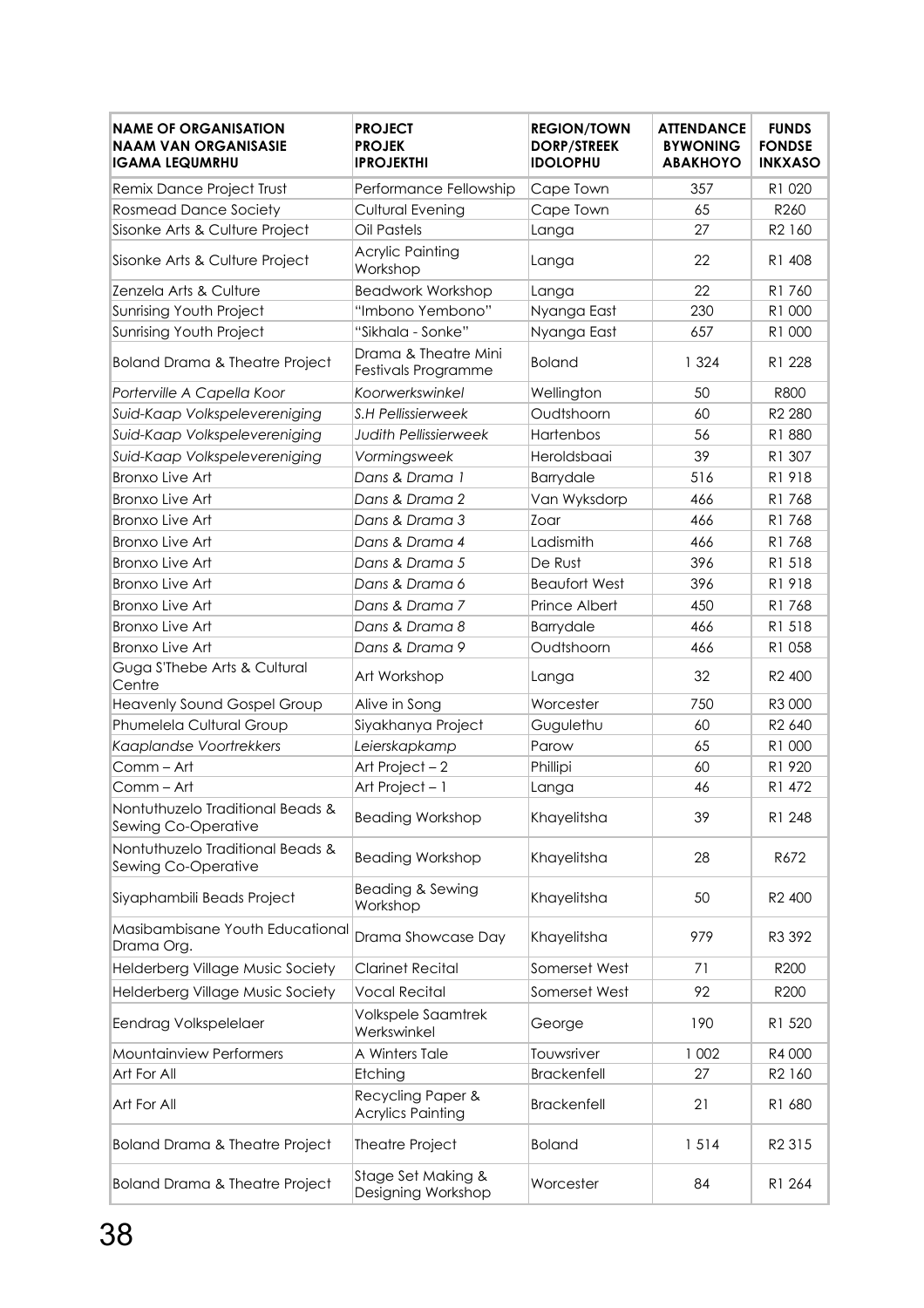| NAME OF ORGANISATION<br>NAAM VAN ORGANISASIE<br>IGAMA LEQUMRHU | PROJECT<br>PROJEK<br>IPROJEKTHI | REGION/TOWN<br>DORP/STREEK<br>IDOLOPHU | ATTENDANCE<br>BYWONING<br>ABAKHOYO | FUNDS<br>FONDSE<br>INKXASO |
|---|---|---|---|---|
| Remix Dance Project Trust | Performance Fellowship | Cape Town | 357 | R1 020 |
| Rosmead Dance Society | Cultural Evening | Cape Town | 65 | R260 |
| Sisonke Arts & Culture Project | Oil Pastels | Langa | 27 | R2 160 |
| Sisonke Arts & Culture Project | Acrylic Painting Workshop | Langa | 22 | R1 408 |
| Zenzela Arts & Culture | Beadwork Workshop | Langa | 22 | R1 760 |
| Sunrising Youth Project | "Imbono Yembono" | Nyanga East | 230 | R1 000 |
| Sunrising Youth Project | "Sikhala - Sonke" | Nyanga East | 657 | R1 000 |
| Boland Drama & Theatre Project | Drama & Theatre Mini Festivals Programme | Boland | 1 324 | R1 228 |
| *Porterville A Capella Koor* | *Koorwerkswinkel* | Wellington | 50 | R800 |
| *Suid-Kaap Volkspelevereniging* | *S.H Pellissierweek* | Oudtshoorn | 60 | R2 280 |
| *Suid-Kaap Volkspelevereniging* | *Judith Pellissierweek* | Hartenbos | 56 | R1 880 |
| *Suid-Kaap Volkspelevereniging* | *Vormingsweek* | Heroldsbaai | 39 | R1 307 |
| Bronxo Live Art | *Dans & Drama 1* | Barrydale | 516 | R1 918 |
| Bronxo Live Art | *Dans & Drama 2* | Van Wyksdorp | 466 | R1 768 |
| Bronxo Live Art | *Dans & Drama 3* | Zoar | 466 | R1 768 |
| Bronxo Live Art | *Dans & Drama 4* | Ladismith | 466 | R1 768 |
| Bronxo Live Art | *Dans & Drama 5* | De Rust | 396 | R1 518 |
| Bronxo Live Art | *Dans & Drama 6* | Beaufort West | 396 | R1 918 |
| Bronxo Live Art | *Dans & Drama 7* | Prince Albert | 450 | R1 768 |
| Bronxo Live Art | *Dans & Drama 8* | Barrydale | 466 | R1 518 |
| Bronxo Live Art | *Dans & Drama 9* | Oudtshoorn | 466 | R1 058 |
| Guga S'Thebe Arts & Cultural Centre | Art Workshop | Langa | 32 | R2 400 |
| Heavenly Sound Gospel Group | Alive in Song | Worcester | 750 | R3 000 |
| Phumelela Cultural Group | Siyakhanya Project | Gugulethu | 60 | R2 640 |
| *Kaaplandse Voortrekkers* | *Leierskapkamp* | Parow | 65 | R1 000 |
| Comm – Art | Art Project – 2 | Phillipi | 60 | R1 920 |
| Comm – Art | Art Project – 1 | Langa | 46 | R1 472 |
| Nontuthuzelo Traditional Beads & Sewing Co-Operative | Beading Workshop | Khayelitsha | 39 | R1 248 |
| Nontuthuzelo Traditional Beads & Sewing Co-Operative | Beading Workshop | Khayelitsha | 28 | R672 |
| Siyaphambili Beads Project | Beading & Sewing Workshop | Khayelitsha | 50 | R2 400 |
| Masibambisane Youth Educational Drama Org. | Drama Showcase Day | Khayelitsha | 979 | R3 392 |
| Helderberg Village Music Society | Clarinet Recital | Somerset West | 71 | R200 |
| Helderberg Village Music Society | Vocal Recital | Somerset West | 92 | R200 |
| Eendrag Volkspelelaer | Volkspele Saamtrek Werkswinkel | George | 190 | R1 520 |
| Mountainview Performers | A Winters Tale | Touwsriver | 1 002 | R4 000 |
| Art For All | Etching | Brackenfell | 27 | R2 160 |
| Art For All | Recycling Paper & Acrylics Painting | Brackenfell | 21 | R1 680 |
| Boland Drama & Theatre Project | Theatre Project | Boland | 1 514 | R2 315 |
| Boland Drama & Theatre Project | Stage Set Making & Designing Workshop | Worcester | 84 | R1 264 |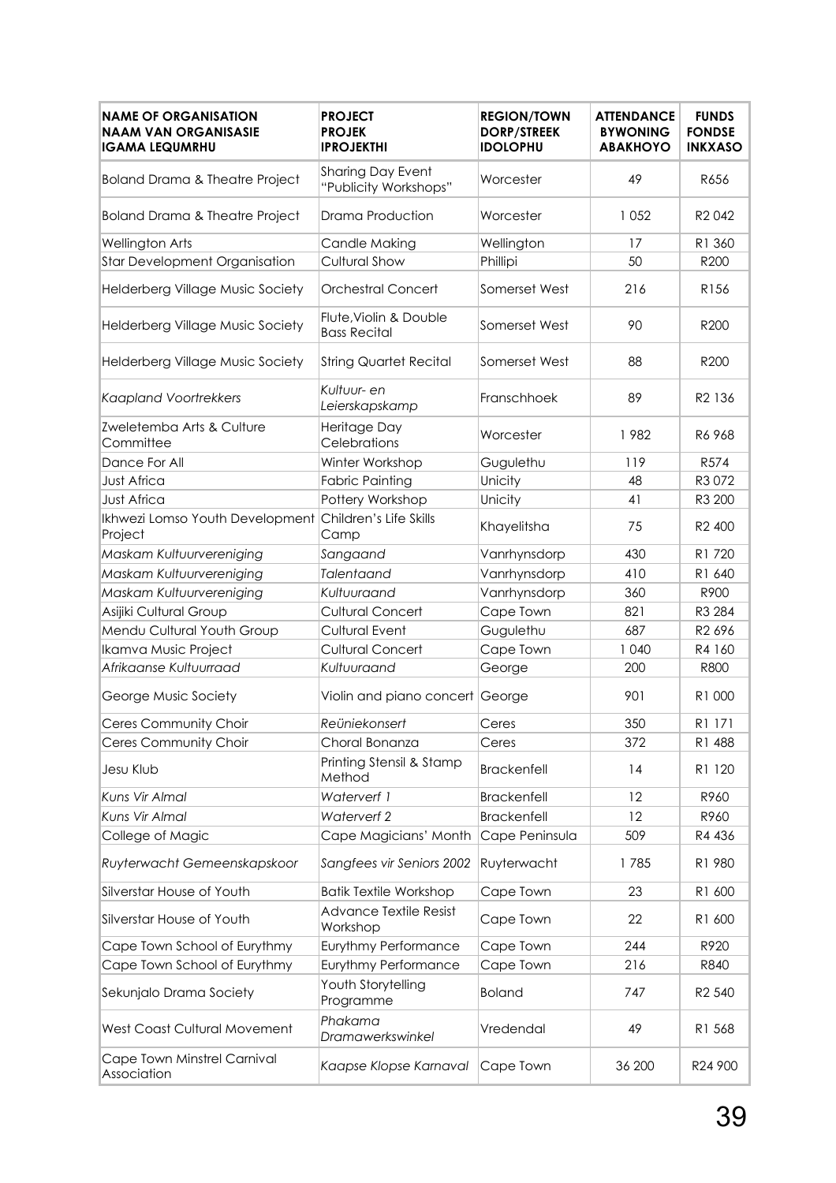| NAME OF ORGANISATION<br>NAAM VAN ORGANISASIE<br>IGAMA LEQUMRHU | PROJECT<br>PROJEK<br>IPROJEKTHI | REGION/TOWN<br>DORP/STREEK<br>IDOLOPHU | ATTENDANCE<br>BYWONING<br>ABAKHOYO | FUNDS<br>FONDSE<br>INKXASO |
|---|---|---|---|---|
| Boland Drama & Theatre Project | Sharing Day Event "Publicity Workshops" | Worcester | 49 | R656 |
| Boland Drama & Theatre Project | Drama Production | Worcester | 1 052 | R2 042 |
| Wellington Arts | Candle Making | Wellington | 17 | R1 360 |
| Star Development Organisation | Cultural Show | Phillipi | 50 | R200 |
| Helderberg Village Music Society | Orchestral Concert | Somerset West | 216 | R156 |
| Helderberg Village Music Society | Flute,Violin & Double Bass Recital | Somerset West | 90 | R200 |
| Helderberg Village Music Society | String Quartet Recital | Somerset West | 88 | R200 |
| *Kaapland Voortrekkers* | *Kultuur- en Leierskapskamp* | Franschhoek | 89 | R2 136 |
| Zweletemba Arts & Culture Committee | Heritage Day Celebrations | Worcester | 1 982 | R6 968 |
| Dance For All | Winter Workshop | Gugulethu | 119 | R574 |
| Just Africa | Fabric Painting | Unicity | 48 | R3 072 |
| Just Africa | Pottery Workshop | Unicity | 41 | R3 200 |
| Ikhwezi Lomso Youth Development Project | Children's Life Skills Camp | Khayelitsha | 75 | R2 400 |
| *Maskam Kultuurvereniging* | *Sangaand* | Vanrhynsdorp | 430 | R1 720 |
| *Maskam Kultuurvereniging* | *Talentaand* | Vanrhynsdorp | 410 | R1 640 |
| *Maskam Kultuurvereniging* | *Kultuuraand* | Vanrhynsdorp | 360 | R900 |
| Asijiki Cultural Group | Cultural Concert | Cape Town | 821 | R3 284 |
| Mendu Cultural Youth Group | Cultural Event | Gugulethu | 687 | R2 696 |
| Ikamva Music Project | Cultural Concert | Cape Town | 1 040 | R4 160 |
| *Afrikaanse Kultuurraad* | *Kultuuraand* | George | 200 | R800 |
| George Music Society | Violin and piano concert | George | 901 | R1 000 |
| Ceres Community Choir | *Reüniekonsert* | Ceres | 350 | R1 171 |
| Ceres Community Choir | Choral Bonanza | Ceres | 372 | R1 488 |
| Jesu Klub | Printing Stensil & Stamp Method | Brackenfell | 14 | R1 120 |
| *Kuns Vir Almal* | *Waterverf 1* | Brackenfell | 12 | R960 |
| *Kuns Vir Almal* | *Waterverf 2* | Brackenfell | 12 | R960 |
| College of Magic | Cape Magicians' Month | Cape Peninsula | 509 | R4 436 |
| *Ruyterwacht Gemeenskapskoor* | *Sangfees vir Seniors 2002* | Ruyterwacht | 1 785 | R1 980 |
| Silverstar House of Youth | Batik Textile Workshop | Cape Town | 23 | R1 600 |
| Silverstar House of Youth | Advance Textile Resist Workshop | Cape Town | 22 | R1 600 |
| Cape Town School of Eurythmy | Eurythmy Performance | Cape Town | 244 | R920 |
| Cape Town School of Eurythmy | Eurythmy Performance | Cape Town | 216 | R840 |
| Sekunjalo Drama Society | Youth Storytelling Programme | Boland | 747 | R2 540 |
| West Coast Cultural Movement | *Phakama Dramawerkswinkel* | Vredendal | 49 | R1 568 |
| Cape Town Minstrel Carnival Association | *Kaapse Klopse Karnaval* | Cape Town | 36 200 | R24 900 |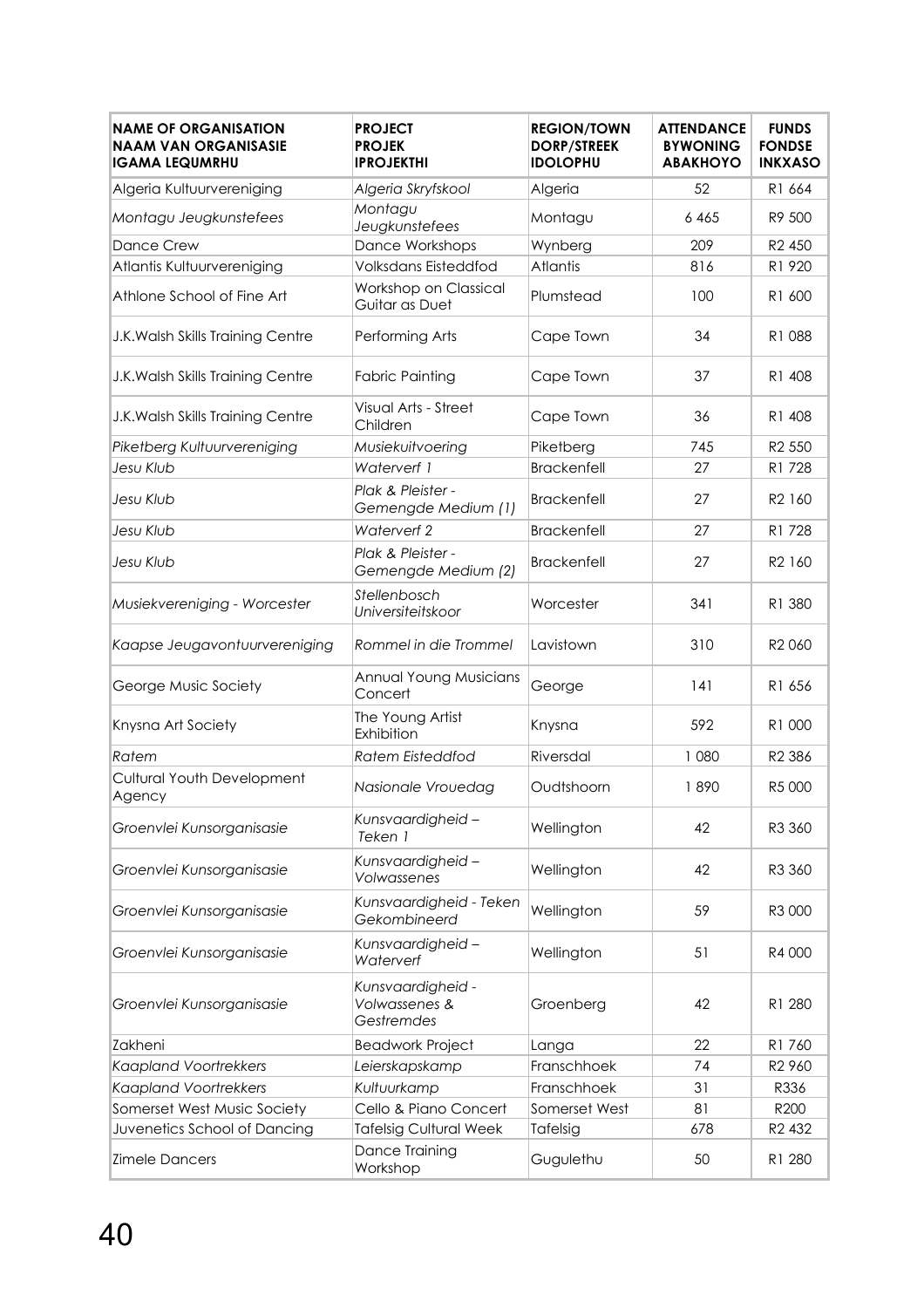| NAME OF ORGANISATION<br>NAAM VAN ORGANISASIE<br>IGAMA LEQUMRHU | PROJECT<br>PROJEK<br>IPROJEKTHI | REGION/TOWN<br>DORP/STREEK<br>IDOLOPHU | ATTENDANCE<br>BYWONING<br>ABAKHOYO | FUNDS<br>FONDSE<br>INKXASO |
|---|---|---|---|---|
| Algeria Kultuurvereniging | *Algeria Skryfskool* | Algeria | 52 | R1 664 |
| *Montagu Jeugkunstefees* | *Montagu Jeugkunstefees* | Montagu | 6 465 | R9 500 |
| Dance Crew | Dance Workshops | Wynberg | 209 | R2 450 |
| Atlantis Kultuurvereniging | Volksdans Eisteddfod | Atlantis | 816 | R1 920 |
| Athlone School of Fine Art | Workshop on Classical Guitar as Duet | Plumstead | 100 | R1 600 |
| J.K.Walsh Skills Training Centre | Performing Arts | Cape Town | 34 | R1 088 |
| J.K.Walsh Skills Training Centre | Fabric Painting | Cape Town | 37 | R1 408 |
| J.K.Walsh Skills Training Centre | Visual Arts - Street Children | Cape Town | 36 | R1 408 |
| *Piketberg Kultuurvereniging* | *Musiekuitvoering* | Piketberg | 745 | R2 550 |
| *Jesu Klub* | *Waterverf 1* | Brackenfell | 27 | R1 728 |
| *Jesu Klub* | *Plak & Pleister - Gemengde Medium (1)* | Brackenfell | 27 | R2 160 |
| *Jesu Klub* | *Waterverf 2* | Brackenfell | 27 | R1 728 |
| *Jesu Klub* | *Plak & Pleister - Gemengde Medium (2)* | Brackenfell | 27 | R2 160 |
| *Musiekvereniging - Worcester* | *Stellenbosch Universiteitskoor* | Worcester | 341 | R1 380 |
| *Kaapse Jeugavontuurvereniging* | *Rommel in die Trommel* | Lavistown | 310 | R2 060 |
| George Music Society | Annual Young Musicians Concert | George | 141 | R1 656 |
| Knysna Art Society | The Young Artist Exhibition | Knysna | 592 | R1 000 |
| *Ratem* | *Ratem Eisteddfod* | Riversdal | 1 080 | R2 386 |
| Cultural Youth Development Agency | *Nasionale Vrouedag* | Oudtshoorn | 1 890 | R5 000 |
| *Groenvlei Kunsorganisasie* | *Kunsvaardigheid – Teken 1* | Wellington | 42 | R3 360 |
| *Groenvlei Kunsorganisasie* | *Kunsvaardigheid – Volwassenes* | Wellington | 42 | R3 360 |
| *Groenvlei Kunsorganisasie* | *Kunsvaardigheid - Teken Gekombineerd* | Wellington | 59 | R3 000 |
| *Groenvlei Kunsorganisasie* | *Kunsvaardigheid – Waterverf* | Wellington | 51 | R4 000 |
| *Groenvlei Kunsorganisasie* | *Kunsvaardigheid - Volwassenes & Gestremdes* | Groenberg | 42 | R1 280 |
| Zakheni | Beadwork Project | Langa | 22 | R1 760 |
| *Kaapland Voortrekkers* | *Leierskapskamp* | Franschhoek | 74 | R2 960 |
| *Kaapland Voortrekkers* | *Kultuurkamp* | Franschhoek | 31 | R336 |
| Somerset West Music Society | Cello & Piano Concert | Somerset West | 81 | R200 |
| Juvenetics School of Dancing | Tafelsig Cultural Week | Tafelsig | 678 | R2 432 |
| Zimele Dancers | Dance Training Workshop | Gugulethu | 50 | R1 280 |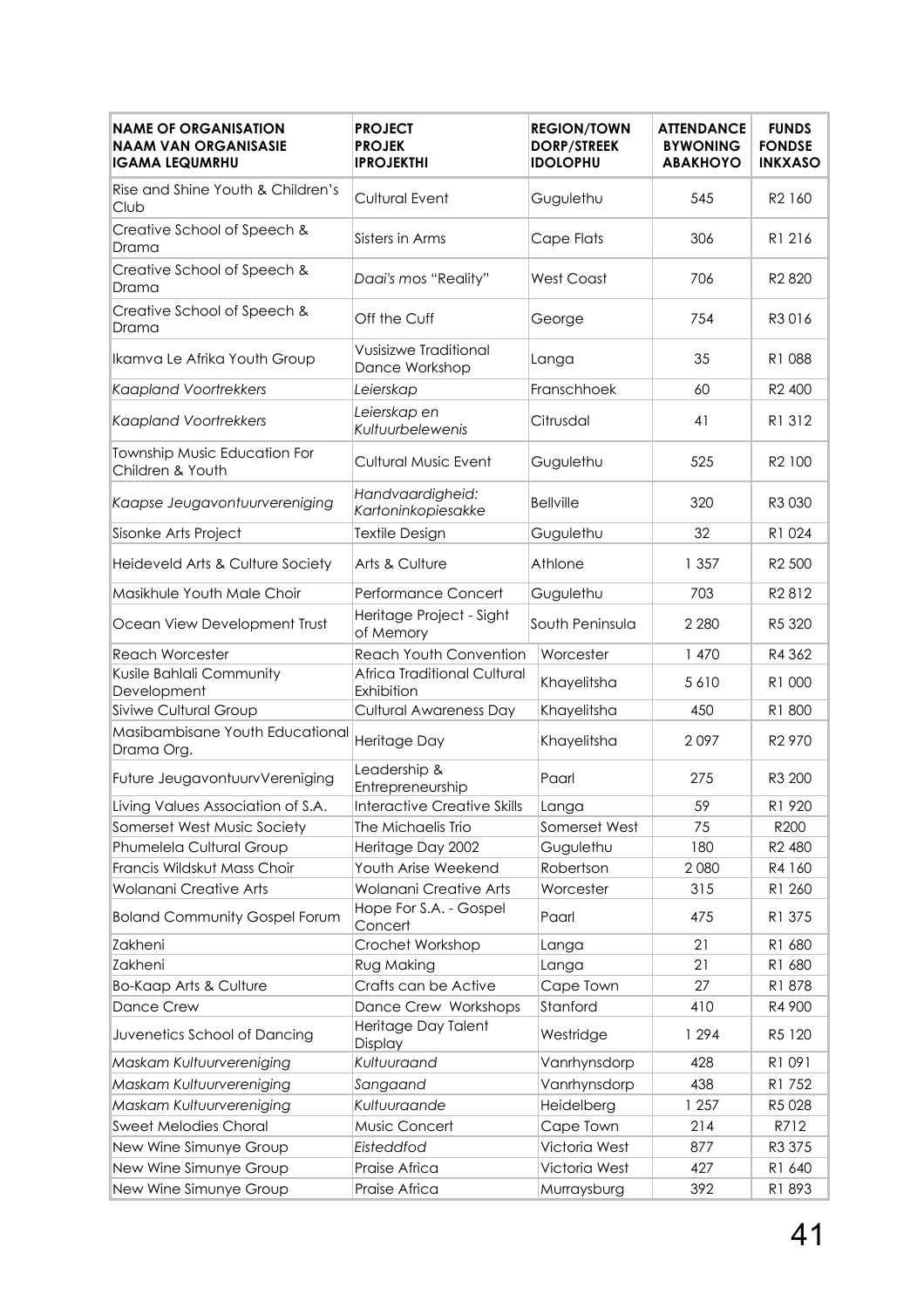| **NAME OF ORGANISATION NAAM VAN ORGANISASIE IGAMA LEQUMRHU** | **PROJECT PROJEK IPROJEKTHI** | **REGION/TOWN DORP/STREEK IDOLOPHU** | **ATTENDANCE BYWONING ABAKHOYO** | **FUNDS FONDSE INKXASO** |
|---|---|---|---|---|
| Rise and Shine Youth & Children's Club | Cultural Event | Gugulethu | 545 | R2 160 |
| Creative School of Speech & Drama | Sisters in Arms | Cape Flats | 306 | R1 216 |
| Creative School of Speech & Drama | *Daai's mos* "Reality" | West Coast | 706 | R2 820 |
| Creative School of Speech & Drama | Off the Cuff | George | 754 | R3 016 |
| Ikamva Le Afrika Youth Group | Vusisizwe Traditional Dance Workshop | Langa | 35 | R1 088 |
| *Kaapland Voortrekkers* | *Leierskap* | Franschhoek | 60 | R2 400 |
| *Kaapland Voortrekkers* | *Leierskap en Kultuurbelewenis* | Citrusdal | 41 | R1 312 |
| Township Music Education For Children & Youth | Cultural Music Event | Gugulethu | 525 | R2 100 |
| *Kaapse Jeugavontuurvereniging* | *Handvaardigheid: Kartoninkopiesakke* | Bellville | 320 | R3 030 |
| Sisonke Arts Project | Textile Design | Gugulethu | 32 | R1 024 |
| Heideveld Arts & Culture Society | Arts & Culture | Athlone | 1 357 | R2 500 |
| Masikhule Youth Male Choir | Performance Concert | Gugulethu | 703 | R2 812 |
| Ocean View Development Trust | Heritage Project - Sight of Memory | South Peninsula | 2 280 | R5 320 |
| Reach Worcester | Reach Youth Convention | Worcester | 1 470 | R4 362 |
| Kusile Bahlali Community Development | Africa Traditional Cultural Exhibition | Khayelitsha | 5 610 | R1 000 |
| Siviwe Cultural Group | Cultural Awareness Day | Khayelitsha | 450 | R1 800 |
| Masibambisane Youth Educational Drama Org. | Heritage Day | Khayelitsha | 2 097 | R2 970 |
| Future JeugavontuurvVereniging | Leadership & Entrepreneurship | Paarl | 275 | R3 200 |
| Living Values Association of S.A. | Interactive Creative Skills | Langa | 59 | R1 920 |
| Somerset West Music Society | The Michaelis Trio | Somerset West | 75 | R200 |
| Phumelela Cultural Group | Heritage Day 2002 | Gugulethu | 180 | R2 480 |
| Francis Wildskut Mass Choir | Youth Arise Weekend | Robertson | 2 080 | R4 160 |
| Wolanani Creative Arts | Wolanani Creative Arts | Worcester | 315 | R1 260 |
| Boland Community Gospel Forum | Hope For S.A. - Gospel Concert | Paarl | 475 | R1 375 |
| Zakheni | Crochet Workshop | Langa | 21 | R1 680 |
| Zakheni | Rug Making | Langa | 21 | R1 680 |
| Bo-Kaap Arts & Culture | Crafts can be Active | Cape Town | 27 | R1 878 |
| Dance Crew | Dance Crew Workshops | Stanford | 410 | R4 900 |
| Juvenetics School of Dancing | Heritage Day Talent Display | Westridge | 1 294 | R5 120 |
| *Maskam Kultuurvereniging* | *Kultuuraand* | Vanrhynsdorp | 428 | R1 091 |
| *Maskam Kultuurvereniging* | *Sangaand* | Vanrhynsdorp | 438 | R1 752 |
| *Maskam Kultuurvereniging* | *Kultuuraande* | Heidelberg | 1 257 | R5 028 |
| Sweet Melodies Choral | Music Concert | Cape Town | 214 | R712 |
| New Wine Simunye Group | *Eisteddfod* | Victoria West | 877 | R3 375 |
| New Wine Simunye Group | Praise Africa | Victoria West | 427 | R1 640 |
| New Wine Simunye Group | Praise Africa | Murraysburg | 392 | R1 893 |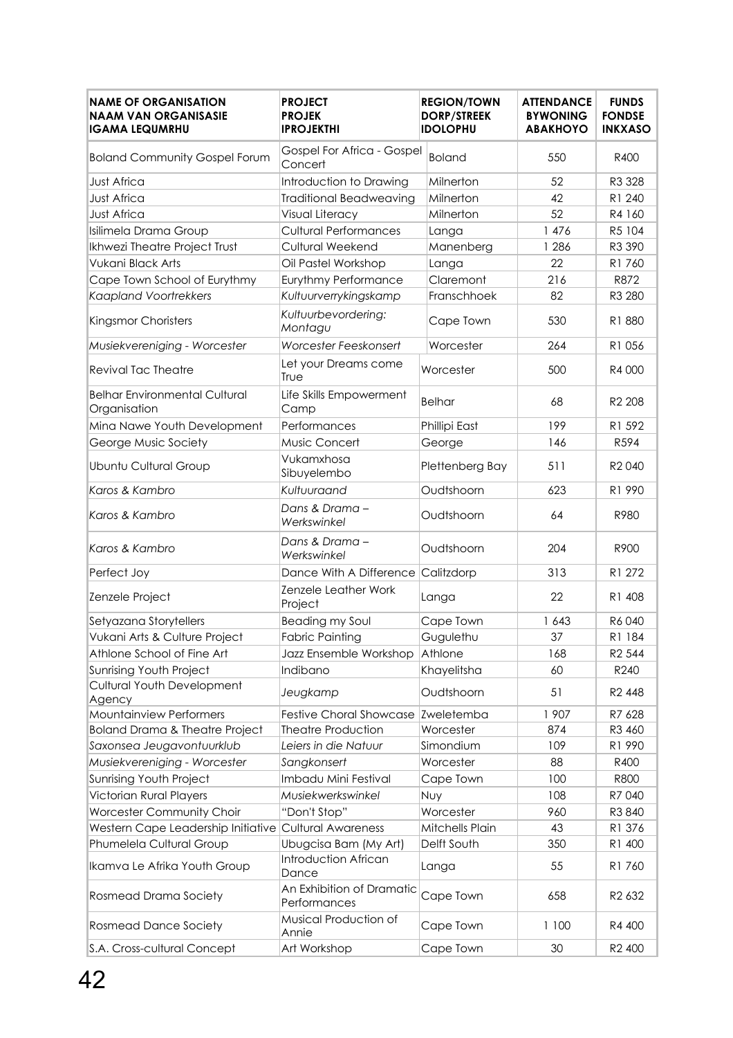| NAME OF ORGANISATION<br>NAAM VAN ORGANISASIE<br>IGAMA LEQUMRHU | PROJECT<br>PROJEK<br>IPROJEKTHI | REGION/TOWN<br>DORP/STREEK<br>IDOLOPHU | ATTENDANCE<br>BYWONING<br>ABAKHOYO | FUNDS<br>FONDSE<br>INKXASO |
|---|---|---|---|---|
| Boland Community Gospel Forum | Gospel For Africa - Gospel Concert | Boland | 550 | R400 |
| Just Africa | Introduction to Drawing | Milnerton | 52 | R3 328 |
| Just Africa | Traditional Beadweaving | Milnerton | 42 | R1 240 |
| Just Africa | Visual Literacy | Milnerton | 52 | R4 160 |
| Isilimela Drama Group | Cultural Performances | Langa | 1 476 | R5 104 |
| Ikhwezi Theatre Project Trust | Cultural Weekend | Manenberg | 1 286 | R3 390 |
| Vukani Black Arts | Oil Pastel Workshop | Langa | 22 | R1 760 |
| Cape Town School of Eurythmy | Eurythmy Performance | Claremont | 216 | R872 |
| *Kaapland Voortrekkers* | *Kultuurverrykingskamp* | Franschhoek | 82 | R3 280 |
| Kingsmor Choristers | *Kultuurbevordering: Montagu* | Cape Town | 530 | R1 880 |
| *Musiekvereniging - Worcester* | *Worcester Feeskonsert* | Worcester | 264 | R1 056 |
| Revival Tac Theatre | Let your Dreams come True | Worcester | 500 | R4 000 |
| Belhar Environmental Cultural Organisation | Life Skills Empowerment Camp | Belhar | 68 | R2 208 |
| Mina Nawe Youth Development | Performances | Phillipi East | 199 | R1 592 |
| George Music Society | Music Concert | George | 146 | R594 |
| Ubuntu Cultural Group | Vukamxhosa Sibuyelembo | Plettenberg Bay | 511 | R2 040 |
| *Karos & Kambro* | *Kultuuraand* | Oudtshoorn | 623 | R1 990 |
| *Karos & Kambro* | *Dans & Drama – Werkswinkel* | Oudtshoorn | 64 | R980 |
| *Karos & Kambro* | *Dans & Drama – Werkswinkel* | Oudtshoorn | 204 | R900 |
| Perfect Joy | Dance With A Difference | Calitzdorp | 313 | R1 272 |
| Zenzele Project | Zenzele Leather Work Project | Langa | 22 | R1 408 |
| Setyazana Storytellers | Beading my Soul | Cape Town | 1 643 | R6 040 |
| Vukani Arts & Culture Project | Fabric Painting | Gugulethu | 37 | R1 184 |
| Athlone School of Fine Art | Jazz Ensemble Workshop | Athlone | 168 | R2 544 |
| Sunrising Youth Project | Indibano | Khayelitsha | 60 | R240 |
| Cultural Youth Development Agency | *Jeugkamp* | Oudtshoorn | 51 | R2 448 |
| Mountainview Performers | Festive Choral Showcase | Zweletemba | 1 907 | R7 628 |
| Boland Drama & Theatre Project | Theatre Production | Worcester | 874 | R3 460 |
| *Saxonsea Jeugavontuurklub* | *Leiers in die Natuur* | Simondium | 109 | R1 990 |
| *Musiekvereniging - Worcester* | *Sangkonsert* | Worcester | 88 | R400 |
| Sunrising Youth Project | Imbadu Mini Festival | Cape Town | 100 | R800 |
| Victorian Rural Players | *Musiekwerkswinkel* | Nuy | 108 | R7 040 |
| Worcester Community Choir | "Don't Stop" | Worcester | 960 | R3 840 |
| Western Cape Leadership Initiative | Cultural Awareness | Mitchells Plain | 43 | R1 376 |
| Phumelela Cultural Group | Ubugcisa Bam (My Art) | Delft South | 350 | R1 400 |
| Ikamva Le Afrika Youth Group | Introduction African Dance | Langa | 55 | R1 760 |
| Rosmead Drama Society | An Exhibition of Dramatic Performances | Cape Town | 658 | R2 632 |
| Rosmead Dance Society | Musical Production of Annie | Cape Town | 1 100 | R4 400 |
| S.A. Cross-cultural Concept | Art Workshop | Cape Town | 30 | R2 400 |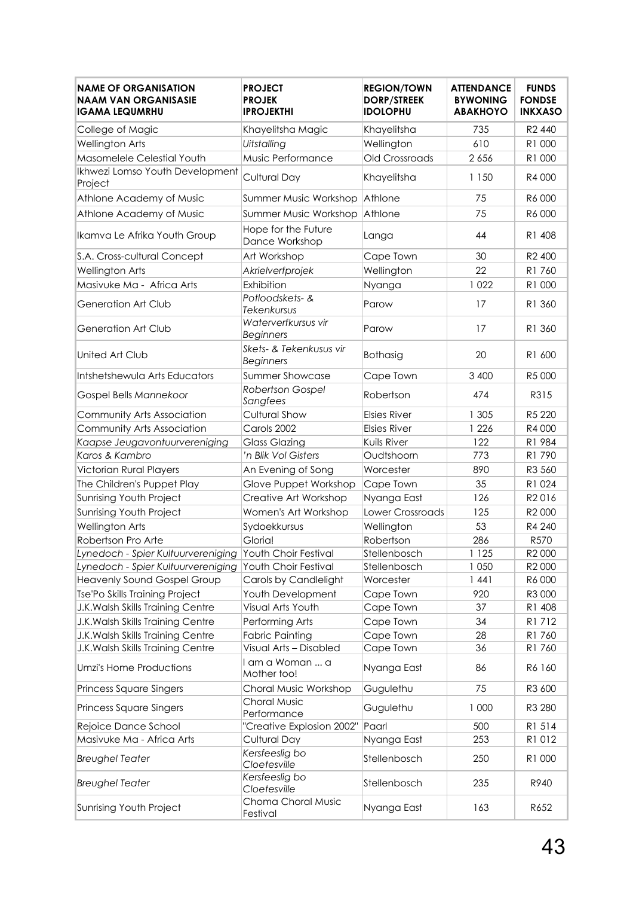| NAME OF ORGANISATION<br>NAAM VAN ORGANISASIE<br>IGAMA LEQUMRHU | PROJECT<br>PROJEK<br>IPROJEKTHI | REGION/TOWN<br>DORP/STREEK<br>IDOLOPHU | ATTENDANCE<br>BYWONING<br>ABAKHOYO | FUNDS<br>FONDSE<br>INKXASO |
|---|---|---|---|---|
| College of Magic | Khayelitsha Magic | Khayelitsha | 735 | R2 440 |
| Wellington Arts | *Uitstalling* | Wellington | 610 | R1 000 |
| Masomelele Celestial Youth | Music Performance | Old Crossroads | 2 656 | R1 000 |
| Ikhwezi Lomso Youth Development Project | Cultural Day | Khayelitsha | 1 150 | R4 000 |
| Athlone Academy of Music | Summer Music Workshop | Athlone | 75 | R6 000 |
| Athlone Academy of Music | Summer Music Workshop | Athlone | 75 | R6 000 |
| Ikamva Le Afrika Youth Group | Hope for the Future Dance Workshop | Langa | 44 | R1 408 |
| S.A. Cross-cultural Concept | Art Workshop | Cape Town | 30 | R2 400 |
| Wellington Arts | *Akrielverfprojek* | Wellington | 22 | R1 760 |
| Masivuke Ma - Africa Arts | Exhibition | Nyanga | 1 022 | R1 000 |
| Generation Art Club | *Potloodskets- & Tekenkursus* | Parow | 17 | R1 360 |
| Generation Art Club | *Waterverfkursus vir Beginners* | Parow | 17 | R1 360 |
| United Art Club | *Skets- & Tekenkusus vir Beginners* | Bothasig | 20 | R1 600 |
| Intshetshewula Arts Educators | Summer Showcase | Cape Town | 3 400 | R5 000 |
| Gospel Bells *Mannekoor* | *Robertson Gospel Sangfees* | Robertson | 474 | R315 |
| Community Arts Association | Cultural Show | Elsies River | 1 305 | R5 220 |
| Community Arts Association | Carols 2002 | Elsies River | 1 226 | R4 000 |
| *Kaapse Jeugavontuurvereniging* | Glass Glazing | Kuils River | 122 | R1 984 |
| *Karos & Kambro* | *'n Blik Vol Gisters* | Oudtshoorn | 773 | R1 790 |
| Victorian Rural Players | An Evening of Song | Worcester | 890 | R3 560 |
| The Children's Puppet Play | Glove Puppet Workshop | Cape Town | 35 | R1 024 |
| Sunrising Youth Project | Creative Art Workshop | Nyanga East | 126 | R2 016 |
| Sunrising Youth Project | Women's Art Workshop | Lower Crossroads | 125 | R2 000 |
| Wellington Arts | Sydoekkursus | Wellington | 53 | R4 240 |
| Robertson Pro Arte | Gloria! | Robertson | 286 | R570 |
| *Lynedoch - Spier Kultuurvereniging* | Youth Choir Festival | Stellenbosch | 1 125 | R2 000 |
| *Lynedoch - Spier Kultuurvereniging* | Youth Choir Festival | Stellenbosch | 1 050 | R2 000 |
| Heavenly Sound Gospel Group | Carols by Candlelight | Worcester | 1 441 | R6 000 |
| Tse'Po Skills Training Project | Youth Development | Cape Town | 920 | R3 000 |
| J.K.Walsh Skills Training Centre | Visual Arts Youth | Cape Town | 37 | R1 408 |
| J.K.Walsh Skills Training Centre | Performing Arts | Cape Town | 34 | R1 712 |
| J.K.Walsh Skills Training Centre | Fabric Painting | Cape Town | 28 | R1 760 |
| J.K.Walsh Skills Training Centre | Visual Arts – Disabled | Cape Town | 36 | R1 760 |
| Umzi's Home Productions | I am a Woman ... a Mother too! | Nyanga East | 86 | R6 160 |
| Princess Square Singers | Choral Music Workshop | Gugulethu | 75 | R3 600 |
| Princess Square Singers | Choral Music Performance | Gugulethu | 1 000 | R3 280 |
| Rejoice Dance School | "Creative Explosion 2002" | Paarl | 500 | R1 514 |
| Masivuke Ma - Africa Arts | Cultural Day | Nyanga East | 253 | R1 012 |
| *Breughel Teater* | *Kersfeeslig bo Cloetesville* | Stellenbosch | 250 | R1 000 |
| *Breughel Teater* | *Kersfeeslig bo Cloetesville* | Stellenbosch | 235 | R940 |
| Sunrising Youth Project | Choma Choral Music Festival | Nyanga East | 163 | R652 |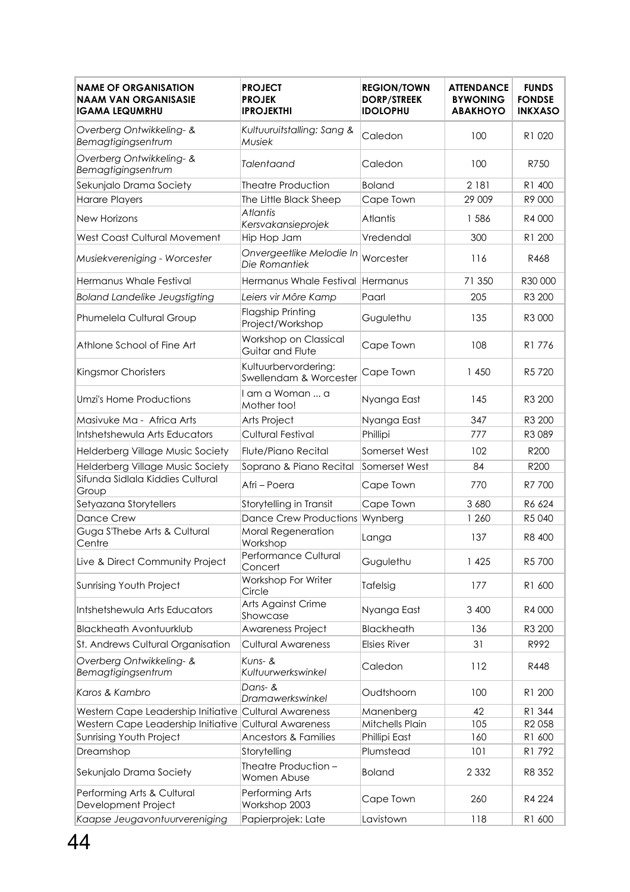| NAME OF ORGANISATION<br>NAAM VAN ORGANISASIE<br>IGAMA LEQUMRHU | PROJECT<br>PROJEK<br>IPROJEKTHI | REGION/TOWN<br>DORP/STREEK<br>IDOLOPHU | ATTENDANCE<br>BYWONING<br>ABAKHOYO | FUNDS<br>FONDSE<br>INKXASO |
|---|---|---|---|---|
| *Overberg Ontwikkeling- & Bemagtigingsentrum* | *Kultuuruitstalling: Sang & Musiek* | Caledon | 100 | R1 020 |
| *Overberg Ontwikkeling- & Bemagtigingsentrum* | *Talentaand* | Caledon | 100 | R750 |
| Sekunjalo Drama Society | Theatre Production | Boland | 2 181 | R1 400 |
| Harare Players | The Little Black Sheep | Cape Town | 29 009 | R9 000 |
| New Horizons | *Atlantis Kersvakansieprojek* | Atlantis | 1 586 | R4 000 |
| West Coast Cultural Movement | Hip Hop Jam | Vredendal | 300 | R1 200 |
| *Musiekvereniging - Worcester* | *Onvergeetlike Melodie In Die Romantiek* | Worcester | 116 | R468 |
| Hermanus Whale Festival | Hermanus Whale Festival | Hermanus | 71 350 | R30 000 |
| *Boland Landelike Jeugstigting* | *Leiers vir Môre Kamp* | Paarl | 205 | R3 200 |
| Phumelela Cultural Group | Flagship Printing Project/Workshop | Gugulethu | 135 | R3 000 |
| Athlone School of Fine Art | Workshop on Classical Guitar and Flute | Cape Town | 108 | R1 776 |
| Kingsmor Choristers | Kultuurbervordering: Swellendam & Worcester | Cape Town | 1 450 | R5 720 |
| Umzi's Home Productions | I am a Woman ... a Mother too! | Nyanga East | 145 | R3 200 |
| Masivuke Ma - Africa Arts | Arts Project | Nyanga East | 347 | R3 200 |
| Intshetshewula Arts Educators | Cultural Festival | Phillipi | 777 | R3 089 |
| Helderberg Village Music Society | Flute/Piano Recital | Somerset West | 102 | R200 |
| Helderberg Village Music Society | Soprano & Piano Recital | Somerset West | 84 | R200 |
| Sifunda Sidlala Kiddies Cultural Group | Afri – Poera | Cape Town | 770 | R7 700 |
| Setyazana Storytellers | Storytelling in Transit | Cape Town | 3 680 | R6 624 |
| Dance Crew | Dance Crew Productions | Wynberg | 1 260 | R5 040 |
| Guga S'Thebe Arts & Cultural Centre | Moral Regeneration Workshop | Langa | 137 | R8 400 |
| Live & Direct Community Project | Performance Cultural Concert | Gugulethu | 1 425 | R5 700 |
| Sunrising Youth Project | Workshop For Writer Circle | Tafelsig | 177 | R1 600 |
| Intshetshewula Arts Educators | Arts Against Crime Showcase | Nyanga East | 3 400 | R4 000 |
| Blackheath Avontuurklub | Awareness Project | Blackheath | 136 | R3 200 |
| St. Andrews Cultural Organisation | Cultural Awareness | Elsies River | 31 | R992 |
| *Overberg Ontwikkeling- & Bemagtigingsentrum* | *Kuns- & Kultuurwerkswinkel* | Caledon | 112 | R448 |
| *Karos & Kambro* | *Dans- & Dramawerkswinkel* | Oudtshoorn | 100 | R1 200 |
| Western Cape Leadership Initiative | Cultural Awareness | Manenberg | 42 | R1 344 |
| Western Cape Leadership Initiative | Cultural Awareness | Mitchells Plain | 105 | R2 058 |
| Sunrising Youth Project | Ancestors & Families | Phillipi East | 160 | R1 600 |
| Dreamshop | Storytelling | Plumstead | 101 | R1 792 |
| Sekunjalo Drama Society | Theatre Production – Women Abuse | Boland | 2 332 | R8 352 |
| Performing Arts & Cultural Development Project | Performing Arts Workshop 2003 | Cape Town | 260 | R4 224 |
| *Kaapse Jeugavontuurvereniging* | Papierprojek: Late | Lavistown | 118 | R1 600 |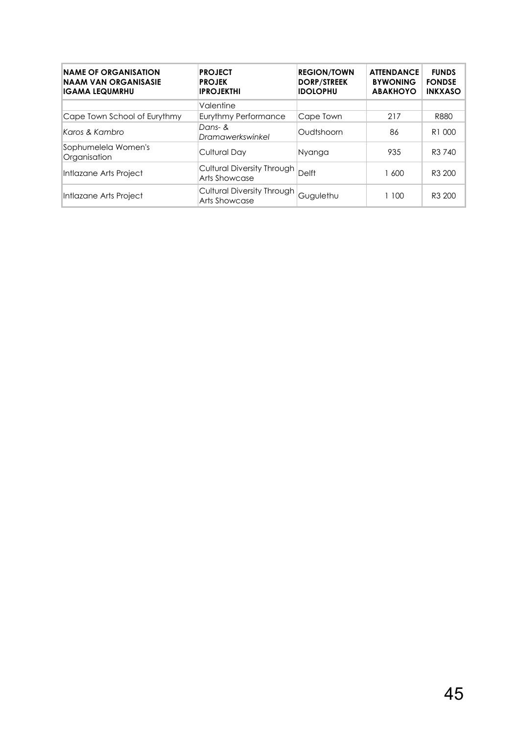| NAME OF ORGANISATION<br>NAAM VAN ORGANISASIE<br>IGAMA LEQUMRHU | PROJECT<br>PROJEK<br>IPROJEKTHI | REGION/TOWN<br>DORP/STREEK<br>IDOLOPHU | ATTENDANCE<br>BYWONING<br>ABAKHOYO | FUNDS<br>FONDSE<br>INKXASO |
|---|---|---|---|---|
| | Valentine | | | |
| Cape Town School of Eurythmy | Eurythmy Performance | Cape Town | 217 | R880 |
| *Karos & Kambro* | *Dans- & Dramawerkswinkel* | Oudtshoorn | 86 | R1 000 |
| Sophumelela Women's Organisation | Cultural Day | Nyanga | 935 | R3 740 |
| Intlazane Arts Project | Cultural Diversity Through Arts Showcase | Delft | 1 600 | R3 200 |
| Intlazane Arts Project | Cultural Diversity Through Arts Showcase | Gugulethu | 1 100 | R3 200 |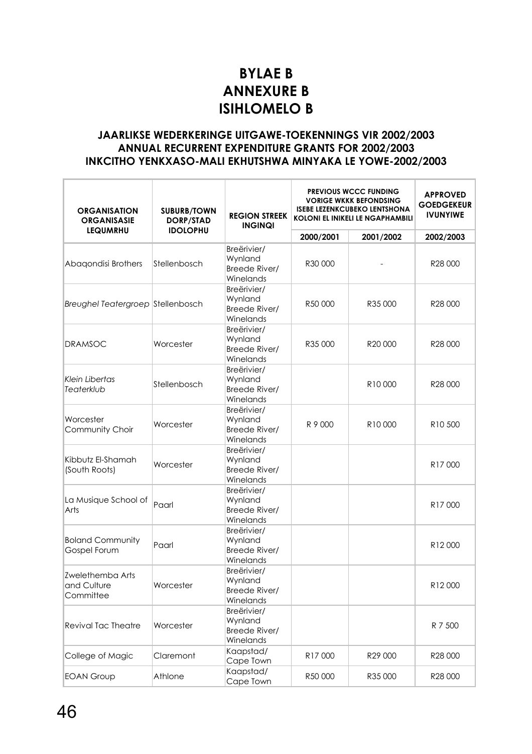# BYLAE B
# ANNEXURE B
# ISIHLOMELO B

### JAARLIKSE WEDERKERINGE UITGAWE-TOEKENNINGS VIR 2002/2003
### ANNUAL RECURRENT EXPENDITURE GRANTS FOR 2002/2003
### INKCITHO YENKXASO-MALI EKHUTSHWA MINYAKA LE YOWE-2002/2003

| ORGANISATION ORGANISASIE LEQUMRHU | SUBURB/TOWN DORP/STAD IDOLOPHU | REGION STREEK INGINQI | PREVIOUS WCCC FUNDING VORIGE WKKK BEFONDSING ISEBE LEZENKCUBEKO LENTSHONA KOLONI EL INIKELI LE NGAPHAMBILI | | APPROVED GOEDGEKEUR IVUNYIWE |
|---|---|---|---|---|---|
| | | | 2000/2001 | 2001/2002 | 2002/2003 |
| Abaqondisi Brothers | Stellenbosch | Breërivier/ Wynland Breede River/ Winelands | R30 000 | - | R28 000 |
| *Breughel Teatergroep* | Stellenbosch | Breërivier/ Wynland Breede River/ Winelands | R50 000 | R35 000 | R28 000 |
| DRAMSOC | Worcester | Breërivier/ Wynland Breede River/ Winelands | R35 000 | R20 000 | R28 000 |
| *Klein Libertas Teaterklub* | Stellenbosch | Breërivier/ Wynland Breede River/ Winelands | | R10 000 | R28 000 |
| Worcester Community Choir | Worcester | Breërivier/ Wynland Breede River/ Winelands | R 9 000 | R10 000 | R10 500 |
| Kibbutz El-Shamah (South Roots) | Worcester | Breërivier/ Wynland Breede River/ Winelands | | | R17 000 |
| La Musique School of Arts | Paarl | Breërivier/ Wynland Breede River/ Winelands | | | R17 000 |
| Boland Community Gospel Forum | Paarl | Breërivier/ Wynland Breede River/ Winelands | | | R12 000 |
| Zwelethemba Arts and Culture Committee | Worcester | Breërivier/ Wynland Breede River/ Winelands | | | R12 000 |
| Revival Tac Theatre | Worcester | Breërivier/ Wynland Breede River/ Winelands | | | R 7 500 |
| College of Magic | Claremont | Kaapstad/ Cape Town | R17 000 | R29 000 | R28 000 |
| EOAN Group | Athlone | Kaapstad/ Cape Town | R50 000 | R35 000 | R28 000 |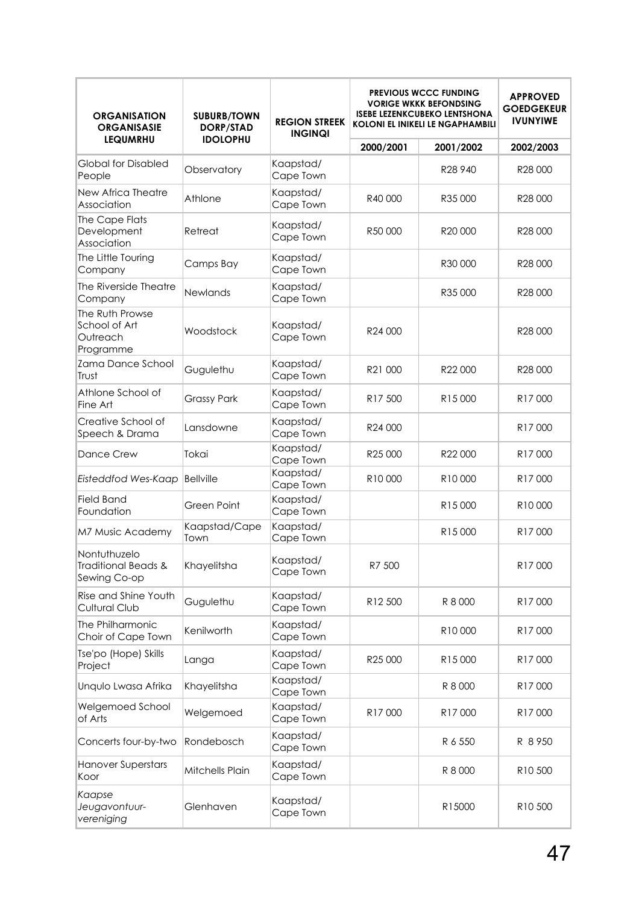| ORGANISATION ORGANISASIE LEQUMRHU | SUBURB/TOWN DORP/STAD IDOLOPHU | REGION STREEK INGINQI | PREVIOUS WCCC FUNDING VORIGE WKKK BEFONDSING ISEBE LEZENKCUBEKO LENTSHONA KOLONI EL INIKELI LE NGAPHAMBILI | | APPROVED GOEDGEKEUR IVUNYIWE |
|---|---|---|---|---|---|
| | | | 2000/2001 | 2001/2002 | 2002/2003 |
| Global for Disabled People | Observatory | Kaapstad/ Cape Town | | R28 940 | R28 000 |
| New Africa Theatre Association | Athlone | Kaapstad/ Cape Town | R40 000 | R35 000 | R28 000 |
| The Cape Flats Development Association | Retreat | Kaapstad/ Cape Town | R50 000 | R20 000 | R28 000 |
| The Little Touring Company | Camps Bay | Kaapstad/ Cape Town | | R30 000 | R28 000 |
| The Riverside Theatre Company | Newlands | Kaapstad/ Cape Town | | R35 000 | R28 000 |
| The Ruth Prowse School of Art Outreach Programme | Woodstock | Kaapstad/ Cape Town | R24 000 | | R28 000 |
| Zama Dance School Trust | Gugulethu | Kaapstad/ Cape Town | R21 000 | R22 000 | R28 000 |
| Athlone School of Fine Art | Grassy Park | Kaapstad/ Cape Town | R17 500 | R15 000 | R17 000 |
| Creative School of Speech & Drama | Lansdowne | Kaapstad/ Cape Town | R24 000 | | R17 000 |
| Dance Crew | Tokai | Kaapstad/ Cape Town | R25 000 | R22 000 | R17 000 |
| *Eisteddfod Wes-Kaap* | Bellville | Kaapstad/ Cape Town | R10 000 | R10 000 | R17 000 |
| Field Band Foundation | Green Point | Kaapstad/ Cape Town | | R15 000 | R10 000 |
| M7 Music Academy | Kaapstad/Cape Town | Kaapstad/ Cape Town | | R15 000 | R17 000 |
| Nontuthuzelo Traditional Beads & Sewing Co-op | Khayelitsha | Kaapstad/ Cape Town | R7 500 | | R17 000 |
| Rise and Shine Youth Cultural Club | Gugulethu | Kaapstad/ Cape Town | R12 500 | R 8 000 | R17 000 |
| The Philharmonic Choir of Cape Town | Kenilworth | Kaapstad/ Cape Town | | R10 000 | R17 000 |
| Tse'po (Hope) Skills Project | Langa | Kaapstad/ Cape Town | R25 000 | R15 000 | R17 000 |
| Unqulo Lwasa Afrika | Khayelitsha | Kaapstad/ Cape Town | | R 8 000 | R17 000 |
| Welgemoed School of Arts | Welgemoed | Kaapstad/ Cape Town | R17 000 | R17 000 | R17 000 |
| Concerts four-by-two | Rondebosch | Kaapstad/ Cape Town | | R 6 550 | R 8 950 |
| Hanover Superstars Koor | Mitchells Plain | Kaapstad/ Cape Town | | R 8 000 | R10 500 |
| *Kaapse Jeugavontuur-vereniging* | Glenhaven | Kaapstad/ Cape Town | | R15000 | R10 500 |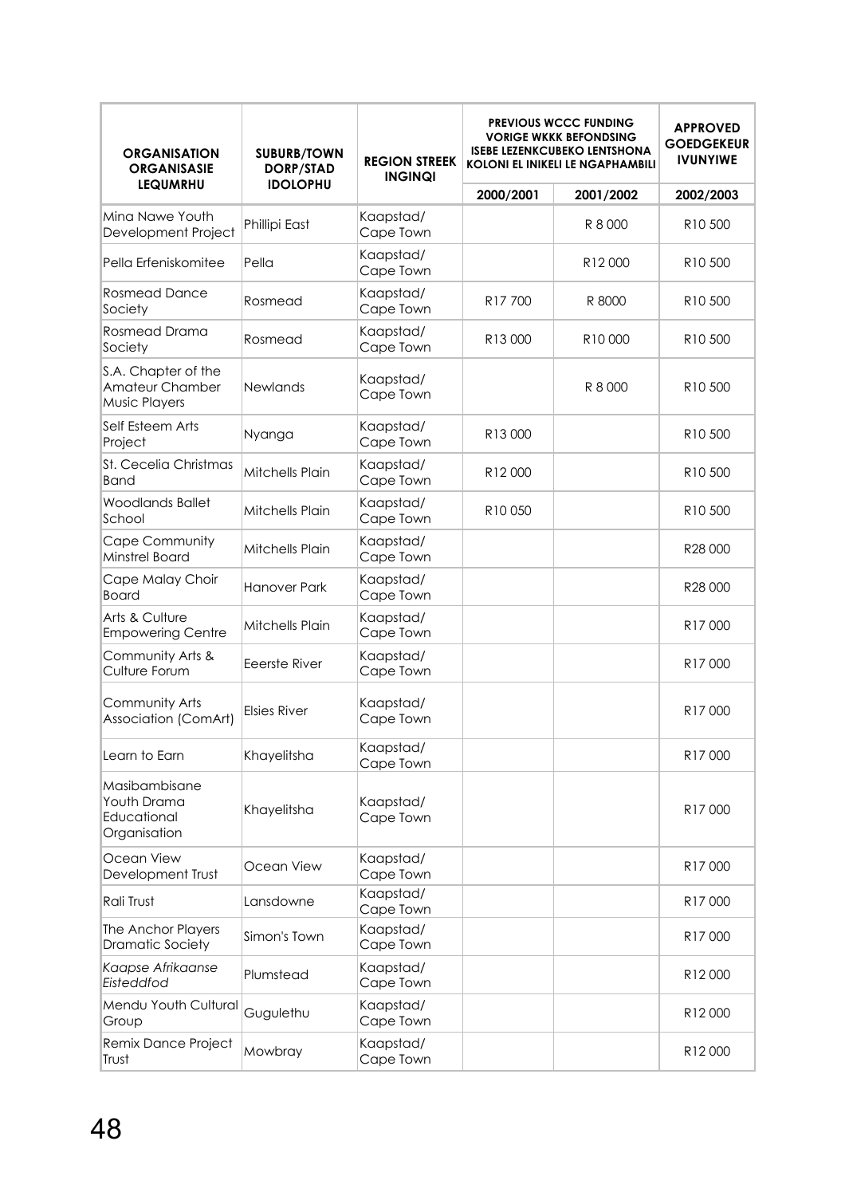| ORGANISATION ORGANISASIE LEQUMRHU | SUBURB/TOWN DORP/STAD IDOLOPHU | REGION STREEK INGINQI | PREVIOUS WCCC FUNDING VORIGE WKKK BEFONDSING ISEBE LEZENKCUBEKO LENTSHONA KOLONI EL INIKELI LE NGAPHAMBILI | | APPROVED GOEDGEKEUR IVUNYIWE |
|---|---|---|---|---|---|
| | | | 2000/2001 | 2001/2002 | 2002/2003 |
| Mina Nawe Youth Development Project | Phillipi East | Kaapstad/ Cape Town | | R 8 000 | R10 500 |
| Pella Erfeniskomitee | Pella | Kaapstad/ Cape Town | | R12 000 | R10 500 |
| Rosmead Dance Society | Rosmead | Kaapstad/ Cape Town | R17 700 | R 8000 | R10 500 |
| Rosmead Drama Society | Rosmead | Kaapstad/ Cape Town | R13 000 | R10 000 | R10 500 |
| S.A. Chapter of the Amateur Chamber Music Players | Newlands | Kaapstad/ Cape Town | | R 8 000 | R10 500 |
| Self Esteem Arts Project | Nyanga | Kaapstad/ Cape Town | R13 000 | | R10 500 |
| St. Cecelia Christmas Band | Mitchells Plain | Kaapstad/ Cape Town | R12 000 | | R10 500 |
| Woodlands Ballet School | Mitchells Plain | Kaapstad/ Cape Town | R10 050 | | R10 500 |
| Cape Community Minstrel Board | Mitchells Plain | Kaapstad/ Cape Town | | | R28 000 |
| Cape Malay Choir Board | Hanover Park | Kaapstad/ Cape Town | | | R28 000 |
| Arts & Culture Empowering Centre | Mitchells Plain | Kaapstad/ Cape Town | | | R17 000 |
| Community Arts & Culture Forum | Eeerste River | Kaapstad/ Cape Town | | | R17 000 |
| Community Arts Association (ComArt) | Elsies River | Kaapstad/ Cape Town | | | R17 000 |
| Learn to Earn | Khayelitsha | Kaapstad/ Cape Town | | | R17 000 |
| Masibambisane Youth Drama Educational Organisation | Khayelitsha | Kaapstad/ Cape Town | | | R17 000 |
| Ocean View Development Trust | Ocean View | Kaapstad/ Cape Town | | | R17 000 |
| Rali Trust | Lansdowne | Kaapstad/ Cape Town | | | R17 000 |
| The Anchor Players Dramatic Society | Simon's Town | Kaapstad/ Cape Town | | | R17 000 |
| *Kaapse Afrikaanse Eisteddfod* | Plumstead | Kaapstad/ Cape Town | | | R12 000 |
| Mendu Youth Cultural Group | Gugulethu | Kaapstad/ Cape Town | | | R12 000 |
| Remix Dance Project Trust | Mowbray | Kaapstad/ Cape Town | | | R12 000 |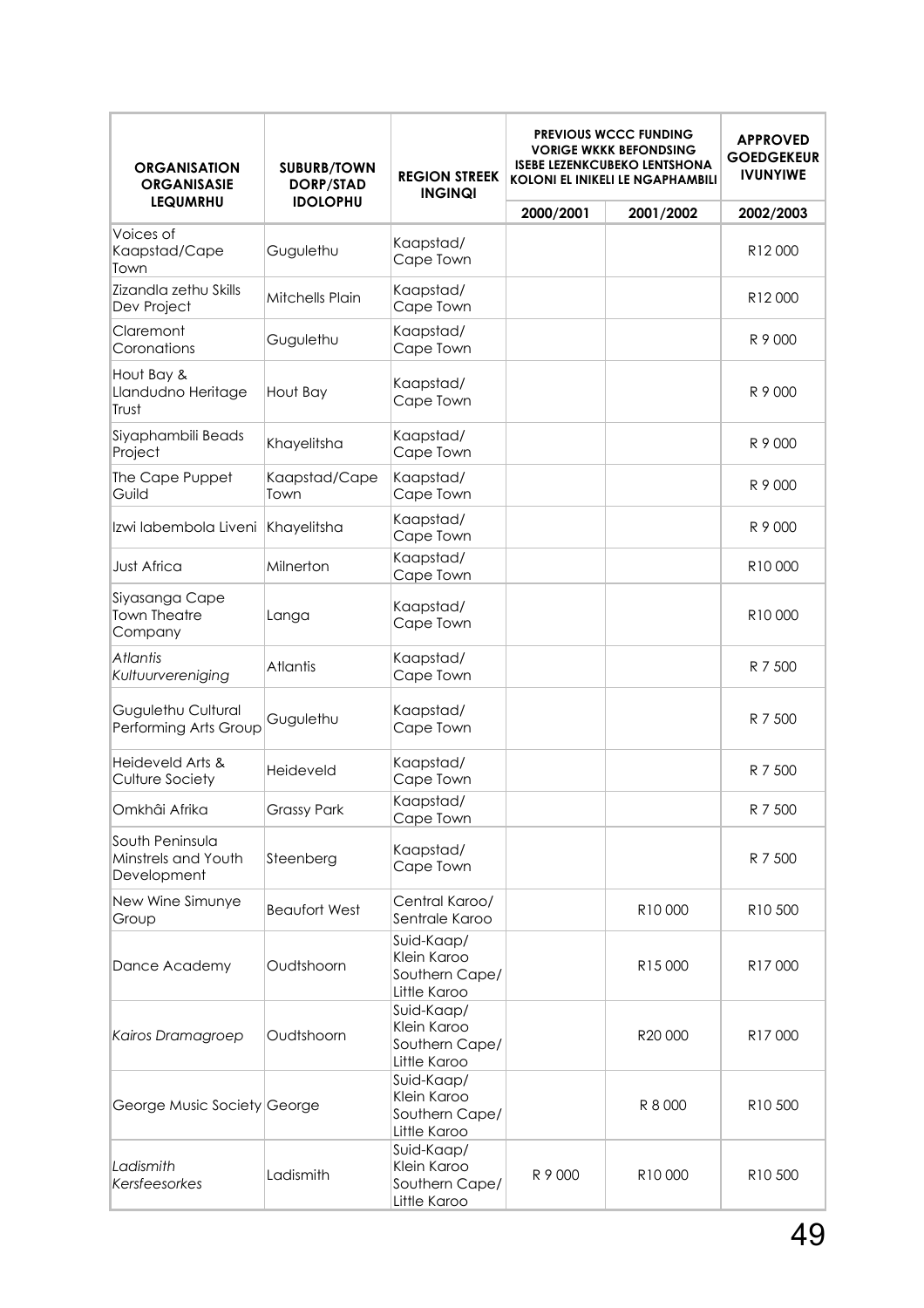| ORGANISATION ORGANISASIE LEQUMRHU | SUBURB/TOWN DORP/STAD IDOLOPHU | REGION STREEK INGINQI | PREVIOUS WCCC FUNDING VORIGE WKKK BEFONDSING ISEBE LEZENKCUBEKO LENTSHONA KOLONI EL INIKELI LE NGAPHAMBILI | | APPROVED GOEDGEKEUR IVUNYIWE |
|---|---|---|---|---|---|
| | | | 2000/2001 | 2001/2002 | 2002/2003 |
| Voices of Kaapstad/Cape Town | Gugulethu | Kaapstad/ Cape Town | | | R12 000 |
| Zizandla zethu Skills Dev Project | Mitchells Plain | Kaapstad/ Cape Town | | | R12 000 |
| Claremont Coronations | Gugulethu | Kaapstad/ Cape Town | | | R 9 000 |
| Hout Bay & Llandudno Heritage Trust | Hout Bay | Kaapstad/ Cape Town | | | R 9 000 |
| Siyaphambili Beads Project | Khayelitsha | Kaapstad/ Cape Town | | | R 9 000 |
| The Cape Puppet Guild | Kaapstad/Cape Town | Kaapstad/ Cape Town | | | R 9 000 |
| Izwi labembola Liveni | Khayelitsha | Kaapstad/ Cape Town | | | R 9 000 |
| Just Africa | Milnerton | Kaapstad/ Cape Town | | | R10 000 |
| Siyasanga Cape Town Theatre Company | Langa | Kaapstad/ Cape Town | | | R10 000 |
| *Atlantis Kultuurvereniging* | Atlantis | Kaapstad/ Cape Town | | | R 7 500 |
| Gugulethu Cultural Performing Arts Group | Gugulethu | Kaapstad/ Cape Town | | | R 7 500 |
| Heideveld Arts & Culture Society | Heideveld | Kaapstad/ Cape Town | | | R 7 500 |
| Omkhâi Afrika | Grassy Park | Kaapstad/ Cape Town | | | R 7 500 |
| South Peninsula Minstrels and Youth Development | Steenberg | Kaapstad/ Cape Town | | | R 7 500 |
| New Wine Simunye Group | Beaufort West | Central Karoo/ Sentrale Karoo | | R10 000 | R10 500 |
| Dance Academy | Oudtshoorn | Suid-Kaap/ Klein Karoo Southern Cape/ Little Karoo | | R15 000 | R17 000 |
| *Kairos Dramagroep* | Oudtshoorn | Suid-Kaap/ Klein Karoo Southern Cape/ Little Karoo | | R20 000 | R17 000 |
| George Music Society | George | Suid-Kaap/ Klein Karoo Southern Cape/ Little Karoo | | R 8 000 | R10 500 |
| *Ladismith Kersfeesorkes* | Ladismith | Suid-Kaap/ Klein Karoo Southern Cape/ Little Karoo | R 9 000 | R10 000 | R10 500 |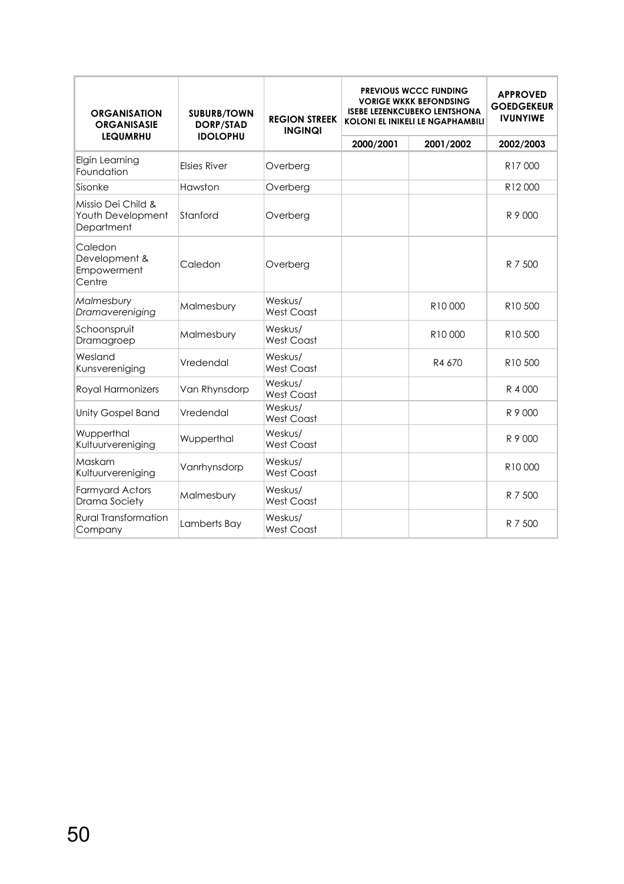| ORGANISATION ORGANISASIE LEQUMRHU | SUBURB/TOWN DORP/STAD IDOLOPHU | REGION STREEK INGINQI | PREVIOUS WCCC FUNDING VORIGE WKKK BEFONDSING ISEBE LEZENKCUBEKO LENTSHONA KOLONI EL INIKELI LE NGAPHAMBILI | | APPROVED GOEDGEKEUR IVUNYIWE |
|---|---|---|---|---|---|
| | | | 2000/2001 | 2001/2002 | 2002/2003 |
| Elgin Learning Foundation | Elsies River | Overberg | | | R17 000 |
| Sisonke | Hawston | Overberg | | | R12 000 |
| Missio Dei Child & Youth Development Department | Stanford | Overberg | | | R 9 000 |
| Caledon Development & Empowerment Centre | Caledon | Overberg | | | R 7 500 |
| *Malmesbury Dramavereniging* | Malmesbury | Weskus/ West Coast | | R10 000 | R10 500 |
| Schoonspruit Dramagroep | Malmesbury | Weskus/ West Coast | | R10 000 | R10 500 |
| Wesland Kunsvereniging | Vredendal | Weskus/ West Coast | | R4 670 | R10 500 |
| Royal Harmonizers | Van Rhynsdorp | Weskus/ West Coast | | | R 4 000 |
| Unity Gospel Band | Vredendal | Weskus/ West Coast | | | R 9 000 |
| Wupperthal Kultuurvereniging | Wupperthal | Weskus/ West Coast | | | R 9 000 |
| Maskam Kultuurvereniging | Vanrhynsdorp | Weskus/ West Coast | | | R10 000 |
| Farmyard Actors Drama Society | Malmesbury | Weskus/ West Coast | | | R 7 500 |
| Rural Transformation Company | Lamberts Bay | Weskus/ West Coast | | | R 7 500 |